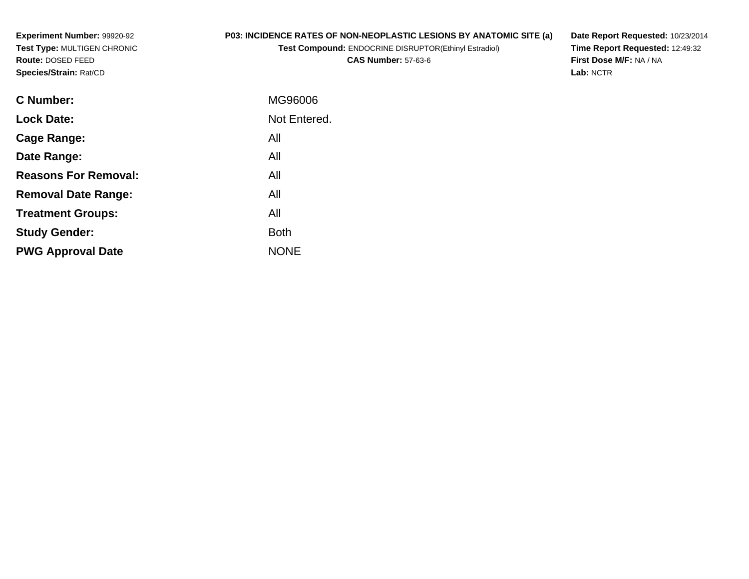**Experiment Number:** 99920-92
**Test Type:** MULTIGEN CHRONIC
**Route:** DOSED FEED
**Species/Strain:** Rat/CD

**P03: INCIDENCE RATES OF NON-NEOPLASTIC LESIONS BY ANATOMIC SITE (a)**
**Test Compound:** ENDOCRINE DISRUPTOR(Ethinyl Estradiol)
**CAS Number:** 57-63-6

**Date Report Requested:** 10/23/2014
**Time Report Requested:** 12:49:32
**First Dose M/F:** NA / NA
**Lab:** NCTR

| | |
|---|---|
| **C Number:** | MG96006 |
| **Lock Date:** | Not Entered. |
| **Cage Range:** | All |
| **Date Range:** | All |
| **Reasons For Removal:** | All |
| **Removal Date Range:** | All |
| **Treatment Groups:** | All |
| **Study Gender:** | Both |
| **PWG Approval Date** | NONE |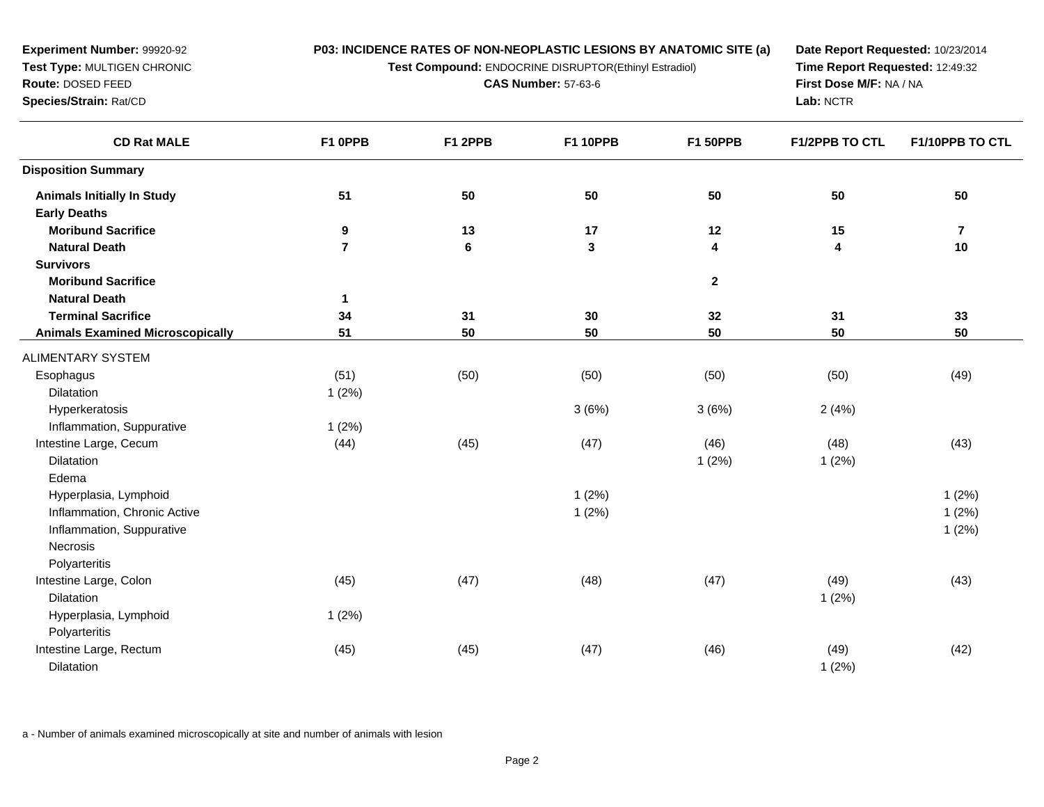**Experiment Number:** 99920-92
**Test Type:** MULTIGEN CHRONIC
**Route:** DOSED FEED
**Species/Strain:** Rat/CD

**P03: INCIDENCE RATES OF NON-NEOPLASTIC LESIONS BY ANATOMIC SITE (a)**
**Test Compound:** ENDOCRINE DISRUPTOR(Ethinyl Estradiol)
**CAS Number:** 57-63-6

**Date Report Requested:** 10/23/2014
**Time Report Requested:** 12:49:32
**First Dose M/F:** NA / NA
**Lab:** NCTR

| CD Rat MALE | F1 0PPB | F1 2PPB | F1 10PPB | F1 50PPB | F1/2PPB TO CTL | F1/10PPB TO CTL |
|---|---|---|---|---|---|---|
| **Disposition Summary** | | | | | | |
| **Animals Initially In Study** | **51** | **50** | **50** | **50** | **50** | **50** |
| **Early Deaths** | | | | | | |
| **Moribund Sacrifice** | **9** | **13** | **17** | **12** | **15** | **7** |
| **Natural Death** | **7** | **6** | **3** | **4** | **4** | **10** |
| **Survivors** | | | | | | |
| **Moribund Sacrifice** | | | | **2** | | |
| **Natural Death** | **1** | | | | | |
| **Terminal Sacrifice** | **34** | **31** | **30** | **32** | **31** | **33** |
| **Animals Examined Microscopically** | **51** | **50** | **50** | **50** | **50** | **50** |
| ALIMENTARY SYSTEM | | | | | | |
| Esophagus | (51) | (50) | (50) | (50) | (50) | (49) |
| Dilatation | 1 (2%) | | | | | |
| Hyperkeratosis | | | 3 (6%) | 3 (6%) | 2 (4%) | |
| Inflammation, Suppurative | 1 (2%) | | | | | |
| Intestine Large, Cecum | (44) | (45) | (47) | (46) | (48) | (43) |
| Dilatation | | | | 1 (2%) | 1 (2%) | |
| Edema | | | | | | |
| Hyperplasia, Lymphoid | | | 1 (2%) | | | 1 (2%) |
| Inflammation, Chronic Active | | | 1 (2%) | | | 1 (2%) |
| Inflammation, Suppurative | | | | | | 1 (2%) |
| Necrosis | | | | | | |
| Polyarteritis | | | | | | |
| Intestine Large, Colon | (45) | (47) | (48) | (47) | (49) | (43) |
| Dilatation | | | | | 1 (2%) | |
| Hyperplasia, Lymphoid | 1 (2%) | | | | | |
| Polyarteritis | | | | | | |
| Intestine Large, Rectum | (45) | (45) | (47) | (46) | (49) | (42) |
| Dilatation | | | | | 1 (2%) | |

a - Number of animals examined microscopically at site and number of animals with lesion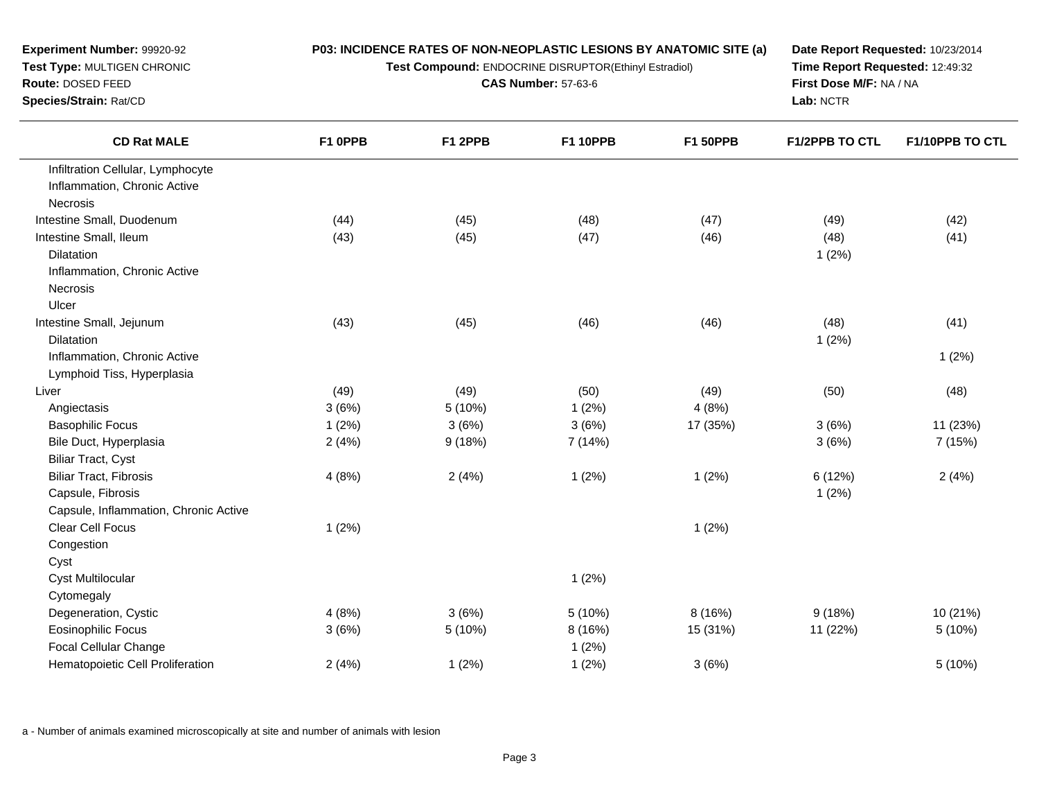**Experiment Number:** 99920-92
**Test Type:** MULTIGEN CHRONIC
**Route:** DOSED FEED
**Species/Strain:** Rat/CD

**P03: INCIDENCE RATES OF NON-NEOPLASTIC LESIONS BY ANATOMIC SITE (a)**
**Test Compound:** ENDOCRINE DISRUPTOR(Ethinyl Estradiol)
**CAS Number:** 57-63-6

**Date Report Requested:** 10/23/2014
**Time Report Requested:** 12:49:32
**First Dose M/F:** NA / NA
**Lab:** NCTR

| CD Rat MALE | F1 0PPB | F1 2PPB | F1 10PPB | F1 50PPB | F1/2PPB TO CTL | F1/10PPB TO CTL |
|---|---|---|---|---|---|---|
| Infiltration Cellular, Lymphocyte | | | | | | |
| Inflammation, Chronic Active | | | | | | |
| Necrosis | | | | | | |
| Intestine Small, Duodenum | (44) | (45) | (48) | (47) | (49) | (42) |
| Intestine Small, Ileum | (43) | (45) | (47) | (46) | (48) | (41) |
| Dilatation | | | | | 1 (2%) | |
| Inflammation, Chronic Active | | | | | | |
| Necrosis | | | | | | |
| Ulcer | | | | | | |
| Intestine Small, Jejunum | (43) | (45) | (46) | (46) | (48) | (41) |
| Dilatation | | | | | 1 (2%) | |
| Inflammation, Chronic Active | | | | | | 1 (2%) |
| Lymphoid Tiss, Hyperplasia | | | | | | |
| Liver | (49) | (49) | (50) | (49) | (50) | (48) |
| Angiectasis | 3 (6%) | 5 (10%) | 1 (2%) | 4 (8%) | | |
| Basophilic Focus | 1 (2%) | 3 (6%) | 3 (6%) | 17 (35%) | 3 (6%) | 11 (23%) |
| Bile Duct, Hyperplasia | 2 (4%) | 9 (18%) | 7 (14%) | | 3 (6%) | 7 (15%) |
| Biliar Tract, Cyst | | | | | | |
| Biliar Tract, Fibrosis | 4 (8%) | 2 (4%) | 1 (2%) | 1 (2%) | 6 (12%) | 2 (4%) |
| Capsule, Fibrosis | | | | | 1 (2%) | |
| Capsule, Inflammation, Chronic Active | | | | | | |
| Clear Cell Focus | 1 (2%) | | | 1 (2%) | | |
| Congestion | | | | | | |
| Cyst | | | | | | |
| Cyst Multilocular | | | 1 (2%) | | | |
| Cytomegaly | | | | | | |
| Degeneration, Cystic | 4 (8%) | 3 (6%) | 5 (10%) | 8 (16%) | 9 (18%) | 10 (21%) |
| Eosinophilic Focus | 3 (6%) | 5 (10%) | 8 (16%) | 15 (31%) | 11 (22%) | 5 (10%) |
| Focal Cellular Change | | | 1 (2%) | | | |
| Hematopoietic Cell Proliferation | 2 (4%) | 1 (2%) | 1 (2%) | 3 (6%) | | 5 (10%) |

a - Number of animals examined microscopically at site and number of animals with lesion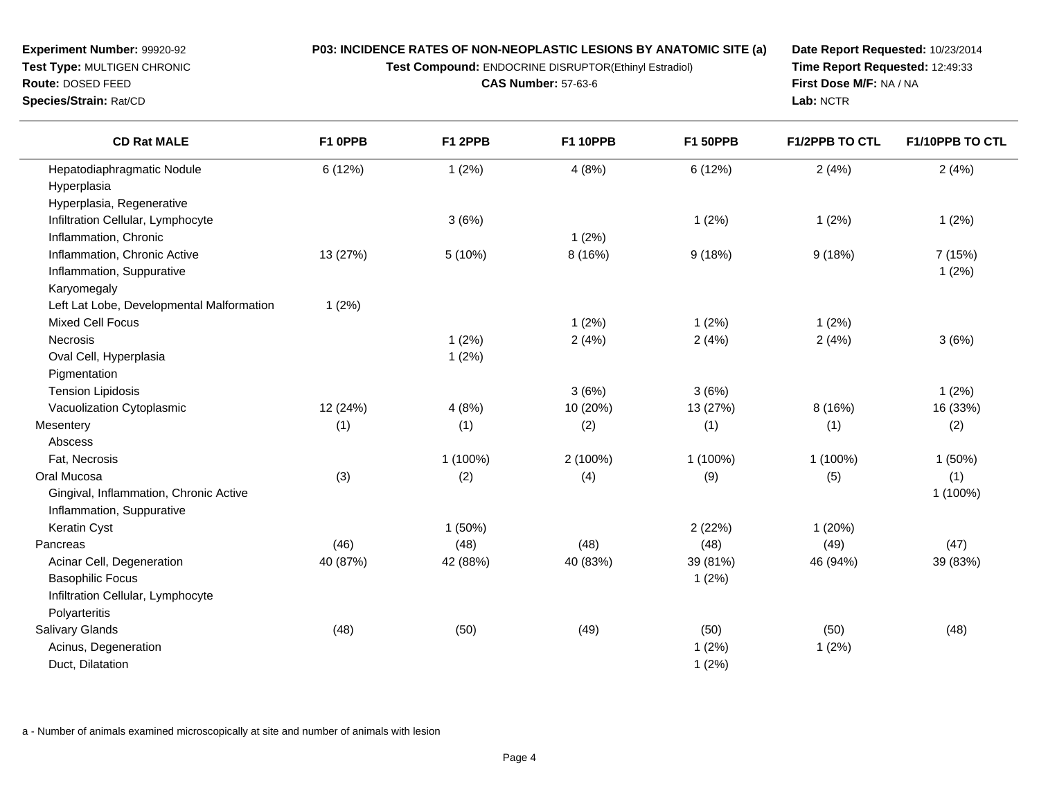**Experiment Number:** 99920-92
**Test Type:** MULTIGEN CHRONIC
**Route:** DOSED FEED
**Species/Strain:** Rat/CD

**P03: INCIDENCE RATES OF NON-NEOPLASTIC LESIONS BY ANATOMIC SITE (a)**
**Test Compound:** ENDOCRINE DISRUPTOR(Ethinyl Estradiol)
**CAS Number:** 57-63-6

**Date Report Requested:** 10/23/2014
**Time Report Requested:** 12:49:33
**First Dose M/F:** NA / NA
**Lab:** NCTR

| CD Rat MALE | F1 0PPB | F1 2PPB | F1 10PPB | F1 50PPB | F1/2PPB TO CTL | F1/10PPB TO CTL |
|---|---|---|---|---|---|---|
| Hepatodiaphragmatic Nodule | 6 (12%) | 1 (2%) | 4 (8%) | 6 (12%) | 2 (4%) | 2 (4%) |
| Hyperplasia | | | | | | |
| Hyperplasia, Regenerative | | | | | | |
| Infiltration Cellular, Lymphocyte | | 3 (6%) | | 1 (2%) | 1 (2%) | 1 (2%) |
| Inflammation, Chronic | | | 1 (2%) | | | |
| Inflammation, Chronic Active | 13 (27%) | 5 (10%) | 8 (16%) | 9 (18%) | 9 (18%) | 7 (15%) |
| Inflammation, Suppurative | | | | | | 1 (2%) |
| Karyomegaly | | | | | | |
| Left Lat Lobe, Developmental Malformation | 1 (2%) | | | | | |
| Mixed Cell Focus | | | 1 (2%) | 1 (2%) | 1 (2%) | |
| Necrosis | | 1 (2%) | 2 (4%) | 2 (4%) | 2 (4%) | 3 (6%) |
| Oval Cell, Hyperplasia | | 1 (2%) | | | | |
| Pigmentation | | | | | | |
| Tension Lipidosis | | | 3 (6%) | 3 (6%) | | 1 (2%) |
| Vacuolization Cytoplasmic | 12 (24%) | 4 (8%) | 10 (20%) | 13 (27%) | 8 (16%) | 16 (33%) |
| Mesentery | (1) | (1) | (2) | (1) | (1) | (2) |
| Abscess | | | | | | |
| Fat, Necrosis | | 1 (100%) | 2 (100%) | 1 (100%) | 1 (100%) | 1 (50%) |
| Oral Mucosa | (3) | (2) | (4) | (9) | (5) | (1) |
| Gingival, Inflammation, Chronic Active | | | | | | 1 (100%) |
| Inflammation, Suppurative | | | | | | |
| Keratin Cyst | | 1 (50%) | | 2 (22%) | 1 (20%) | |
| Pancreas | (46) | (48) | (48) | (48) | (49) | (47) |
| Acinar Cell, Degeneration | 40 (87%) | 42 (88%) | 40 (83%) | 39 (81%) | 46 (94%) | 39 (83%) |
| Basophilic Focus | | | | 1 (2%) | | |
| Infiltration Cellular, Lymphocyte | | | | | | |
| Polyarteritis | | | | | | |
| Salivary Glands | (48) | (50) | (49) | (50) | (50) | (48) |
| Acinus, Degeneration | | | | 1 (2%) | 1 (2%) | |
| Duct, Dilatation | | | | 1 (2%) | | |

a - Number of animals examined microscopically at site and number of animals with lesion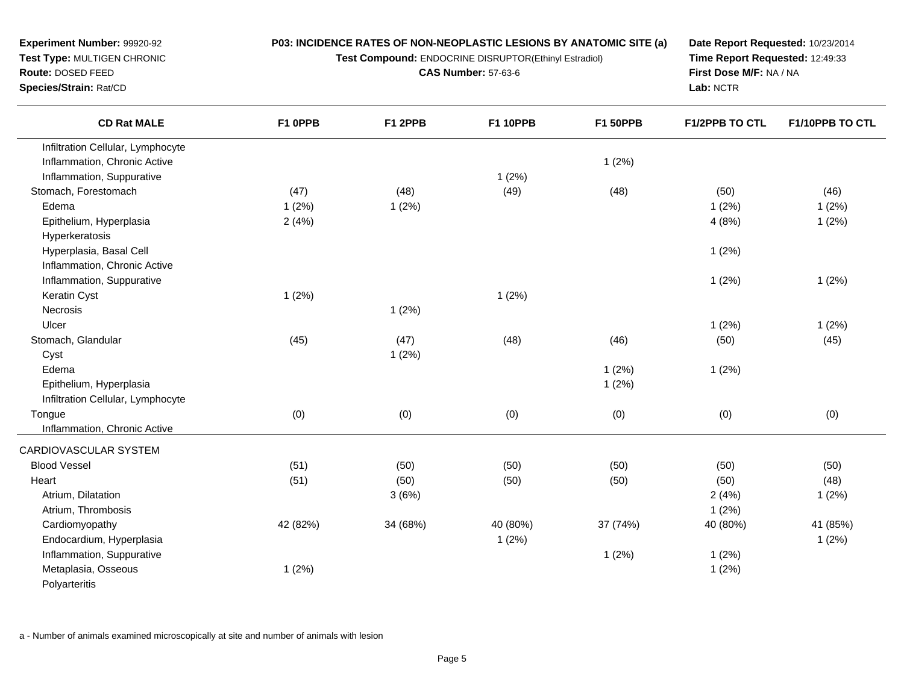**Experiment Number:** 99920-92
**Test Type:** MULTIGEN CHRONIC
**Route:** DOSED FEED
**Species/Strain:** Rat/CD

**P03: INCIDENCE RATES OF NON-NEOPLASTIC LESIONS BY ANATOMIC SITE (a)**
**Test Compound:** ENDOCRINE DISRUPTOR(Ethinyl Estradiol)
**CAS Number:** 57-63-6

**Date Report Requested:** 10/23/2014
**Time Report Requested:** 12:49:33
**First Dose M/F:** NA / NA
**Lab:** NCTR

| CD Rat MALE | F1 0PPB | F1 2PPB | F1 10PPB | F1 50PPB | F1/2PPB TO CTL | F1/10PPB TO CTL |
|---|---|---|---|---|---|---|
| Infiltration Cellular, Lymphocyte | | | | | | |
| Inflammation, Chronic Active | | | | 1 (2%) | | |
| Inflammation, Suppurative | | | 1 (2%) | | | |
| Stomach, Forestomach | (47) | (48) | (49) | (48) | (50) | (46) |
| Edema | 1 (2%) | 1 (2%) | | | 1 (2%) | 1 (2%) |
| Epithelium, Hyperplasia | 2 (4%) | | | | 4 (8%) | 1 (2%) |
| Hyperkeratosis | | | | | | |
| Hyperplasia, Basal Cell | | | | | 1 (2%) | |
| Inflammation, Chronic Active | | | | | | |
| Inflammation, Suppurative | | | | | 1 (2%) | 1 (2%) |
| Keratin Cyst | 1 (2%) | | 1 (2%) | | | |
| Necrosis | | 1 (2%) | | | | |
| Ulcer | | | | | 1 (2%) | 1 (2%) |
| Stomach, Glandular | (45) | (47) | (48) | (46) | (50) | (45) |
| Cyst | | 1 (2%) | | | | |
| Edema | | | | 1 (2%) | 1 (2%) | |
| Epithelium, Hyperplasia | | | | 1 (2%) | | |
| Infiltration Cellular, Lymphocyte | | | | | | |
| Tongue | (0) | (0) | (0) | (0) | (0) | (0) |
| Inflammation, Chronic Active | | | | | | |
| CARDIOVASCULAR SYSTEM | | | | | | |
| Blood Vessel | (51) | (50) | (50) | (50) | (50) | (50) |
| Heart | (51) | (50) | (50) | (50) | (50) | (48) |
| Atrium, Dilatation | | 3 (6%) | | | 2 (4%) | 1 (2%) |
| Atrium, Thrombosis | | | | | 1 (2%) | |
| Cardiomyopathy | 42 (82%) | 34 (68%) | 40 (80%) | 37 (74%) | 40 (80%) | 41 (85%) |
| Endocardium, Hyperplasia | | | 1 (2%) | | | 1 (2%) |
| Inflammation, Suppurative | | | | 1 (2%) | 1 (2%) | |
| Metaplasia, Osseous | 1 (2%) | | | | 1 (2%) | |
| Polyarteritis | | | | | | |

a - Number of animals examined microscopically at site and number of animals with lesion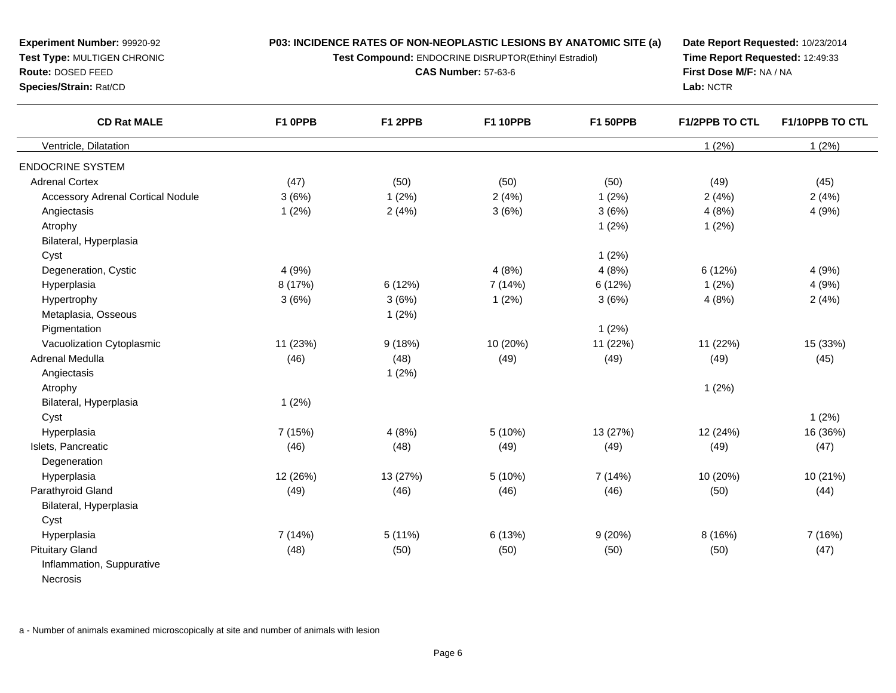**Experiment Number:** 99920-92
**Test Type:** MULTIGEN CHRONIC
**Route:** DOSED FEED
**Species/Strain:** Rat/CD

**P03: INCIDENCE RATES OF NON-NEOPLASTIC LESIONS BY ANATOMIC SITE (a)**
**Test Compound:** ENDOCRINE DISRUPTOR(Ethinyl Estradiol)
**CAS Number:** 57-63-6

**Date Report Requested:** 10/23/2014
**Time Report Requested:** 12:49:33
**First Dose M/F:** NA / NA
**Lab:** NCTR

| CD Rat MALE | F1 0PPB | F1 2PPB | F1 10PPB | F1 50PPB | F1/2PPB TO CTL | F1/10PPB TO CTL |
|---|---|---|---|---|---|---|
| Ventricle, Dilatation | | | | | 1 (2%) | 1 (2%) |
| ENDOCRINE SYSTEM | | | | | | |
| Adrenal Cortex | (47) | (50) | (50) | (50) | (49) | (45) |
| Accessory Adrenal Cortical Nodule | 3 (6%) | 1 (2%) | 2 (4%) | 1 (2%) | 2 (4%) | 2 (4%) |
| Angiectasis | 1 (2%) | 2 (4%) | 3 (6%) | 3 (6%) | 4 (8%) | 4 (9%) |
| Atrophy | | | | 1 (2%) | 1 (2%) | |
| Bilateral, Hyperplasia | | | | | | |
| Cyst | | | | 1 (2%) | | |
| Degeneration, Cystic | 4 (9%) | | 4 (8%) | 4 (8%) | 6 (12%) | 4 (9%) |
| Hyperplasia | 8 (17%) | 6 (12%) | 7 (14%) | 6 (12%) | 1 (2%) | 4 (9%) |
| Hypertrophy | 3 (6%) | 3 (6%) | 1 (2%) | 3 (6%) | 4 (8%) | 2 (4%) |
| Metaplasia, Osseous | | 1 (2%) | | | | |
| Pigmentation | | | | 1 (2%) | | |
| Vacuolization Cytoplasmic | 11 (23%) | 9 (18%) | 10 (20%) | 11 (22%) | 11 (22%) | 15 (33%) |
| Adrenal Medulla | (46) | (48) | (49) | (49) | (49) | (45) |
| Angiectasis | | 1 (2%) | | | | |
| Atrophy | | | | | 1 (2%) | |
| Bilateral, Hyperplasia | 1 (2%) | | | | | |
| Cyst | | | | | | 1 (2%) |
| Hyperplasia | 7 (15%) | 4 (8%) | 5 (10%) | 13 (27%) | 12 (24%) | 16 (36%) |
| Islets, Pancreatic | (46) | (48) | (49) | (49) | (49) | (47) |
| Degeneration | | | | | | |
| Hyperplasia | 12 (26%) | 13 (27%) | 5 (10%) | 7 (14%) | 10 (20%) | 10 (21%) |
| Parathyroid Gland | (49) | (46) | (46) | (46) | (50) | (44) |
| Bilateral, Hyperplasia | | | | | | |
| Cyst | | | | | | |
| Hyperplasia | 7 (14%) | 5 (11%) | 6 (13%) | 9 (20%) | 8 (16%) | 7 (16%) |
| Pituitary Gland | (48) | (50) | (50) | (50) | (50) | (47) |
| Inflammation, Suppurative | | | | | | |
| Necrosis | | | | | | |

a - Number of animals examined microscopically at site and number of animals with lesion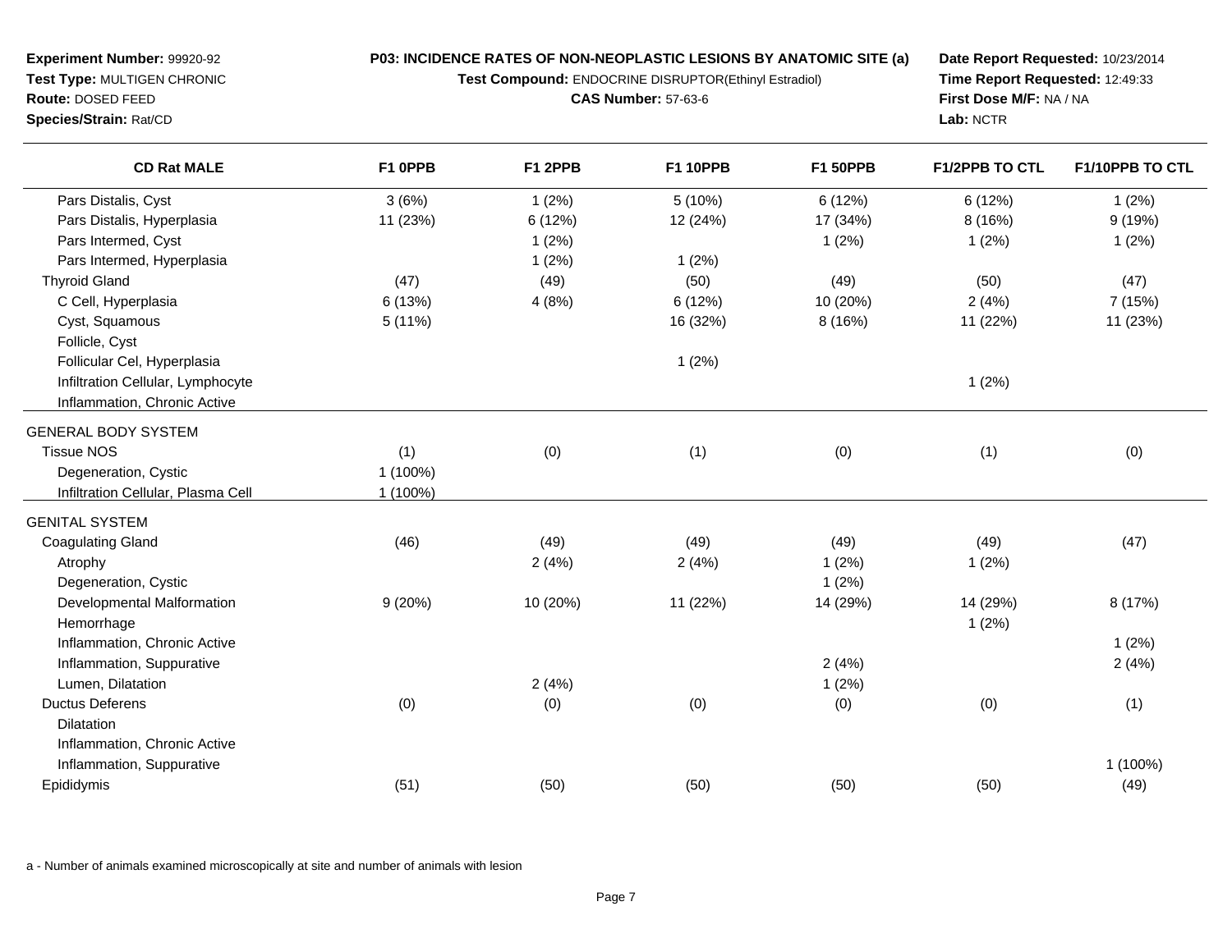**Experiment Number:** 99920-92
**Test Type:** MULTIGEN CHRONIC
**Route:** DOSED FEED
**Species/Strain:** Rat/CD

**P03: INCIDENCE RATES OF NON-NEOPLASTIC LESIONS BY ANATOMIC SITE (a)**
**Test Compound:** ENDOCRINE DISRUPTOR(Ethinyl Estradiol)
**CAS Number:** 57-63-6

**Date Report Requested:** 10/23/2014
**Time Report Requested:** 12:49:33
**First Dose M/F:** NA / NA
**Lab:** NCTR

| CD Rat MALE | F1 0PPB | F1 2PPB | F1 10PPB | F1 50PPB | F1/2PPB TO CTL | F1/10PPB TO CTL |
|---|---|---|---|---|---|---|
| Pars Distalis, Cyst | 3 (6%) | 1 (2%) | 5 (10%) | 6 (12%) | 6 (12%) | 1 (2%) |
| Pars Distalis, Hyperplasia | 11 (23%) | 6 (12%) | 12 (24%) | 17 (34%) | 8 (16%) | 9 (19%) |
| Pars Intermed, Cyst | | 1 (2%) | | 1 (2%) | 1 (2%) | 1 (2%) |
| Pars Intermed, Hyperplasia | | 1 (2%) | 1 (2%) | | | |
| Thyroid Gland | (47) | (49) | (50) | (49) | (50) | (47) |
| C Cell, Hyperplasia | 6 (13%) | 4 (8%) | 6 (12%) | 10 (20%) | 2 (4%) | 7 (15%) |
| Cyst, Squamous | 5 (11%) | | 16 (32%) | 8 (16%) | 11 (22%) | 11 (23%) |
| Follicle, Cyst | | | | | | |
| Follicular Cel, Hyperplasia | | | 1 (2%) | | | |
| Infiltration Cellular, Lymphocyte | | | | | 1 (2%) | |
| Inflammation, Chronic Active | | | | | | |
| GENERAL BODY SYSTEM | | | | | | |
| Tissue NOS | (1) | (0) | (1) | (0) | (1) | (0) |
| Degeneration, Cystic | 1 (100%) | | | | | |
| Infiltration Cellular, Plasma Cell | 1 (100%) | | | | | |
| GENITAL SYSTEM | | | | | | |
| Coagulating Gland | (46) | (49) | (49) | (49) | (49) | (47) |
| Atrophy | | 2 (4%) | 2 (4%) | 1 (2%) | 1 (2%) | |
| Degeneration, Cystic | | | | 1 (2%) | | |
| Developmental Malformation | 9 (20%) | 10 (20%) | 11 (22%) | 14 (29%) | 14 (29%) | 8 (17%) |
| Hemorrhage | | | | | 1 (2%) | |
| Inflammation, Chronic Active | | | | | | 1 (2%) |
| Inflammation, Suppurative | | | | 2 (4%) | | 2 (4%) |
| Lumen, Dilatation | | 2 (4%) | | 1 (2%) | | |
| Ductus Deferens | (0) | (0) | (0) | (0) | (0) | (1) |
| Dilatation | | | | | | |
| Inflammation, Chronic Active | | | | | | |
| Inflammation, Suppurative | | | | | | 1 (100%) |
| Epididymis | (51) | (50) | (50) | (50) | (50) | (49) |

a - Number of animals examined microscopically at site and number of animals with lesion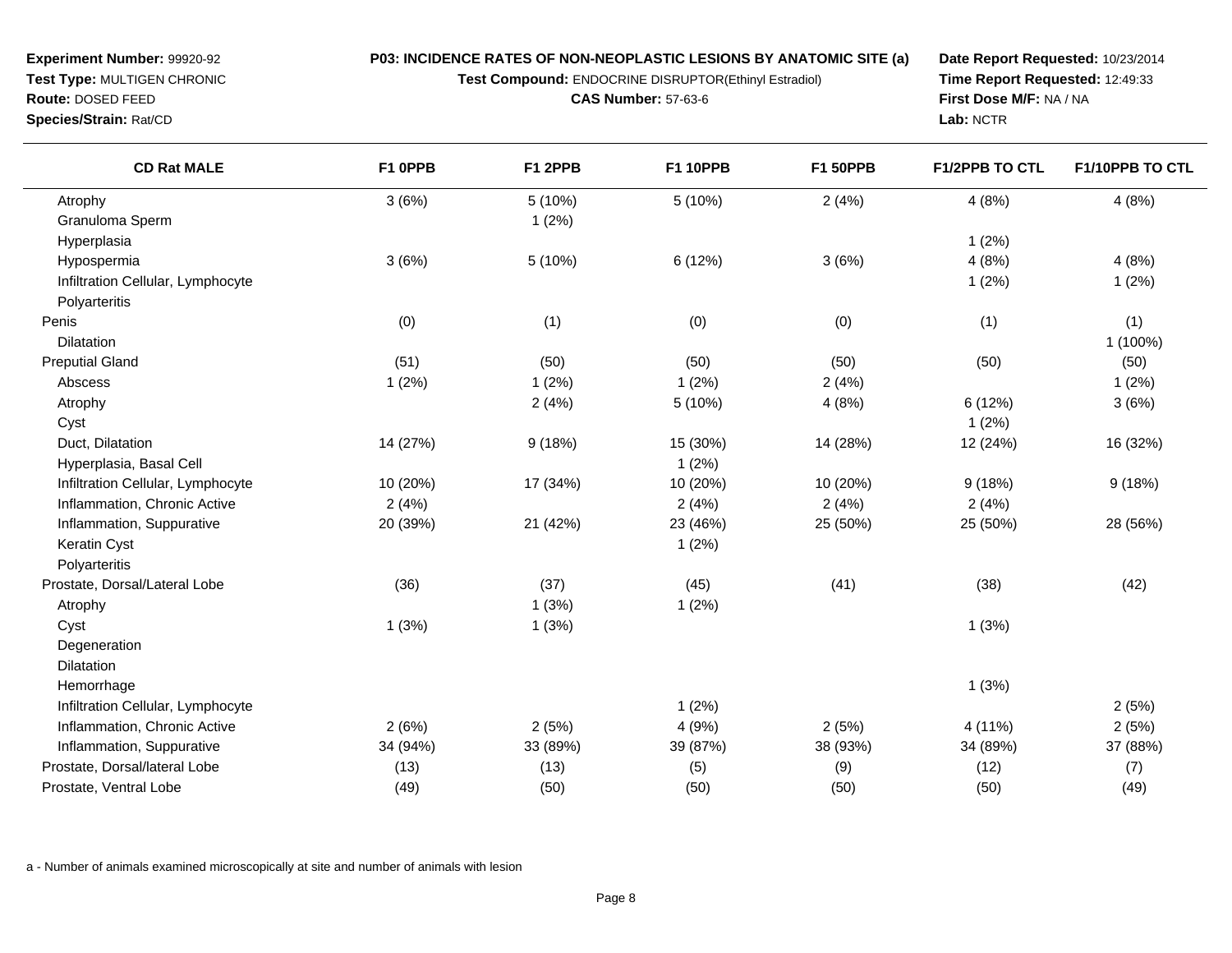**Experiment Number:** 99920-92
**Test Type:** MULTIGEN CHRONIC
**Route:** DOSED FEED
**Species/Strain:** Rat/CD

**P03: INCIDENCE RATES OF NON-NEOPLASTIC LESIONS BY ANATOMIC SITE (a)**
**Test Compound:** ENDOCRINE DISRUPTOR(Ethinyl Estradiol)
**CAS Number:** 57-63-6

**Date Report Requested:** 10/23/2014
**Time Report Requested:** 12:49:33
**First Dose M/F:** NA / NA
**Lab:** NCTR

| CD Rat MALE | F1 0PPB | F1 2PPB | F1 10PPB | F1 50PPB | F1/2PPB TO CTL | F1/10PPB TO CTL |
|---|---|---|---|---|---|---|
| Atrophy | 3 (6%) | 5 (10%) | 5 (10%) | 2 (4%) | 4 (8%) | 4 (8%) |
| Granuloma Sperm | | 1 (2%) | | | | |
| Hyperplasia | | | | | 1 (2%) | |
| Hypospermia | 3 (6%) | 5 (10%) | 6 (12%) | 3 (6%) | 4 (8%) | 4 (8%) |
| Infiltration Cellular, Lymphocyte | | | | | 1 (2%) | 1 (2%) |
| Polyarteritis | | | | | | |
| Penis | (0) | (1) | (0) | (0) | (1) | (1) |
| Dilatation | | | | | | 1 (100%) |
| Preputial Gland | (51) | (50) | (50) | (50) | (50) | (50) |
| Abscess | 1 (2%) | 1 (2%) | 1 (2%) | 2 (4%) | | 1 (2%) |
| Atrophy | | 2 (4%) | 5 (10%) | 4 (8%) | 6 (12%) | 3 (6%) |
| Cyst | | | | | 1 (2%) | |
| Duct, Dilatation | 14 (27%) | 9 (18%) | 15 (30%) | 14 (28%) | 12 (24%) | 16 (32%) |
| Hyperplasia, Basal Cell | | | 1 (2%) | | | |
| Infiltration Cellular, Lymphocyte | 10 (20%) | 17 (34%) | 10 (20%) | 10 (20%) | 9 (18%) | 9 (18%) |
| Inflammation, Chronic Active | 2 (4%) | | 2 (4%) | 2 (4%) | 2 (4%) | |
| Inflammation, Suppurative | 20 (39%) | 21 (42%) | 23 (46%) | 25 (50%) | 25 (50%) | 28 (56%) |
| Keratin Cyst | | | 1 (2%) | | | |
| Polyarteritis | | | | | | |
| Prostate, Dorsal/Lateral Lobe | (36) | (37) | (45) | (41) | (38) | (42) |
| Atrophy | | 1 (3%) | 1 (2%) | | | |
| Cyst | 1 (3%) | 1 (3%) | | | 1 (3%) | |
| Degeneration | | | | | | |
| Dilatation | | | | | | |
| Hemorrhage | | | | | 1 (3%) | |
| Infiltration Cellular, Lymphocyte | | | 1 (2%) | | | 2 (5%) |
| Inflammation, Chronic Active | 2 (6%) | 2 (5%) | 4 (9%) | 2 (5%) | 4 (11%) | 2 (5%) |
| Inflammation, Suppurative | 34 (94%) | 33 (89%) | 39 (87%) | 38 (93%) | 34 (89%) | 37 (88%) |
| Prostate, Dorsal/lateral Lobe | (13) | (13) | (5) | (9) | (12) | (7) |
| Prostate, Ventral Lobe | (49) | (50) | (50) | (50) | (50) | (49) |

a - Number of animals examined microscopically at site and number of animals with lesion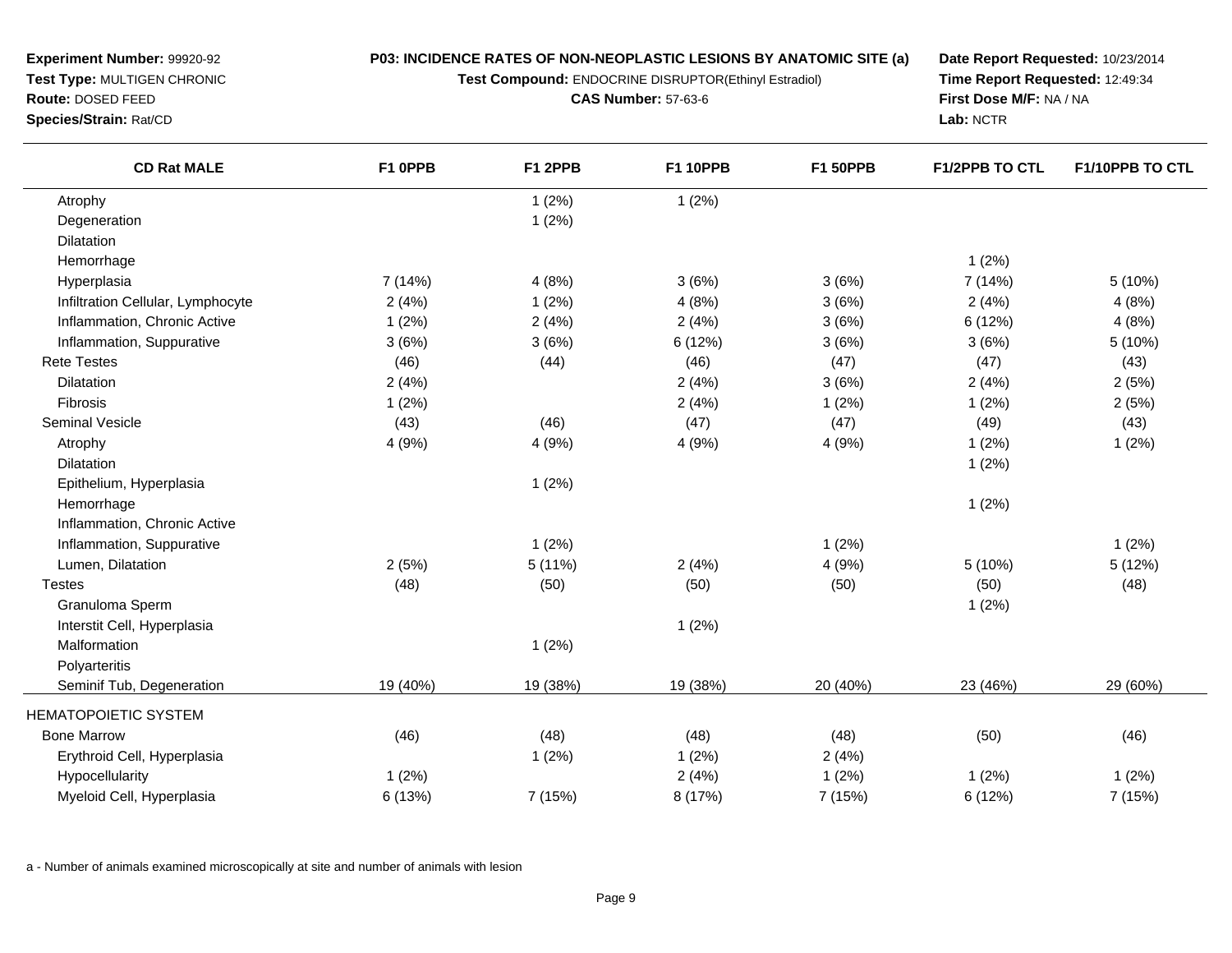**Experiment Number:** 99920-92
**Test Type:** MULTIGEN CHRONIC
**Route:** DOSED FEED
**Species/Strain:** Rat/CD

**P03: INCIDENCE RATES OF NON-NEOPLASTIC LESIONS BY ANATOMIC SITE (a)**
**Test Compound:** ENDOCRINE DISRUPTOR(Ethinyl Estradiol)
**CAS Number:** 57-63-6

**Date Report Requested:** 10/23/2014
**Time Report Requested:** 12:49:34
**First Dose M/F:** NA / NA
**Lab:** NCTR

| CD Rat MALE | F1 0PPB | F1 2PPB | F1 10PPB | F1 50PPB | F1/2PPB TO CTL | F1/10PPB TO CTL |
|---|---|---|---|---|---|---|
| Atrophy | | 1 (2%) | 1 (2%) | | | |
| Degeneration | | 1 (2%) | | | | |
| Dilatation | | | | | | |
| Hemorrhage | | | | | 1 (2%) | |
| Hyperplasia | 7 (14%) | 4 (8%) | 3 (6%) | 3 (6%) | 7 (14%) | 5 (10%) |
| Infiltration Cellular, Lymphocyte | 2 (4%) | 1 (2%) | 4 (8%) | 3 (6%) | 2 (4%) | 4 (8%) |
| Inflammation, Chronic Active | 1 (2%) | 2 (4%) | 2 (4%) | 3 (6%) | 6 (12%) | 4 (8%) |
| Inflammation, Suppurative | 3 (6%) | 3 (6%) | 6 (12%) | 3 (6%) | 3 (6%) | 5 (10%) |
| Rete Testes | (46) | (44) | (46) | (47) | (47) | (43) |
| Dilatation | 2 (4%) | | 2 (4%) | 3 (6%) | 2 (4%) | 2 (5%) |
| Fibrosis | 1 (2%) | | 2 (4%) | 1 (2%) | 1 (2%) | 2 (5%) |
| Seminal Vesicle | (43) | (46) | (47) | (47) | (49) | (43) |
| Atrophy | 4 (9%) | 4 (9%) | 4 (9%) | 4 (9%) | 1 (2%) | 1 (2%) |
| Dilatation | | | | | 1 (2%) | |
| Epithelium, Hyperplasia | | 1 (2%) | | | | |
| Hemorrhage | | | | | 1 (2%) | |
| Inflammation, Chronic Active | | | | | | |
| Inflammation, Suppurative | | 1 (2%) | | 1 (2%) | | 1 (2%) |
| Lumen, Dilatation | 2 (5%) | 5 (11%) | 2 (4%) | 4 (9%) | 5 (10%) | 5 (12%) |
| Testes | (48) | (50) | (50) | (50) | (50) | (48) |
| Granuloma Sperm | | | | | 1 (2%) | |
| Interstit Cell, Hyperplasia | | | 1 (2%) | | | |
| Malformation | | 1 (2%) | | | | |
| Polyarteritis | | | | | | |
| Seminif Tub, Degeneration | 19 (40%) | 19 (38%) | 19 (38%) | 20 (40%) | 23 (46%) | 29 (60%) |
| HEMATOPOIETIC SYSTEM | | | | | | |
| Bone Marrow | (46) | (48) | (48) | (48) | (50) | (46) |
| Erythroid Cell, Hyperplasia | | 1 (2%) | 1 (2%) | 2 (4%) | | |
| Hypocellularity | 1 (2%) | | 2 (4%) | 1 (2%) | 1 (2%) | 1 (2%) |
| Myeloid Cell, Hyperplasia | 6 (13%) | 7 (15%) | 8 (17%) | 7 (15%) | 6 (12%) | 7 (15%) |

a - Number of animals examined microscopically at site and number of animals with lesion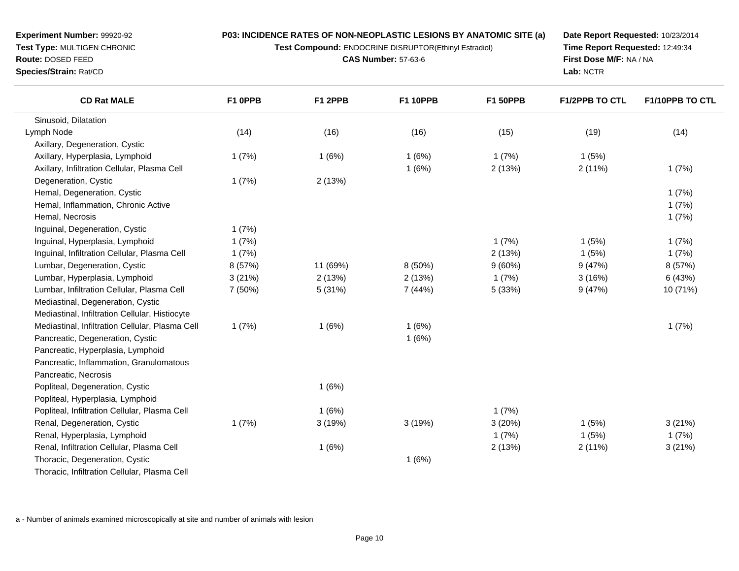**Experiment Number:** 99920-92
**Test Type:** MULTIGEN CHRONIC
**Route:** DOSED FEED
**Species/Strain:** Rat/CD

**P03: INCIDENCE RATES OF NON-NEOPLASTIC LESIONS BY ANATOMIC SITE (a)**
**Test Compound:** ENDOCRINE DISRUPTOR(Ethinyl Estradiol)
**CAS Number:** 57-63-6

**Date Report Requested:** 10/23/2014
**Time Report Requested:** 12:49:34
**First Dose M/F:** NA / NA
**Lab:** NCTR

| CD Rat MALE | F1 0PPB | F1 2PPB | F1 10PPB | F1 50PPB | F1/2PPB TO CTL | F1/10PPB TO CTL |
|---|---|---|---|---|---|---|
| Sinusoid, Dilatation | | | | | | |
| Lymph Node | (14) | (16) | (16) | (15) | (19) | (14) |
| Axillary, Degeneration, Cystic | | | | | | |
| Axillary, Hyperplasia, Lymphoid | 1 (7%) | 1 (6%) | 1 (6%) | 1 (7%) | 1 (5%) | |
| Axillary, Infiltration Cellular, Plasma Cell | | | 1 (6%) | 2 (13%) | 2 (11%) | 1 (7%) |
| Degeneration, Cystic | 1 (7%) | 2 (13%) | | | | |
| Hemal, Degeneration, Cystic | | | | | | 1 (7%) |
| Hemal, Inflammation, Chronic Active | | | | | | 1 (7%) |
| Hemal, Necrosis | | | | | | 1 (7%) |
| Inguinal, Degeneration, Cystic | 1 (7%) | | | | | |
| Inguinal, Hyperplasia, Lymphoid | 1 (7%) | | | 1 (7%) | 1 (5%) | 1 (7%) |
| Inguinal, Infiltration Cellular, Plasma Cell | 1 (7%) | | | 2 (13%) | 1 (5%) | 1 (7%) |
| Lumbar, Degeneration, Cystic | 8 (57%) | 11 (69%) | 8 (50%) | 9 (60%) | 9 (47%) | 8 (57%) |
| Lumbar, Hyperplasia, Lymphoid | 3 (21%) | 2 (13%) | 2 (13%) | 1 (7%) | 3 (16%) | 6 (43%) |
| Lumbar, Infiltration Cellular, Plasma Cell | 7 (50%) | 5 (31%) | 7 (44%) | 5 (33%) | 9 (47%) | 10 (71%) |
| Mediastinal, Degeneration, Cystic | | | | | | |
| Mediastinal, Infiltration Cellular, Histiocyte | | | | | | |
| Mediastinal, Infiltration Cellular, Plasma Cell | 1 (7%) | 1 (6%) | 1 (6%) | | | 1 (7%) |
| Pancreatic, Degeneration, Cystic | | | 1 (6%) | | | |
| Pancreatic, Hyperplasia, Lymphoid | | | | | | |
| Pancreatic, Inflammation, Granulomatous | | | | | | |
| Pancreatic, Necrosis | | | | | | |
| Popliteal, Degeneration, Cystic | | 1 (6%) | | | | |
| Popliteal, Hyperplasia, Lymphoid | | | | | | |
| Popliteal, Infiltration Cellular, Plasma Cell | | 1 (6%) | | 1 (7%) | | |
| Renal, Degeneration, Cystic | 1 (7%) | 3 (19%) | 3 (19%) | 3 (20%) | 1 (5%) | 3 (21%) |
| Renal, Hyperplasia, Lymphoid | | | | 1 (7%) | 1 (5%) | 1 (7%) |
| Renal, Infiltration Cellular, Plasma Cell | | 1 (6%) | | 2 (13%) | 2 (11%) | 3 (21%) |
| Thoracic, Degeneration, Cystic | | | 1 (6%) | | | |
| Thoracic, Infiltration Cellular, Plasma Cell | | | | | | |

a - Number of animals examined microscopically at site and number of animals with lesion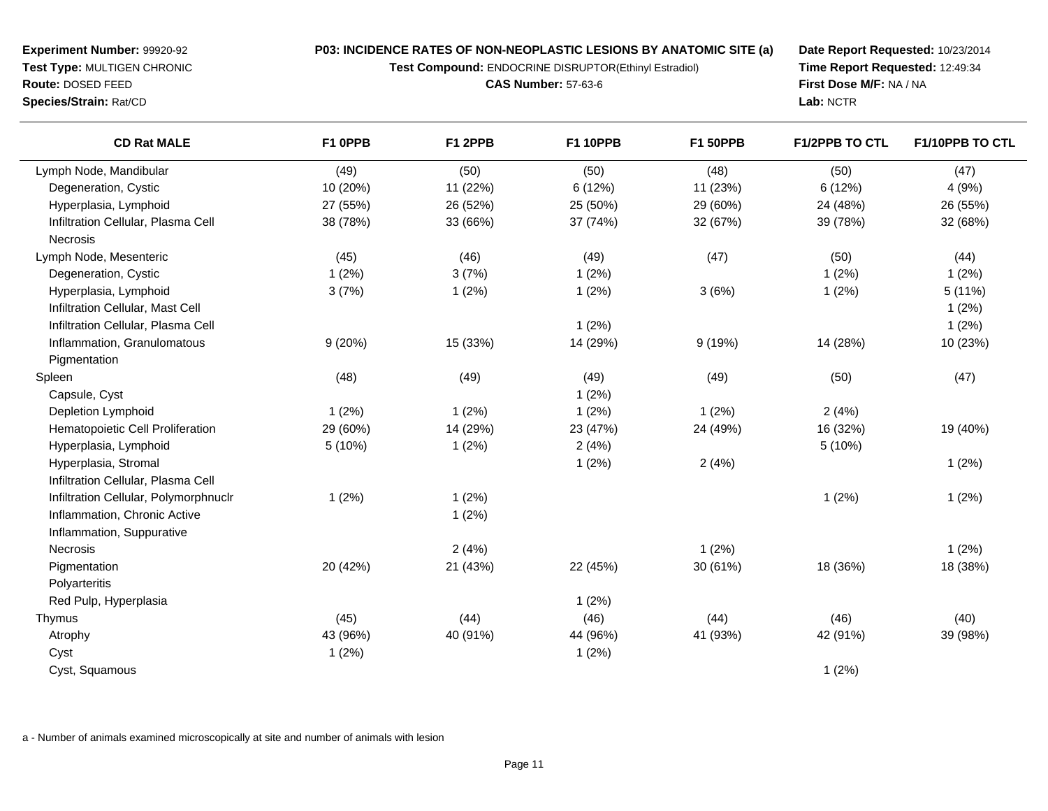**Experiment Number:** 99920-92
**Test Type:** MULTIGEN CHRONIC
**Route:** DOSED FEED
**Species/Strain:** Rat/CD

**P03: INCIDENCE RATES OF NON-NEOPLASTIC LESIONS BY ANATOMIC SITE (a)**
**Test Compound:** ENDOCRINE DISRUPTOR(Ethinyl Estradiol)
**CAS Number:** 57-63-6

**Date Report Requested:** 10/23/2014
**Time Report Requested:** 12:49:34
**First Dose M/F:** NA / NA
**Lab:** NCTR

| CD Rat MALE | F1 0PPB | F1 2PPB | F1 10PPB | F1 50PPB | F1/2PPB TO CTL | F1/10PPB TO CTL |
|---|---|---|---|---|---|---|
| Lymph Node, Mandibular | (49) | (50) | (50) | (48) | (50) | (47) |
| Degeneration, Cystic | 10 (20%) | 11 (22%) | 6 (12%) | 11 (23%) | 6 (12%) | 4 (9%) |
| Hyperplasia, Lymphoid | 27 (55%) | 26 (52%) | 25 (50%) | 29 (60%) | 24 (48%) | 26 (55%) |
| Infiltration Cellular, Plasma Cell | 38 (78%) | 33 (66%) | 37 (74%) | 32 (67%) | 39 (78%) | 32 (68%) |
| Necrosis | | | | | | |
| Lymph Node, Mesenteric | (45) | (46) | (49) | (47) | (50) | (44) |
| Degeneration, Cystic | 1 (2%) | 3 (7%) | 1 (2%) | | 1 (2%) | 1 (2%) |
| Hyperplasia, Lymphoid | 3 (7%) | 1 (2%) | 1 (2%) | 3 (6%) | 1 (2%) | 5 (11%) |
| Infiltration Cellular, Mast Cell | | | | | | 1 (2%) |
| Infiltration Cellular, Plasma Cell | | | 1 (2%) | | | 1 (2%) |
| Inflammation, Granulomatous | 9 (20%) | 15 (33%) | 14 (29%) | 9 (19%) | 14 (28%) | 10 (23%) |
| Pigmentation | | | | | | |
| Spleen | (48) | (49) | (49) | (49) | (50) | (47) |
| Capsule, Cyst | | | 1 (2%) | | | |
| Depletion Lymphoid | 1 (2%) | 1 (2%) | 1 (2%) | 1 (2%) | 2 (4%) | |
| Hematopoietic Cell Proliferation | 29 (60%) | 14 (29%) | 23 (47%) | 24 (49%) | 16 (32%) | 19 (40%) |
| Hyperplasia, Lymphoid | 5 (10%) | 1 (2%) | 2 (4%) | | 5 (10%) | |
| Hyperplasia, Stromal | | | 1 (2%) | 2 (4%) | | 1 (2%) |
| Infiltration Cellular, Plasma Cell | | | | | | |
| Infiltration Cellular, Polymorphnuclr | 1 (2%) | 1 (2%) | | | 1 (2%) | 1 (2%) |
| Inflammation, Chronic Active | | 1 (2%) | | | | |
| Inflammation, Suppurative | | | | | | |
| Necrosis | | 2 (4%) | | 1 (2%) | | 1 (2%) |
| Pigmentation | 20 (42%) | 21 (43%) | 22 (45%) | 30 (61%) | 18 (36%) | 18 (38%) |
| Polyarteritis | | | | | | |
| Red Pulp, Hyperplasia | | | 1 (2%) | | | |
| Thymus | (45) | (44) | (46) | (44) | (46) | (40) |
| Atrophy | 43 (96%) | 40 (91%) | 44 (96%) | 41 (93%) | 42 (91%) | 39 (98%) |
| Cyst | 1 (2%) | | 1 (2%) | | | |
| Cyst, Squamous | | | | | 1 (2%) | |

a - Number of animals examined microscopically at site and number of animals with lesion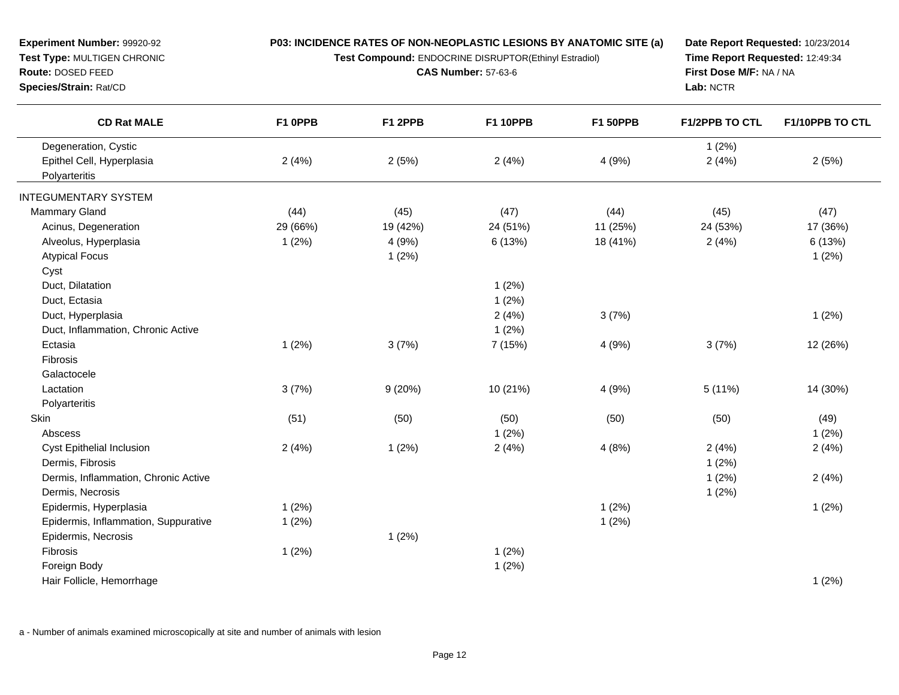**Experiment Number:** 99920-92
**Test Type:** MULTIGEN CHRONIC
**Route:** DOSED FEED
**Species/Strain:** Rat/CD

**P03: INCIDENCE RATES OF NON-NEOPLASTIC LESIONS BY ANATOMIC SITE (a)**
**Test Compound:** ENDOCRINE DISRUPTOR(Ethinyl Estradiol)
**CAS Number:** 57-63-6

**Date Report Requested:** 10/23/2014
**Time Report Requested:** 12:49:34
**First Dose M/F:** NA / NA
**Lab:** NCTR

| CD Rat MALE | F1 0PPB | F1 2PPB | F1 10PPB | F1 50PPB | F1/2PPB TO CTL | F1/10PPB TO CTL |
|---|---|---|---|---|---|---|
| Degeneration, Cystic | | | | | 1 (2%) | |
| Epithel Cell, Hyperplasia | 2 (4%) | 2 (5%) | 2 (4%) | 4 (9%) | 2 (4%) | 2 (5%) |
| Polyarteritis | | | | | | |
| INTEGUMENTARY SYSTEM | | | | | | |
| Mammary Gland | (44) | (45) | (47) | (44) | (45) | (47) |
| Acinus, Degeneration | 29 (66%) | 19 (42%) | 24 (51%) | 11 (25%) | 24 (53%) | 17 (36%) |
| Alveolus, Hyperplasia | 1 (2%) | 4 (9%) | 6 (13%) | 18 (41%) | 2 (4%) | 6 (13%) |
| Atypical Focus | | 1 (2%) | | | | 1 (2%) |
| Cyst | | | | | | |
| Duct, Dilatation | | | 1 (2%) | | | |
| Duct, Ectasia | | | 1 (2%) | | | |
| Duct, Hyperplasia | | | 2 (4%) | 3 (7%) | | 1 (2%) |
| Duct, Inflammation, Chronic Active | | | 1 (2%) | | | |
| Ectasia | 1 (2%) | 3 (7%) | 7 (15%) | 4 (9%) | 3 (7%) | 12 (26%) |
| Fibrosis | | | | | | |
| Galactocele | | | | | | |
| Lactation | 3 (7%) | 9 (20%) | 10 (21%) | 4 (9%) | 5 (11%) | 14 (30%) |
| Polyarteritis | | | | | | |
| Skin | (51) | (50) | (50) | (50) | (50) | (49) |
| Abscess | | | 1 (2%) | | | 1 (2%) |
| Cyst Epithelial Inclusion | 2 (4%) | 1 (2%) | 2 (4%) | 4 (8%) | 2 (4%) | 2 (4%) |
| Dermis, Fibrosis | | | | | 1 (2%) | |
| Dermis, Inflammation, Chronic Active | | | | | 1 (2%) | 2 (4%) |
| Dermis, Necrosis | | | | | 1 (2%) | |
| Epidermis, Hyperplasia | 1 (2%) | | | 1 (2%) | | 1 (2%) |
| Epidermis, Inflammation, Suppurative | 1 (2%) | | | 1 (2%) | | |
| Epidermis, Necrosis | | 1 (2%) | | | | |
| Fibrosis | 1 (2%) | | 1 (2%) | | | |
| Foreign Body | | | 1 (2%) | | | |
| Hair Follicle, Hemorrhage | | | | | | 1 (2%) |

a - Number of animals examined microscopically at site and number of animals with lesion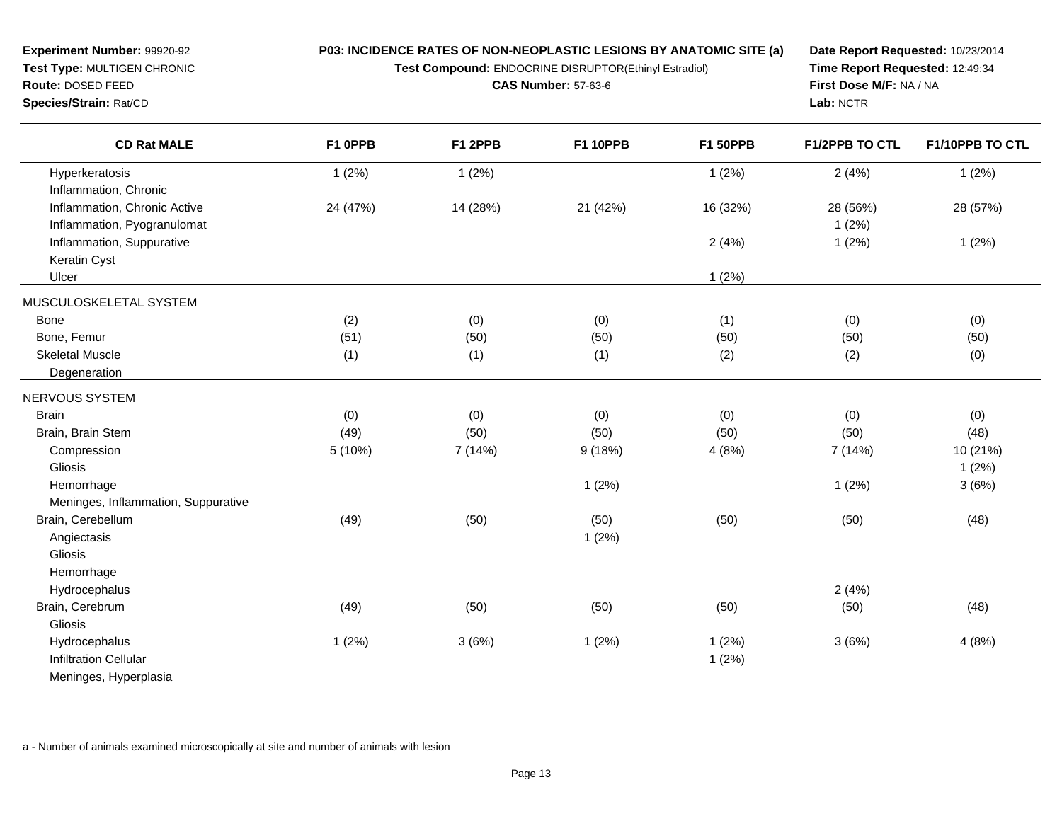**Experiment Number:** 99920-92
**Test Type:** MULTIGEN CHRONIC
**Route:** DOSED FEED
**Species/Strain:** Rat/CD

**P03: INCIDENCE RATES OF NON-NEOPLASTIC LESIONS BY ANATOMIC SITE (a)**
**Test Compound:** ENDOCRINE DISRUPTOR(Ethinyl Estradiol)
**CAS Number:** 57-63-6

**Date Report Requested:** 10/23/2014
**Time Report Requested:** 12:49:34
**First Dose M/F:** NA / NA
**Lab:** NCTR

| CD Rat MALE | F1 0PPB | F1 2PPB | F1 10PPB | F1 50PPB | F1/2PPB TO CTL | F1/10PPB TO CTL |
|---|---|---|---|---|---|---|
| Hyperkeratosis | 1 (2%) | 1 (2%) | | 1 (2%) | 2 (4%) | 1 (2%) |
| Inflammation, Chronic | | | | | | |
| Inflammation, Chronic Active | 24 (47%) | 14 (28%) | 21 (42%) | 16 (32%) | 28 (56%) | 28 (57%) |
| Inflammation, Pyogranulomat | | | | | 1 (2%) | |
| Inflammation, Suppurative | | | | 2 (4%) | 1 (2%) | 1 (2%) |
| Keratin Cyst | | | | | | |
| Ulcer | | | | 1 (2%) | | |
| MUSCULOSKELETAL SYSTEM | | | | | | |
| Bone | (2) | (0) | (0) | (1) | (0) | (0) |
| Bone, Femur | (51) | (50) | (50) | (50) | (50) | (50) |
| Skeletal Muscle | (1) | (1) | (1) | (2) | (2) | (0) |
| Degeneration | | | | | | |
| NERVOUS SYSTEM | | | | | | |
| Brain | (0) | (0) | (0) | (0) | (0) | (0) |
| Brain, Brain Stem | (49) | (50) | (50) | (50) | (50) | (48) |
| Compression | 5 (10%) | 7 (14%) | 9 (18%) | 4 (8%) | 7 (14%) | 10 (21%) |
| Gliosis | | | | | | 1 (2%) |
| Hemorrhage | | | 1 (2%) | | 1 (2%) | 3 (6%) |
| Meninges, Inflammation, Suppurative | | | | | | |
| Brain, Cerebellum | (49) | (50) | (50) | (50) | (50) | (48) |
| Angiectasis | | | 1 (2%) | | | |
| Gliosis | | | | | | |
| Hemorrhage | | | | | | |
| Hydrocephalus | | | | | 2 (4%) | |
| Brain, Cerebrum | (49) | (50) | (50) | (50) | (50) | (48) |
| Gliosis | | | | | | |
| Hydrocephalus | 1 (2%) | 3 (6%) | 1 (2%) | 1 (2%) | 3 (6%) | 4 (8%) |
| Infiltration Cellular | | | | 1 (2%) | | |
| Meninges, Hyperplasia | | | | | | |

a - Number of animals examined microscopically at site and number of animals with lesion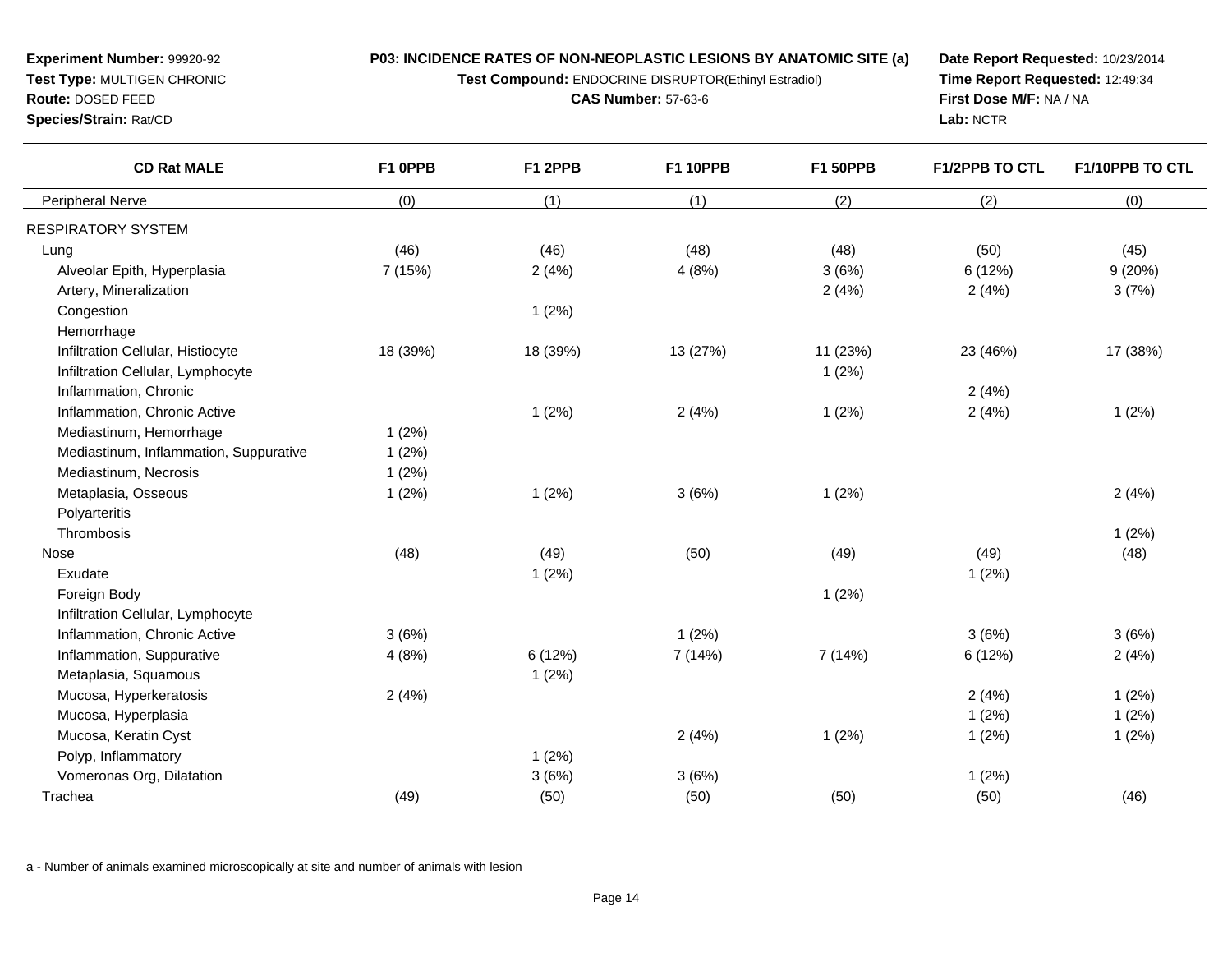**Experiment Number:** 99920-92
**Test Type:** MULTIGEN CHRONIC
**Route:** DOSED FEED
**Species/Strain:** Rat/CD

**P03: INCIDENCE RATES OF NON-NEOPLASTIC LESIONS BY ANATOMIC SITE (a)**
**Test Compound:** ENDOCRINE DISRUPTOR(Ethinyl Estradiol)
**CAS Number:** 57-63-6

**Date Report Requested:** 10/23/2014
**Time Report Requested:** 12:49:34
**First Dose M/F:** NA / NA
**Lab:** NCTR

| CD Rat MALE | F1 0PPB | F1 2PPB | F1 10PPB | F1 50PPB | F1/2PPB TO CTL | F1/10PPB TO CTL |
|---|---|---|---|---|---|---|
| Peripheral Nerve | (0) | (1) | (1) | (2) | (2) | (0) |
| RESPIRATORY SYSTEM | | | | | | |
| Lung | (46) | (46) | (48) | (48) | (50) | (45) |
| Alveolar Epith, Hyperplasia | 7 (15%) | 2 (4%) | 4 (8%) | 3 (6%) | 6 (12%) | 9 (20%) |
| Artery, Mineralization | | | | 2 (4%) | 2 (4%) | 3 (7%) |
| Congestion | | 1 (2%) | | | | |
| Hemorrhage | | | | | | |
| Infiltration Cellular, Histiocyte | 18 (39%) | 18 (39%) | 13 (27%) | 11 (23%) | 23 (46%) | 17 (38%) |
| Infiltration Cellular, Lymphocyte | | | | 1 (2%) | | |
| Inflammation, Chronic | | | | | 2 (4%) | |
| Inflammation, Chronic Active | | 1 (2%) | 2 (4%) | 1 (2%) | 2 (4%) | 1 (2%) |
| Mediastinum, Hemorrhage | 1 (2%) | | | | | |
| Mediastinum, Inflammation, Suppurative | 1 (2%) | | | | | |
| Mediastinum, Necrosis | 1 (2%) | | | | | |
| Metaplasia, Osseous | 1 (2%) | 1 (2%) | 3 (6%) | 1 (2%) | | 2 (4%) |
| Polyarteritis | | | | | | |
| Thrombosis | | | | | | 1 (2%) |
| Nose | (48) | (49) | (50) | (49) | (49) | (48) |
| Exudate | | 1 (2%) | | | 1 (2%) | |
| Foreign Body | | | | 1 (2%) | | |
| Infiltration Cellular, Lymphocyte | | | | | | |
| Inflammation, Chronic Active | 3 (6%) | | 1 (2%) | | 3 (6%) | 3 (6%) |
| Inflammation, Suppurative | 4 (8%) | 6 (12%) | 7 (14%) | 7 (14%) | 6 (12%) | 2 (4%) |
| Metaplasia, Squamous | | 1 (2%) | | | | |
| Mucosa, Hyperkeratosis | 2 (4%) | | | | 2 (4%) | 1 (2%) |
| Mucosa, Hyperplasia | | | | | 1 (2%) | 1 (2%) |
| Mucosa, Keratin Cyst | | | 2 (4%) | 1 (2%) | 1 (2%) | 1 (2%) |
| Polyp, Inflammatory | | 1 (2%) | | | | |
| Vomeronas Org, Dilatation | | 3 (6%) | 3 (6%) | | 1 (2%) | |
| Trachea | (49) | (50) | (50) | (50) | (50) | (46) |

a - Number of animals examined microscopically at site and number of animals with lesion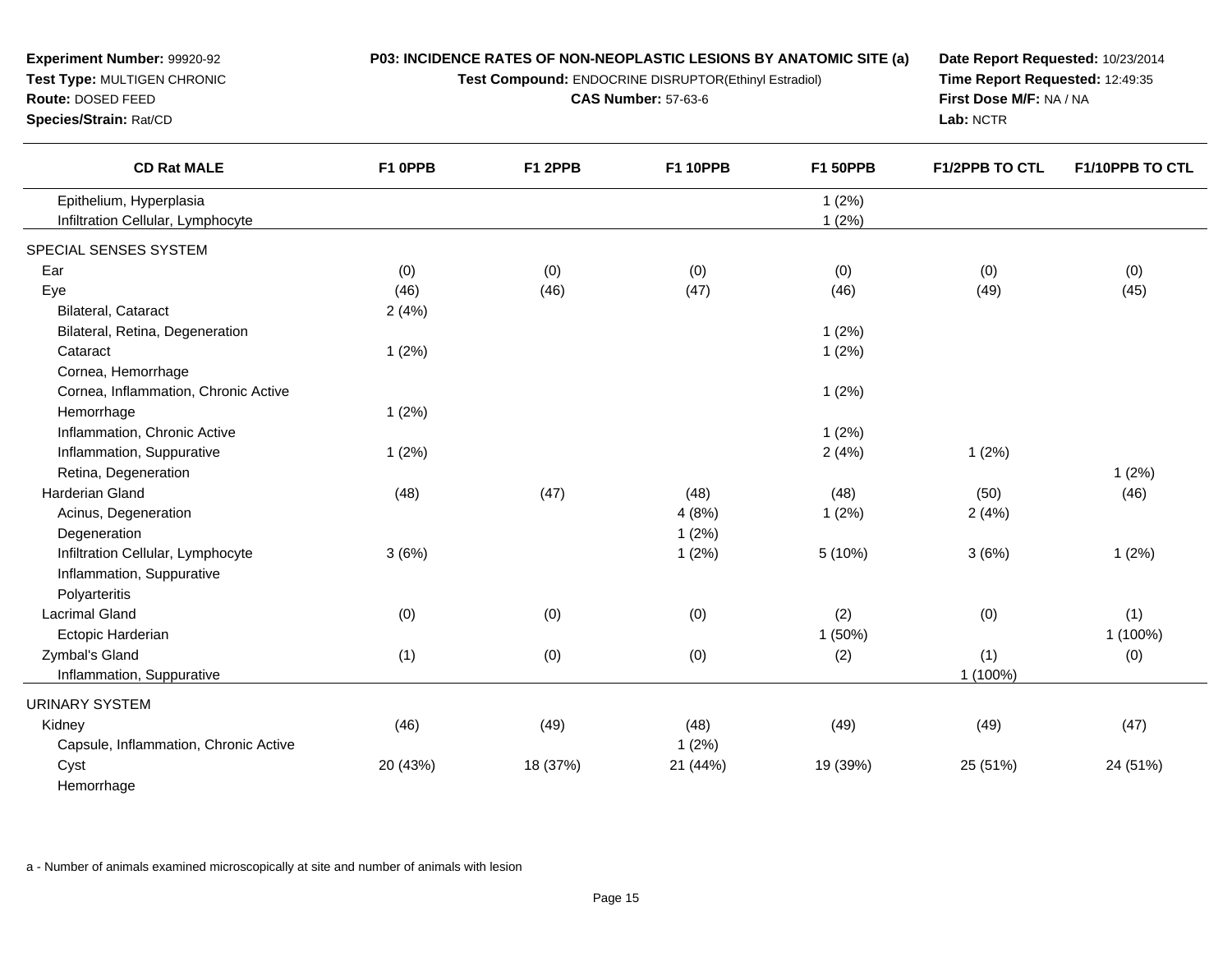**Experiment Number:** 99920-92
**Test Type:** MULTIGEN CHRONIC
**Route:** DOSED FEED
**Species/Strain:** Rat/CD

**P03: INCIDENCE RATES OF NON-NEOPLASTIC LESIONS BY ANATOMIC SITE (a)**
**Test Compound:** ENDOCRINE DISRUPTOR(Ethinyl Estradiol)
**CAS Number:** 57-63-6

**Date Report Requested:** 10/23/2014
**Time Report Requested:** 12:49:35
**First Dose M/F:** NA / NA
**Lab:** NCTR

| CD Rat MALE | F1 0PPB | F1 2PPB | F1 10PPB | F1 50PPB | F1/2PPB TO CTL | F1/10PPB TO CTL |
|---|---|---|---|---|---|---|
| Epithelium, Hyperplasia | | | | 1 (2%) | | |
| Infiltration Cellular, Lymphocyte | | | | 1 (2%) | | |
| SPECIAL SENSES SYSTEM | | | | | | |
| Ear | (0) | (0) | (0) | (0) | (0) | (0) |
| Eye | (46) | (46) | (47) | (46) | (49) | (45) |
| Bilateral, Cataract | 2 (4%) | | | | | |
| Bilateral, Retina, Degeneration | | | | 1 (2%) | | |
| Cataract | 1 (2%) | | | 1 (2%) | | |
| Cornea, Hemorrhage | | | | | | |
| Cornea, Inflammation, Chronic Active | | | | 1 (2%) | | |
| Hemorrhage | 1 (2%) | | | | | |
| Inflammation, Chronic Active | | | | 1 (2%) | | |
| Inflammation, Suppurative | 1 (2%) | | | 2 (4%) | 1 (2%) | |
| Retina, Degeneration | | | | | | 1 (2%) |
| Harderian Gland | (48) | (47) | (48) | (48) | (50) | (46) |
| Acinus, Degeneration | | | 4 (8%) | 1 (2%) | 2 (4%) | |
| Degeneration | | | 1 (2%) | | | |
| Infiltration Cellular, Lymphocyte | 3 (6%) | | 1 (2%) | 5 (10%) | 3 (6%) | 1 (2%) |
| Inflammation, Suppurative | | | | | | |
| Polyarteritis | | | | | | |
| Lacrimal Gland | (0) | (0) | (0) | (2) | (0) | (1) |
| Ectopic Harderian | | | | 1 (50%) | | 1 (100%) |
| Zymbal's Gland | (1) | (0) | (0) | (2) | (1) | (0) |
| Inflammation, Suppurative | | | | | 1 (100%) | |
| URINARY SYSTEM | | | | | | |
| Kidney | (46) | (49) | (48) | (49) | (49) | (47) |
| Capsule, Inflammation, Chronic Active | | | 1 (2%) | | | |
| Cyst | 20 (43%) | 18 (37%) | 21 (44%) | 19 (39%) | 25 (51%) | 24 (51%) |
| Hemorrhage | | | | | | |

a - Number of animals examined microscopically at site and number of animals with lesion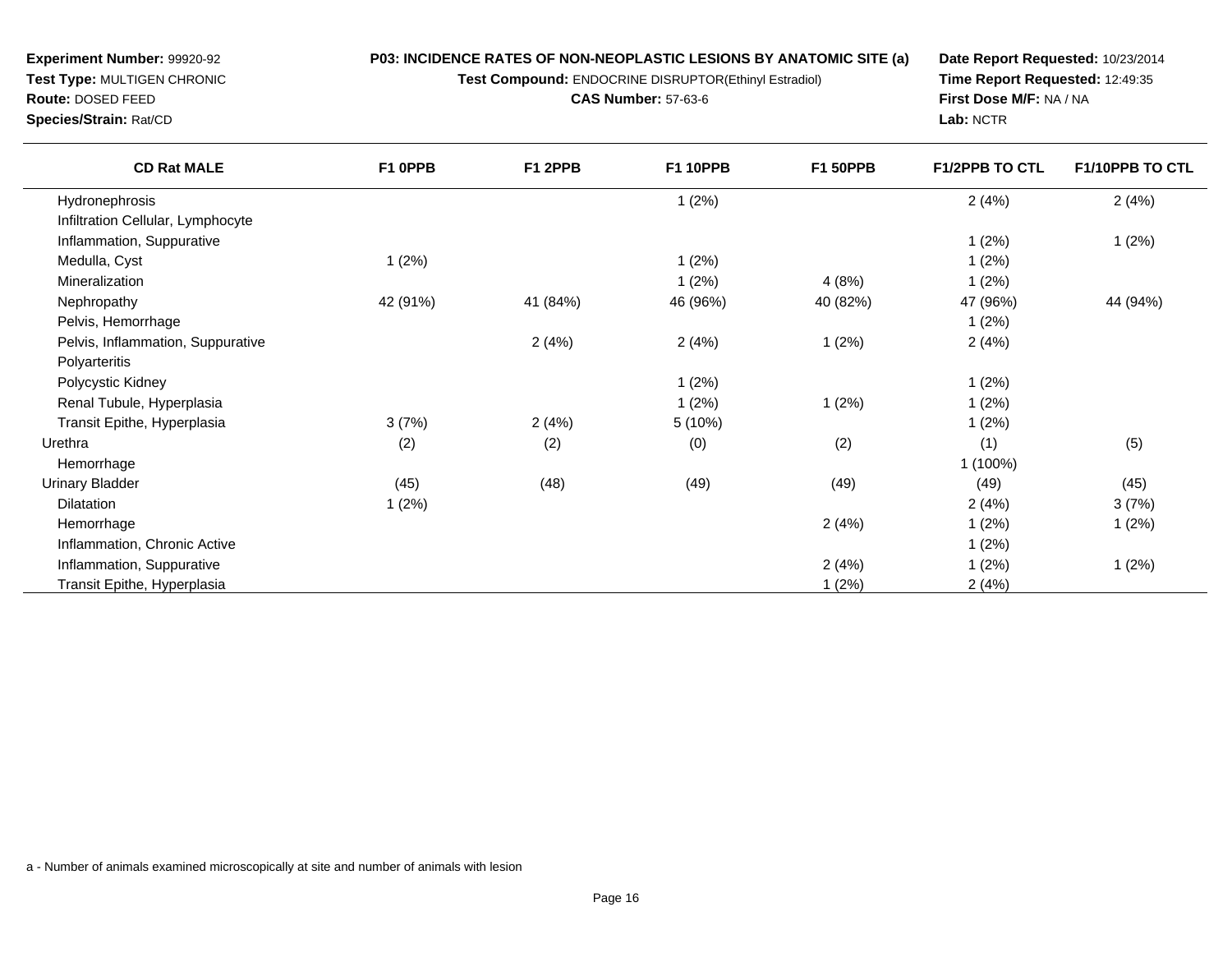**Experiment Number:** 99920-92
**Test Type:** MULTIGEN CHRONIC
**Route:** DOSED FEED
**Species/Strain:** Rat/CD

**P03: INCIDENCE RATES OF NON-NEOPLASTIC LESIONS BY ANATOMIC SITE (a)**
**Test Compound:** ENDOCRINE DISRUPTOR(Ethinyl Estradiol)
**CAS Number:** 57-63-6

**Date Report Requested:** 10/23/2014
**Time Report Requested:** 12:49:35
**First Dose M/F:** NA / NA
**Lab:** NCTR

| CD Rat MALE | F1 0PPB | F1 2PPB | F1 10PPB | F1 50PPB | F1/2PPB TO CTL | F1/10PPB TO CTL |
|---|---|---|---|---|---|---|
| Hydronephrosis | | | 1 (2%) | | 2 (4%) | 2 (4%) |
| Infiltration Cellular, Lymphocyte | | | | | | |
| Inflammation, Suppurative | | | | | 1 (2%) | 1 (2%) |
| Medulla, Cyst | 1 (2%) | | 1 (2%) | | 1 (2%) | |
| Mineralization | | | 1 (2%) | 4 (8%) | 1 (2%) | |
| Nephropathy | 42 (91%) | 41 (84%) | 46 (96%) | 40 (82%) | 47 (96%) | 44 (94%) |
| Pelvis, Hemorrhage | | | | | 1 (2%) | |
| Pelvis, Inflammation, Suppurative | | 2 (4%) | 2 (4%) | 1 (2%) | 2 (4%) | |
| Polyarteritis | | | | | | |
| Polycystic Kidney | | | 1 (2%) | | 1 (2%) | |
| Renal Tubule, Hyperplasia | | | 1 (2%) | 1 (2%) | 1 (2%) | |
| Transit Epithe, Hyperplasia | 3 (7%) | 2 (4%) | 5 (10%) | | 1 (2%) | |
| Urethra | (2) | (2) | (0) | (2) | (1) | (5) |
| Hemorrhage | | | | | 1 (100%) | |
| Urinary Bladder | (45) | (48) | (49) | (49) | (49) | (45) |
| Dilatation | 1 (2%) | | | | 2 (4%) | 3 (7%) |
| Hemorrhage | | | | 2 (4%) | 1 (2%) | 1 (2%) |
| Inflammation, Chronic Active | | | | | 1 (2%) | |
| Inflammation, Suppurative | | | | 2 (4%) | 1 (2%) | 1 (2%) |
| Transit Epithe, Hyperplasia | | | | 1 (2%) | 2 (4%) | |

a - Number of animals examined microscopically at site and number of animals with lesion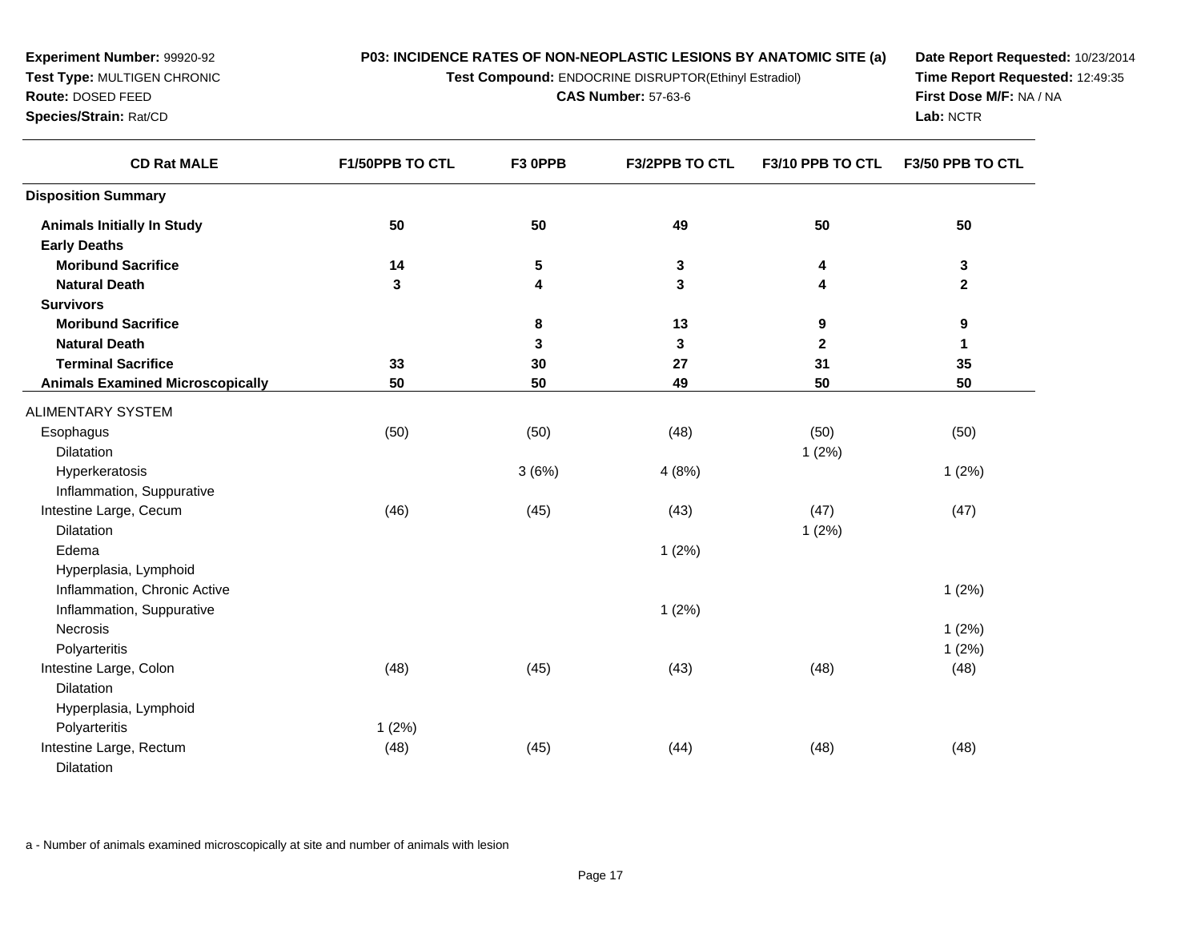**Experiment Number:** 99920-92
**Test Type:** MULTIGEN CHRONIC
**Route:** DOSED FEED
**Species/Strain:** Rat/CD

**P03: INCIDENCE RATES OF NON-NEOPLASTIC LESIONS BY ANATOMIC SITE (a)**
**Test Compound:** ENDOCRINE DISRUPTOR(Ethinyl Estradiol)
**CAS Number:** 57-63-6

**Date Report Requested:** 10/23/2014
**Time Report Requested:** 12:49:35
**First Dose M/F:** NA / NA
**Lab:** NCTR

| CD Rat MALE | F1/50PPB TO CTL | F3 0PPB | F3/2PPB TO CTL | F3/10 PPB TO CTL | F3/50 PPB TO CTL |
|---|---|---|---|---|---|
| **Disposition Summary** | | | | | |
| **Animals Initially In Study** | **50** | **50** | **49** | **50** | **50** |
| **Early Deaths** | | | | | |
| **Moribund Sacrifice** | **14** | **5** | **3** | **4** | **3** |
| **Natural Death** | **3** | **4** | **3** | **4** | **2** |
| **Survivors** | | | | | |
| **Moribund Sacrifice** | | **8** | **13** | **9** | **9** |
| **Natural Death** | | **3** | **3** | **2** | **1** |
| **Terminal Sacrifice** | **33** | **30** | **27** | **31** | **35** |
| **Animals Examined Microscopically** | **50** | **50** | **49** | **50** | **50** |
| ALIMENTARY SYSTEM | | | | | |
| Esophagus | (50) | (50) | (48) | (50) | (50) |
| Dilatation | | | | 1 (2%) | |
| Hyperkeratosis | | 3 (6%) | 4 (8%) | | 1 (2%) |
| Inflammation, Suppurative | | | | | |
| Intestine Large, Cecum | (46) | (45) | (43) | (47) | (47) |
| Dilatation | | | | 1 (2%) | |
| Edema | | | 1 (2%) | | |
| Hyperplasia, Lymphoid | | | | | |
| Inflammation, Chronic Active | | | | | 1 (2%) |
| Inflammation, Suppurative | | | 1 (2%) | | |
| Necrosis | | | | | 1 (2%) |
| Polyarteritis | | | | | 1 (2%) |
| Intestine Large, Colon | (48) | (45) | (43) | (48) | (48) |
| Dilatation | | | | | |
| Hyperplasia, Lymphoid | | | | | |
| Polyarteritis | 1 (2%) | | | | |
| Intestine Large, Rectum | (48) | (45) | (44) | (48) | (48) |
| Dilatation | | | | | |

a - Number of animals examined microscopically at site and number of animals with lesion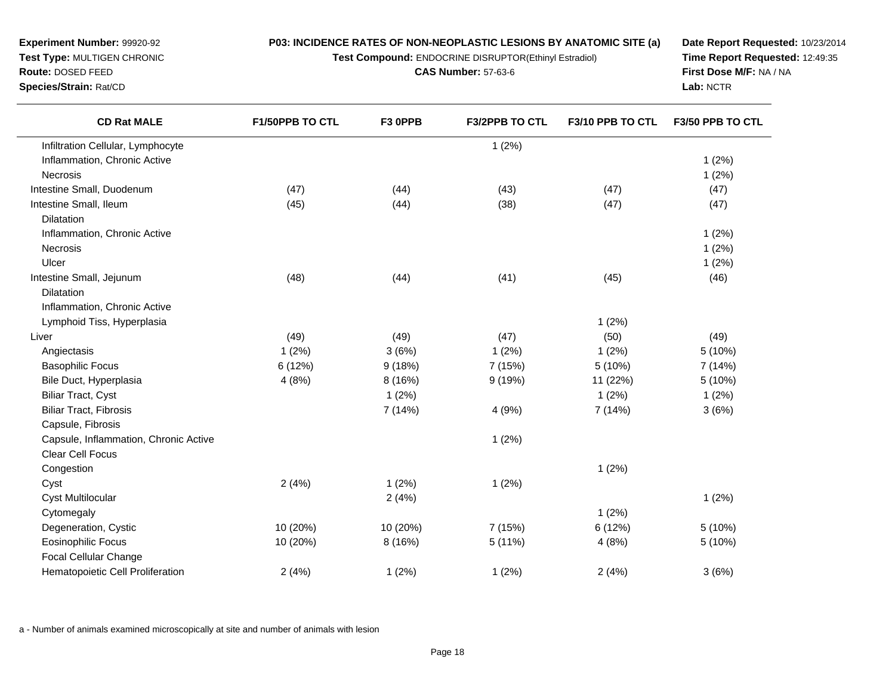**Experiment Number:** 99920-92
**Test Type:** MULTIGEN CHRONIC
**Route:** DOSED FEED
**Species/Strain:** Rat/CD

**P03: INCIDENCE RATES OF NON-NEOPLASTIC LESIONS BY ANATOMIC SITE (a)**
**Test Compound:** ENDOCRINE DISRUPTOR(Ethinyl Estradiol)
**CAS Number:** 57-63-6

**Date Report Requested:** 10/23/2014
**Time Report Requested:** 12:49:35
**First Dose M/F:** NA / NA
**Lab:** NCTR

| CD Rat MALE | F1/50PPB TO CTL | F3 0PPB | F3/2PPB TO CTL | F3/10 PPB TO CTL | F3/50 PPB TO CTL |
|---|---|---|---|---|---|
| Infiltration Cellular, Lymphocyte | | | 1 (2%) | | |
| Inflammation, Chronic Active | | | | | 1 (2%) |
| Necrosis | | | | | 1 (2%) |
| Intestine Small, Duodenum | (47) | (44) | (43) | (47) | (47) |
| Intestine Small, Ileum | (45) | (44) | (38) | (47) | (47) |
| Dilatation | | | | | |
| Inflammation, Chronic Active | | | | | 1 (2%) |
| Necrosis | | | | | 1 (2%) |
| Ulcer | | | | | 1 (2%) |
| Intestine Small, Jejunum | (48) | (44) | (41) | (45) | (46) |
| Dilatation | | | | | |
| Inflammation, Chronic Active | | | | | |
| Lymphoid Tiss, Hyperplasia | | | | 1 (2%) | |
| Liver | (49) | (49) | (47) | (50) | (49) |
| Angiectasis | 1 (2%) | 3 (6%) | 1 (2%) | 1 (2%) | 5 (10%) |
| Basophilic Focus | 6 (12%) | 9 (18%) | 7 (15%) | 5 (10%) | 7 (14%) |
| Bile Duct, Hyperplasia | 4 (8%) | 8 (16%) | 9 (19%) | 11 (22%) | 5 (10%) |
| Biliar Tract, Cyst | | 1 (2%) | | 1 (2%) | 1 (2%) |
| Biliar Tract, Fibrosis | | 7 (14%) | 4 (9%) | 7 (14%) | 3 (6%) |
| Capsule, Fibrosis | | | | | |
| Capsule, Inflammation, Chronic Active | | | 1 (2%) | | |
| Clear Cell Focus | | | | | |
| Congestion | | | | 1 (2%) | |
| Cyst | 2 (4%) | 1 (2%) | 1 (2%) | | |
| Cyst Multilocular | | 2 (4%) | | | 1 (2%) |
| Cytomegaly | | | | 1 (2%) | |
| Degeneration, Cystic | 10 (20%) | 10 (20%) | 7 (15%) | 6 (12%) | 5 (10%) |
| Eosinophilic Focus | 10 (20%) | 8 (16%) | 5 (11%) | 4 (8%) | 5 (10%) |
| Focal Cellular Change | | | | | |
| Hematopoietic Cell Proliferation | 2 (4%) | 1 (2%) | 1 (2%) | 2 (4%) | 3 (6%) |

a - Number of animals examined microscopically at site and number of animals with lesion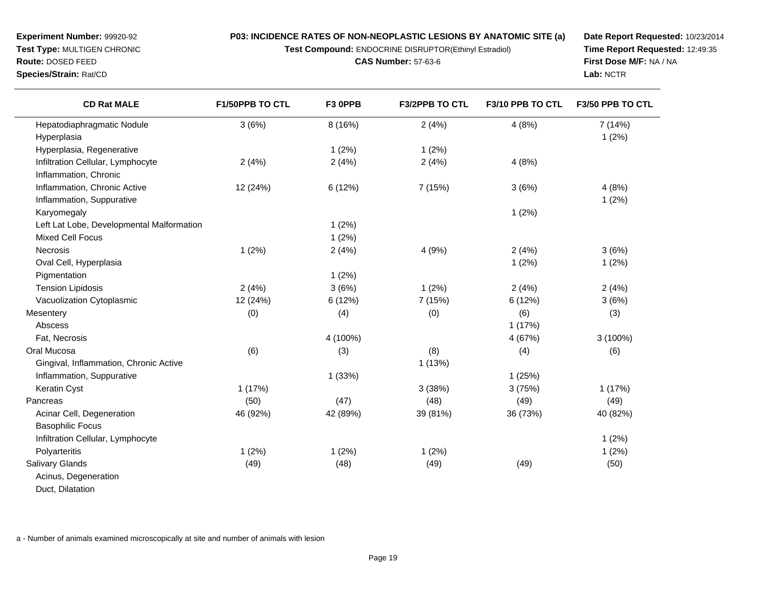**Experiment Number:** 99920-92
**Test Type:** MULTIGEN CHRONIC
**Route:** DOSED FEED
**Species/Strain:** Rat/CD

**P03: INCIDENCE RATES OF NON-NEOPLASTIC LESIONS BY ANATOMIC SITE (a)**
**Test Compound:** ENDOCRINE DISRUPTOR(Ethinyl Estradiol)
**CAS Number:** 57-63-6

**Date Report Requested:** 10/23/2014
**Time Report Requested:** 12:49:35
**First Dose M/F:** NA / NA
**Lab:** NCTR

| CD Rat MALE | F1/50PPB TO CTL | F3 0PPB | F3/2PPB TO CTL | F3/10 PPB TO CTL | F3/50 PPB TO CTL |
|---|---|---|---|---|---|
| Hepatodiaphragmatic Nodule | 3 (6%) | 8 (16%) | 2 (4%) | 4 (8%) | 7 (14%) |
| Hyperplasia | | | | | 1 (2%) |
| Hyperplasia, Regenerative | | 1 (2%) | 1 (2%) | | |
| Infiltration Cellular, Lymphocyte | 2 (4%) | 2 (4%) | 2 (4%) | 4 (8%) | |
| Inflammation, Chronic | | | | | |
| Inflammation, Chronic Active | 12 (24%) | 6 (12%) | 7 (15%) | 3 (6%) | 4 (8%) |
| Inflammation, Suppurative | | | | | 1 (2%) |
| Karyomegaly | | | | 1 (2%) | |
| Left Lat Lobe, Developmental Malformation | | 1 (2%) | | | |
| Mixed Cell Focus | | 1 (2%) | | | |
| Necrosis | 1 (2%) | 2 (4%) | 4 (9%) | 2 (4%) | 3 (6%) |
| Oval Cell, Hyperplasia | | | | 1 (2%) | 1 (2%) |
| Pigmentation | | 1 (2%) | | | |
| Tension Lipidosis | 2 (4%) | 3 (6%) | 1 (2%) | 2 (4%) | 2 (4%) |
| Vacuolization Cytoplasmic | 12 (24%) | 6 (12%) | 7 (15%) | 6 (12%) | 3 (6%) |
| Mesentery | (0) | (4) | (0) | (6) | (3) |
| Abscess | | | | 1 (17%) | |
| Fat, Necrosis | | 4 (100%) | | 4 (67%) | 3 (100%) |
| Oral Mucosa | (6) | (3) | (8) | (4) | (6) |
| Gingival, Inflammation, Chronic Active | | | 1 (13%) | | |
| Inflammation, Suppurative | | 1 (33%) | | 1 (25%) | |
| Keratin Cyst | 1 (17%) | | 3 (38%) | 3 (75%) | 1 (17%) |
| Pancreas | (50) | (47) | (48) | (49) | (49) |
| Acinar Cell, Degeneration | 46 (92%) | 42 (89%) | 39 (81%) | 36 (73%) | 40 (82%) |
| Basophilic Focus | | | | | |
| Infiltration Cellular, Lymphocyte | | | | | 1 (2%) |
| Polyarteritis | 1 (2%) | 1 (2%) | 1 (2%) | | 1 (2%) |
| Salivary Glands | (49) | (48) | (49) | (49) | (50) |
| Acinus, Degeneration | | | | | |
| Duct, Dilatation | | | | | |

a - Number of animals examined microscopically at site and number of animals with lesion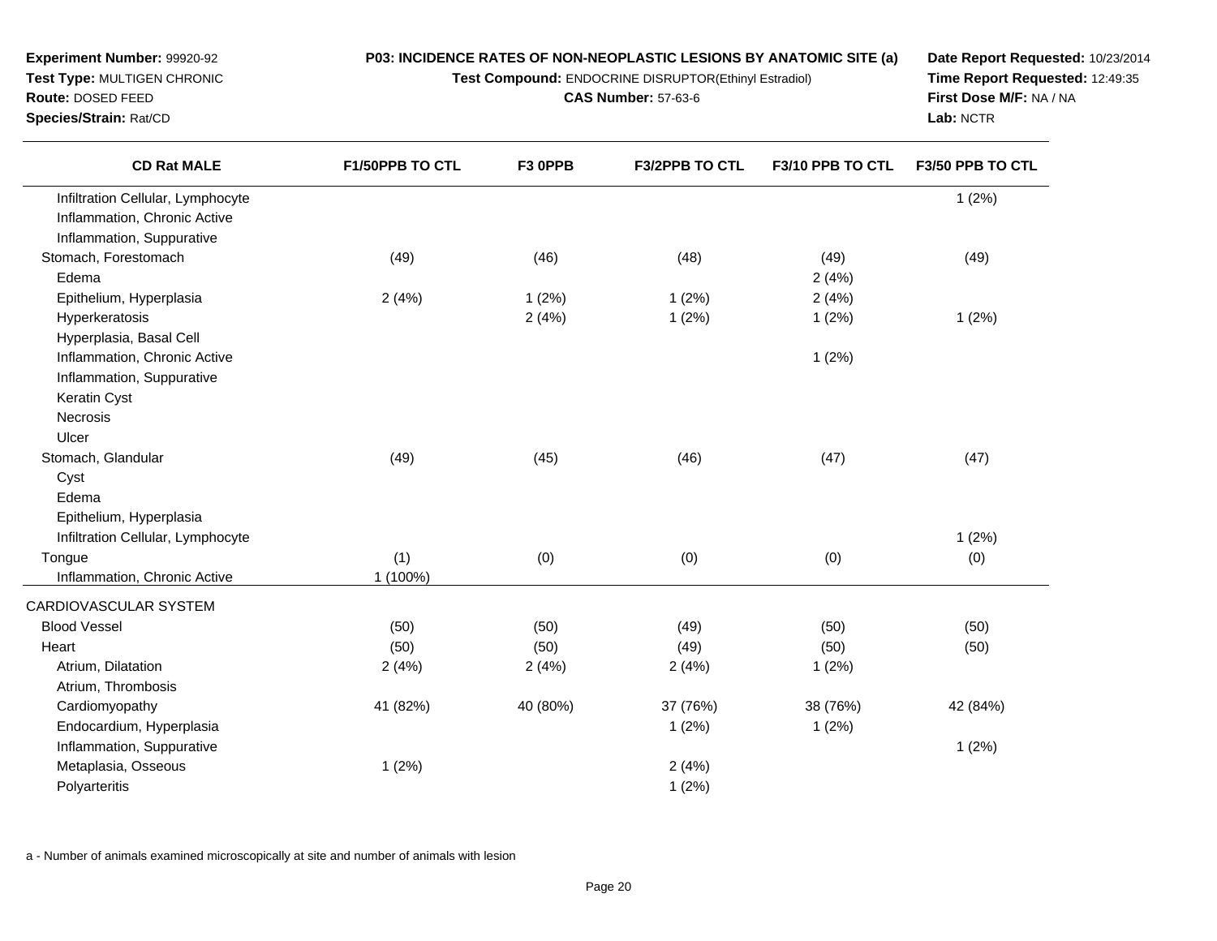**Experiment Number:** 99920-92
**Test Type:** MULTIGEN CHRONIC
**Route:** DOSED FEED
**Species/Strain:** Rat/CD

**P03: INCIDENCE RATES OF NON-NEOPLASTIC LESIONS BY ANATOMIC SITE (a)**
**Test Compound:** ENDOCRINE DISRUPTOR(Ethinyl Estradiol)
**CAS Number:** 57-63-6

**Date Report Requested:** 10/23/2014
**Time Report Requested:** 12:49:35
**First Dose M/F:** NA / NA
**Lab:** NCTR

| CD Rat MALE | F1/50PPB TO CTL | F3 0PPB | F3/2PPB TO CTL | F3/10 PPB TO CTL | F3/50 PPB TO CTL |
|---|---|---|---|---|---|
| Infiltration Cellular, Lymphocyte | | | | | 1 (2%) |
| Inflammation, Chronic Active | | | | | |
| Inflammation, Suppurative | | | | | |
| Stomach, Forestomach | (49) | (46) | (48) | (49) | (49) |
| Edema | | | | 2 (4%) | |
| Epithelium, Hyperplasia | 2 (4%) | 1 (2%) | 1 (2%) | 2 (4%) | |
| Hyperkeratosis | | 2 (4%) | 1 (2%) | 1 (2%) | 1 (2%) |
| Hyperplasia, Basal Cell | | | | | |
| Inflammation, Chronic Active | | | | 1 (2%) | |
| Inflammation, Suppurative | | | | | |
| Keratin Cyst | | | | | |
| Necrosis | | | | | |
| Ulcer | | | | | |
| Stomach, Glandular | (49) | (45) | (46) | (47) | (47) |
| Cyst | | | | | |
| Edema | | | | | |
| Epithelium, Hyperplasia | | | | | |
| Infiltration Cellular, Lymphocyte | | | | | 1 (2%) |
| Tongue | (1) | (0) | (0) | (0) | (0) |
| Inflammation, Chronic Active | 1 (100%) | | | | |
| CARDIOVASCULAR SYSTEM | | | | | |
| Blood Vessel | (50) | (50) | (49) | (50) | (50) |
| Heart | (50) | (50) | (49) | (50) | (50) |
| Atrium, Dilatation | 2 (4%) | 2 (4%) | 2 (4%) | 1 (2%) | |
| Atrium, Thrombosis | | | | | |
| Cardiomyopathy | 41 (82%) | 40 (80%) | 37 (76%) | 38 (76%) | 42 (84%) |
| Endocardium, Hyperplasia | | | 1 (2%) | 1 (2%) | |
| Inflammation, Suppurative | | | | | 1 (2%) |
| Metaplasia, Osseous | 1 (2%) | | 2 (4%) | | |
| Polyarteritis | | | 1 (2%) | | |

a - Number of animals examined microscopically at site and number of animals with lesion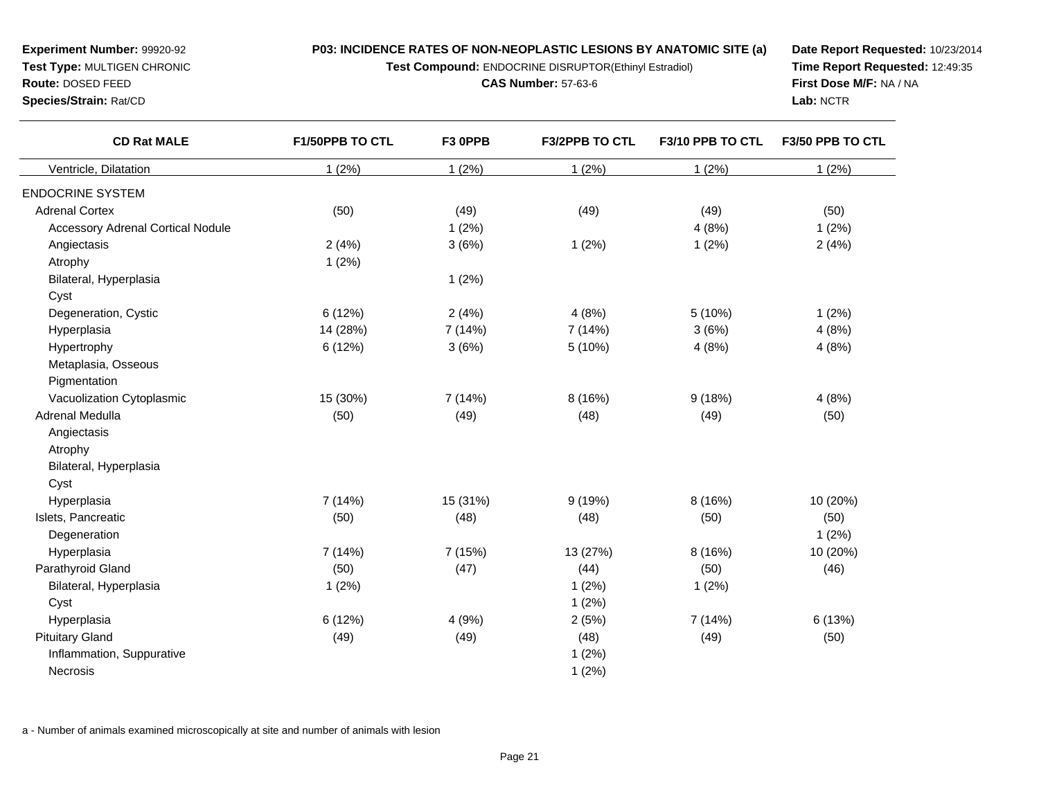**Experiment Number:** 99920-92
**Test Type:** MULTIGEN CHRONIC
**Route:** DOSED FEED
**Species/Strain:** Rat/CD

**P03: INCIDENCE RATES OF NON-NEOPLASTIC LESIONS BY ANATOMIC SITE (a)**
**Test Compound:** ENDOCRINE DISRUPTOR(Ethinyl Estradiol)
**CAS Number:** 57-63-6

**Date Report Requested:** 10/23/2014
**Time Report Requested:** 12:49:35
**First Dose M/F:** NA / NA
**Lab:** NCTR

| CD Rat MALE | F1/50PPB TO CTL | F3 0PPB | F3/2PPB TO CTL | F3/10 PPB TO CTL | F3/50 PPB TO CTL |
|---|---|---|---|---|---|
| Ventricle, Dilatation | 1 (2%) | 1 (2%) | 1 (2%) | 1 (2%) | 1 (2%) |
| ENDOCRINE SYSTEM | | | | | |
| Adrenal Cortex | (50) | (49) | (49) | (49) | (50) |
| Accessory Adrenal Cortical Nodule | | 1 (2%) | | 4 (8%) | 1 (2%) |
| Angiectasis | 2 (4%) | 3 (6%) | 1 (2%) | 1 (2%) | 2 (4%) |
| Atrophy | 1 (2%) | | | | |
| Bilateral, Hyperplasia | | 1 (2%) | | | |
| Cyst | | | | | |
| Degeneration, Cystic | 6 (12%) | 2 (4%) | 4 (8%) | 5 (10%) | 1 (2%) |
| Hyperplasia | 14 (28%) | 7 (14%) | 7 (14%) | 3 (6%) | 4 (8%) |
| Hypertrophy | 6 (12%) | 3 (6%) | 5 (10%) | 4 (8%) | 4 (8%) |
| Metaplasia, Osseous | | | | | |
| Pigmentation | | | | | |
| Vacuolization Cytoplasmic | 15 (30%) | 7 (14%) | 8 (16%) | 9 (18%) | 4 (8%) |
| Adrenal Medulla | (50) | (49) | (48) | (49) | (50) |
| Angiectasis | | | | | |
| Atrophy | | | | | |
| Bilateral, Hyperplasia | | | | | |
| Cyst | | | | | |
| Hyperplasia | 7 (14%) | 15 (31%) | 9 (19%) | 8 (16%) | 10 (20%) |
| Islets, Pancreatic | (50) | (48) | (48) | (50) | (50) |
| Degeneration | | | | | 1 (2%) |
| Hyperplasia | 7 (14%) | 7 (15%) | 13 (27%) | 8 (16%) | 10 (20%) |
| Parathyroid Gland | (50) | (47) | (44) | (50) | (46) |
| Bilateral, Hyperplasia | 1 (2%) | | 1 (2%) | 1 (2%) | |
| Cyst | | | 1 (2%) | | |
| Hyperplasia | 6 (12%) | 4 (9%) | 2 (5%) | 7 (14%) | 6 (13%) |
| Pituitary Gland | (49) | (49) | (48) | (49) | (50) |
| Inflammation, Suppurative | | | 1 (2%) | | |
| Necrosis | | | 1 (2%) | | |

a - Number of animals examined microscopically at site and number of animals with lesion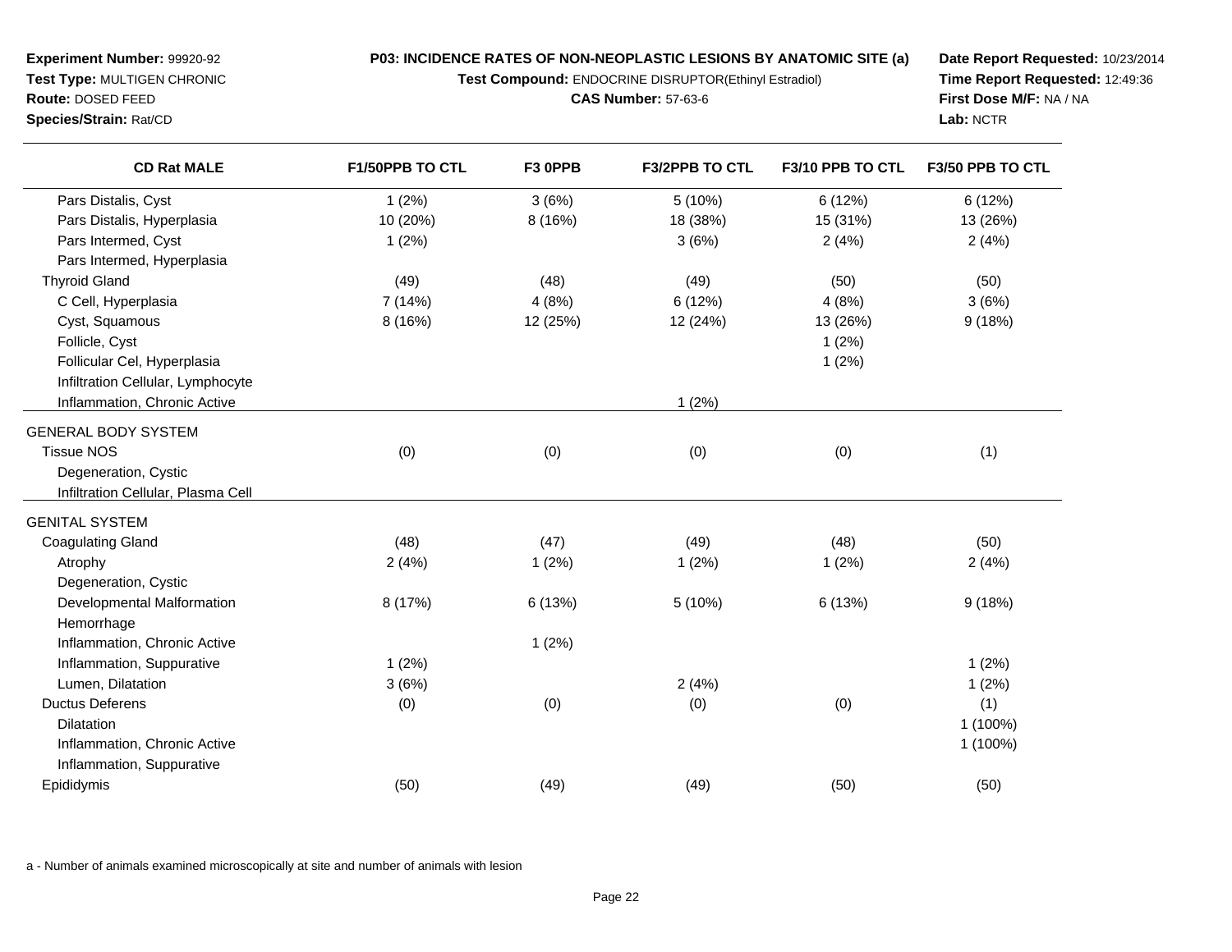**Experiment Number:** 99920-92
**Test Type:** MULTIGEN CHRONIC
**Route:** DOSED FEED
**Species/Strain:** Rat/CD

**P03: INCIDENCE RATES OF NON-NEOPLASTIC LESIONS BY ANATOMIC SITE (a)**
**Test Compound:** ENDOCRINE DISRUPTOR(Ethinyl Estradiol)
**CAS Number:** 57-63-6

**Date Report Requested:** 10/23/2014
**Time Report Requested:** 12:49:36
**First Dose M/F:** NA / NA
**Lab:** NCTR

| CD Rat MALE | F1/50PPB TO CTL | F3 0PPB | F3/2PPB TO CTL | F3/10 PPB TO CTL | F3/50 PPB TO CTL |
|---|---|---|---|---|---|
| Pars Distalis, Cyst | 1 (2%) | 3 (6%) | 5 (10%) | 6 (12%) | 6 (12%) |
| Pars Distalis, Hyperplasia | 10 (20%) | 8 (16%) | 18 (38%) | 15 (31%) | 13 (26%) |
| Pars Intermed, Cyst | 1 (2%) | | 3 (6%) | 2 (4%) | 2 (4%) |
| Pars Intermed, Hyperplasia | | | | | |
| Thyroid Gland | (49) | (48) | (49) | (50) | (50) |
| C Cell, Hyperplasia | 7 (14%) | 4 (8%) | 6 (12%) | 4 (8%) | 3 (6%) |
| Cyst, Squamous | 8 (16%) | 12 (25%) | 12 (24%) | 13 (26%) | 9 (18%) |
| Follicle, Cyst | | | | 1 (2%) | |
| Follicular Cel, Hyperplasia | | | | 1 (2%) | |
| Infiltration Cellular, Lymphocyte | | | | | |
| Inflammation, Chronic Active | | | 1 (2%) | | |
| GENERAL BODY SYSTEM | | | | | |
| Tissue NOS | (0) | (0) | (0) | (0) | (1) |
| Degeneration, Cystic | | | | | |
| Infiltration Cellular, Plasma Cell | | | | | |
| GENITAL SYSTEM | | | | | |
| Coagulating Gland | (48) | (47) | (49) | (48) | (50) |
| Atrophy | 2 (4%) | 1 (2%) | 1 (2%) | 1 (2%) | 2 (4%) |
| Degeneration, Cystic | | | | | |
| Developmental Malformation | 8 (17%) | 6 (13%) | 5 (10%) | 6 (13%) | 9 (18%) |
| Hemorrhage | | | | | |
| Inflammation, Chronic Active | | 1 (2%) | | | |
| Inflammation, Suppurative | 1 (2%) | | | | 1 (2%) |
| Lumen, Dilatation | 3 (6%) | | 2 (4%) | | 1 (2%) |
| Ductus Deferens | (0) | (0) | (0) | (0) | (1) |
| Dilatation | | | | | 1 (100%) |
| Inflammation, Chronic Active | | | | | 1 (100%) |
| Inflammation, Suppurative | | | | | |
| Epididymis | (50) | (49) | (49) | (50) | (50) |

a - Number of animals examined microscopically at site and number of animals with lesion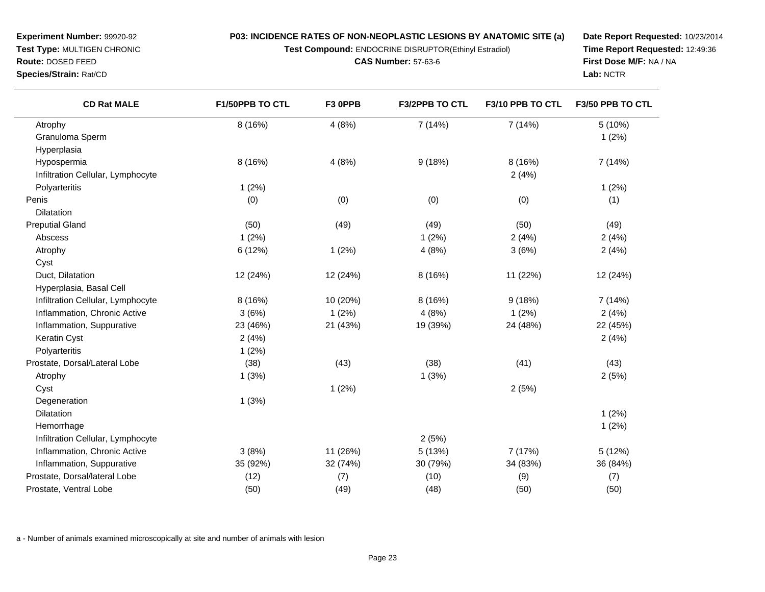**Experiment Number:** 99920-92
**Test Type:** MULTIGEN CHRONIC
**Route:** DOSED FEED
**Species/Strain:** Rat/CD

**P03: INCIDENCE RATES OF NON-NEOPLASTIC LESIONS BY ANATOMIC SITE (a)**
**Test Compound:** ENDOCRINE DISRUPTOR(Ethinyl Estradiol)
**CAS Number:** 57-63-6

**Date Report Requested:** 10/23/2014
**Time Report Requested:** 12:49:36
**First Dose M/F:** NA / NA
**Lab:** NCTR

| CD Rat MALE | F1/50PPB TO CTL | F3 0PPB | F3/2PPB TO CTL | F3/10 PPB TO CTL | F3/50 PPB TO CTL |
|---|---|---|---|---|---|
| Atrophy | 8 (16%) | 4 (8%) | 7 (14%) | 7 (14%) | 5 (10%) |
| Granuloma Sperm | | | | | 1 (2%) |
| Hyperplasia | | | | | |
| Hypospermia | 8 (16%) | 4 (8%) | 9 (18%) | 8 (16%) | 7 (14%) |
| Infiltration Cellular, Lymphocyte | | | | 2 (4%) | |
| Polyarteritis | 1 (2%) | | | | 1 (2%) |
| Penis | (0) | (0) | (0) | (0) | (1) |
| Dilatation | | | | | |
| Preputial Gland | (50) | (49) | (49) | (50) | (49) |
| Abscess | 1 (2%) | | 1 (2%) | 2 (4%) | 2 (4%) |
| Atrophy | 6 (12%) | 1 (2%) | 4 (8%) | 3 (6%) | 2 (4%) |
| Cyst | | | | | |
| Duct, Dilatation | 12 (24%) | 12 (24%) | 8 (16%) | 11 (22%) | 12 (24%) |
| Hyperplasia, Basal Cell | | | | | |
| Infiltration Cellular, Lymphocyte | 8 (16%) | 10 (20%) | 8 (16%) | 9 (18%) | 7 (14%) |
| Inflammation, Chronic Active | 3 (6%) | 1 (2%) | 4 (8%) | 1 (2%) | 2 (4%) |
| Inflammation, Suppurative | 23 (46%) | 21 (43%) | 19 (39%) | 24 (48%) | 22 (45%) |
| Keratin Cyst | 2 (4%) | | | | 2 (4%) |
| Polyarteritis | 1 (2%) | | | | |
| Prostate, Dorsal/Lateral Lobe | (38) | (43) | (38) | (41) | (43) |
| Atrophy | 1 (3%) | | 1 (3%) | | 2 (5%) |
| Cyst | | 1 (2%) | | 2 (5%) | |
| Degeneration | 1 (3%) | | | | |
| Dilatation | | | | | 1 (2%) |
| Hemorrhage | | | | | 1 (2%) |
| Infiltration Cellular, Lymphocyte | | | 2 (5%) | | |
| Inflammation, Chronic Active | 3 (8%) | 11 (26%) | 5 (13%) | 7 (17%) | 5 (12%) |
| Inflammation, Suppurative | 35 (92%) | 32 (74%) | 30 (79%) | 34 (83%) | 36 (84%) |
| Prostate, Dorsal/lateral Lobe | (12) | (7) | (10) | (9) | (7) |
| Prostate, Ventral Lobe | (50) | (49) | (48) | (50) | (50) |

a - Number of animals examined microscopically at site and number of animals with lesion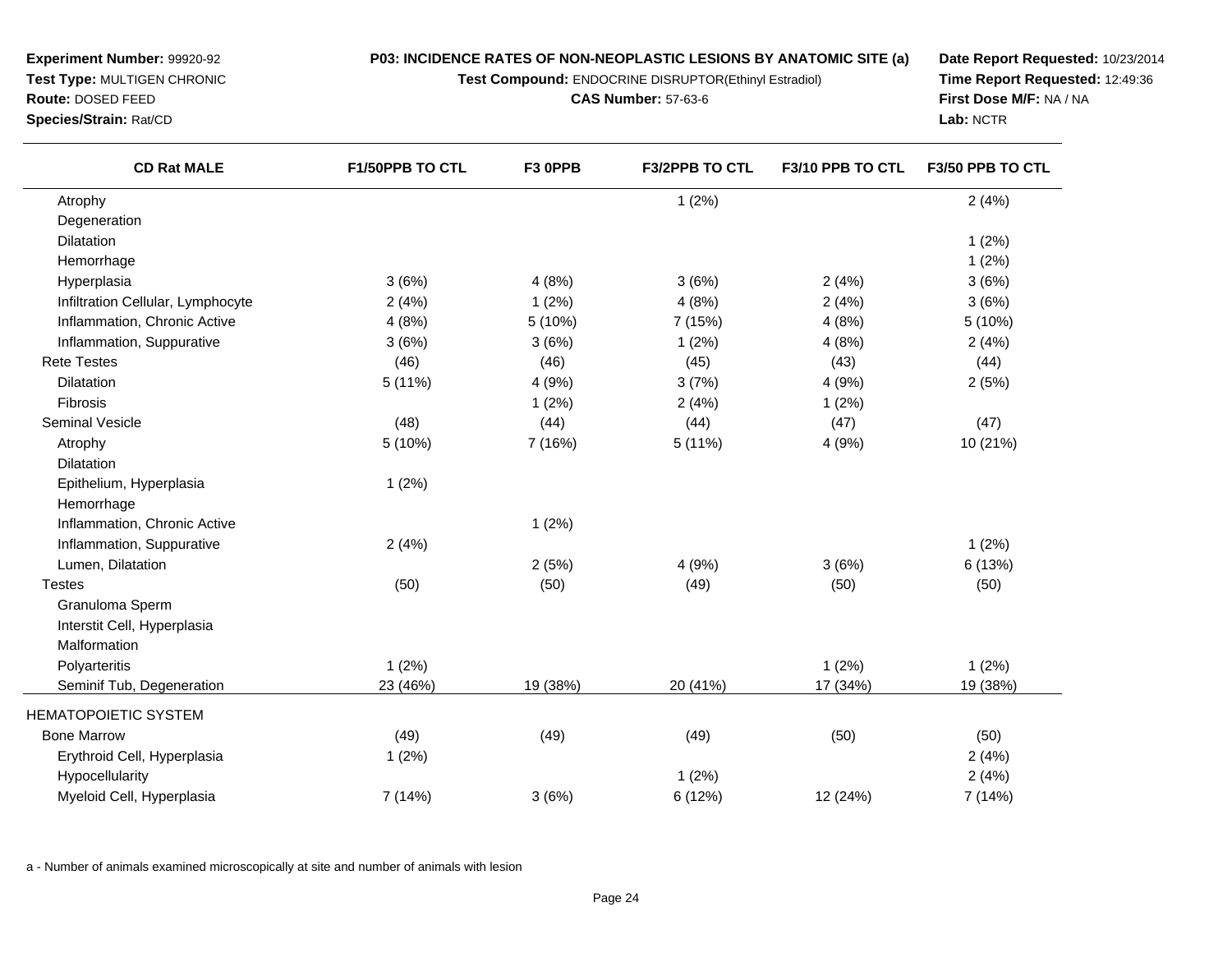**Experiment Number:** 99920-92
**Test Type:** MULTIGEN CHRONIC
**Route:** DOSED FEED
**Species/Strain:** Rat/CD

**P03: INCIDENCE RATES OF NON-NEOPLASTIC LESIONS BY ANATOMIC SITE (a)**
**Test Compound:** ENDOCRINE DISRUPTOR(Ethinyl Estradiol)
**CAS Number:** 57-63-6

**Date Report Requested:** 10/23/2014
**Time Report Requested:** 12:49:36
**First Dose M/F:** NA / NA
**Lab:** NCTR

| CD Rat MALE | F1/50PPB TO CTL | F3 0PPB | F3/2PPB TO CTL | F3/10 PPB TO CTL | F3/50 PPB TO CTL |
|---|---|---|---|---|---|
| Atrophy | | | 1 (2%) | | 2 (4%) |
| Degeneration | | | | | |
| Dilatation | | | | | 1 (2%) |
| Hemorrhage | | | | | 1 (2%) |
| Hyperplasia | 3 (6%) | 4 (8%) | 3 (6%) | 2 (4%) | 3 (6%) |
| Infiltration Cellular, Lymphocyte | 2 (4%) | 1 (2%) | 4 (8%) | 2 (4%) | 3 (6%) |
| Inflammation, Chronic Active | 4 (8%) | 5 (10%) | 7 (15%) | 4 (8%) | 5 (10%) |
| Inflammation, Suppurative | 3 (6%) | 3 (6%) | 1 (2%) | 4 (8%) | 2 (4%) |
| Rete Testes | (46) | (46) | (45) | (43) | (44) |
| Dilatation | 5 (11%) | 4 (9%) | 3 (7%) | 4 (9%) | 2 (5%) |
| Fibrosis | | 1 (2%) | 2 (4%) | 1 (2%) | |
| Seminal Vesicle | (48) | (44) | (44) | (47) | (47) |
| Atrophy | 5 (10%) | 7 (16%) | 5 (11%) | 4 (9%) | 10 (21%) |
| Dilatation | | | | | |
| Epithelium, Hyperplasia | 1 (2%) | | | | |
| Hemorrhage | | | | | |
| Inflammation, Chronic Active | | 1 (2%) | | | |
| Inflammation, Suppurative | 2 (4%) | | | | 1 (2%) |
| Lumen, Dilatation | | 2 (5%) | 4 (9%) | 3 (6%) | 6 (13%) |
| Testes | (50) | (50) | (49) | (50) | (50) |
| Granuloma Sperm | | | | | |
| Interstit Cell, Hyperplasia | | | | | |
| Malformation | | | | | |
| Polyarteritis | 1 (2%) | | | 1 (2%) | 1 (2%) |
| Seminif Tub, Degeneration | 23 (46%) | 19 (38%) | 20 (41%) | 17 (34%) | 19 (38%) |
| HEMATOPOIETIC SYSTEM | | | | | |
| Bone Marrow | (49) | (49) | (49) | (50) | (50) |
| Erythroid Cell, Hyperplasia | 1 (2%) | | | | 2 (4%) |
| Hypocellularity | | | 1 (2%) | | 2 (4%) |
| Myeloid Cell, Hyperplasia | 7 (14%) | 3 (6%) | 6 (12%) | 12 (24%) | 7 (14%) |

a - Number of animals examined microscopically at site and number of animals with lesion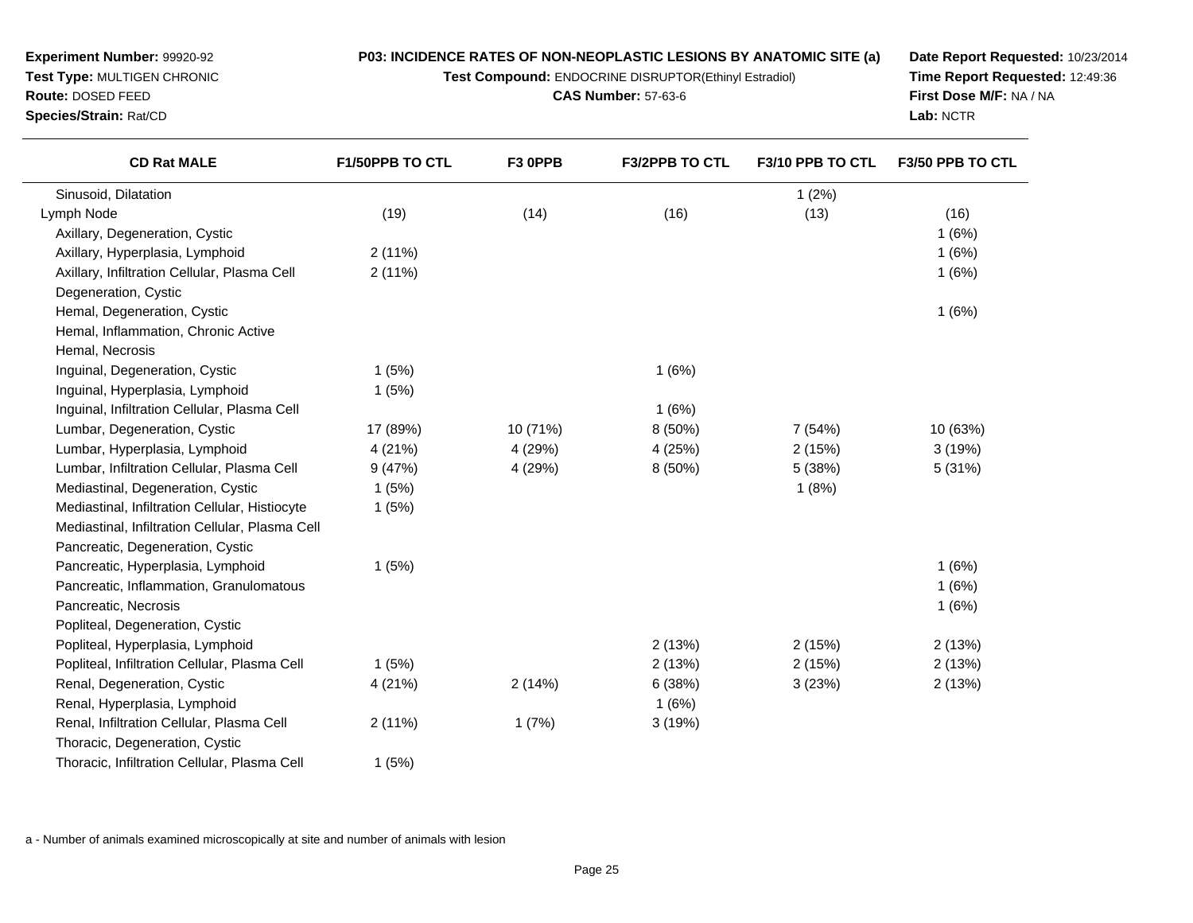**Experiment Number:** 99920-92
**Test Type:** MULTIGEN CHRONIC
**Route:** DOSED FEED
**Species/Strain:** Rat/CD

**P03: INCIDENCE RATES OF NON-NEOPLASTIC LESIONS BY ANATOMIC SITE (a)**
**Test Compound:** ENDOCRINE DISRUPTOR(Ethinyl Estradiol)
**CAS Number:** 57-63-6

**Date Report Requested:** 10/23/2014
**Time Report Requested:** 12:49:36
**First Dose M/F:** NA / NA
**Lab:** NCTR

| CD Rat MALE | F1/50PPB TO CTL | F3 0PPB | F3/2PPB TO CTL | F3/10 PPB TO CTL | F3/50 PPB TO CTL |
|---|---|---|---|---|---|
| Sinusoid, Dilatation | | | | 1 (2%) | |
| Lymph Node | (19) | (14) | (16) | (13) | (16) |
| Axillary, Degeneration, Cystic | | | | | 1 (6%) |
| Axillary, Hyperplasia, Lymphoid | 2 (11%) | | | | 1 (6%) |
| Axillary, Infiltration Cellular, Plasma Cell | 2 (11%) | | | | 1 (6%) |
| Degeneration, Cystic | | | | | |
| Hemal, Degeneration, Cystic | | | | | 1 (6%) |
| Hemal, Inflammation, Chronic Active | | | | | |
| Hemal, Necrosis | | | | | |
| Inguinal, Degeneration, Cystic | 1 (5%) | | 1 (6%) | | |
| Inguinal, Hyperplasia, Lymphoid | 1 (5%) | | | | |
| Inguinal, Infiltration Cellular, Plasma Cell | | | 1 (6%) | | |
| Lumbar, Degeneration, Cystic | 17 (89%) | 10 (71%) | 8 (50%) | 7 (54%) | 10 (63%) |
| Lumbar, Hyperplasia, Lymphoid | 4 (21%) | 4 (29%) | 4 (25%) | 2 (15%) | 3 (19%) |
| Lumbar, Infiltration Cellular, Plasma Cell | 9 (47%) | 4 (29%) | 8 (50%) | 5 (38%) | 5 (31%) |
| Mediastinal, Degeneration, Cystic | 1 (5%) | | | 1 (8%) | |
| Mediastinal, Infiltration Cellular, Histiocyte | 1 (5%) | | | | |
| Mediastinal, Infiltration Cellular, Plasma Cell | | | | | |
| Pancreatic, Degeneration, Cystic | | | | | |
| Pancreatic, Hyperplasia, Lymphoid | 1 (5%) | | | | 1 (6%) |
| Pancreatic, Inflammation, Granulomatous | | | | | 1 (6%) |
| Pancreatic, Necrosis | | | | | 1 (6%) |
| Popliteal, Degeneration, Cystic | | | | | |
| Popliteal, Hyperplasia, Lymphoid | | | 2 (13%) | 2 (15%) | 2 (13%) |
| Popliteal, Infiltration Cellular, Plasma Cell | 1 (5%) | | 2 (13%) | 2 (15%) | 2 (13%) |
| Renal, Degeneration, Cystic | 4 (21%) | 2 (14%) | 6 (38%) | 3 (23%) | 2 (13%) |
| Renal, Hyperplasia, Lymphoid | | | 1 (6%) | | |
| Renal, Infiltration Cellular, Plasma Cell | 2 (11%) | 1 (7%) | 3 (19%) | | |
| Thoracic, Degeneration, Cystic | | | | | |
| Thoracic, Infiltration Cellular, Plasma Cell | 1 (5%) | | | | |

a - Number of animals examined microscopically at site and number of animals with lesion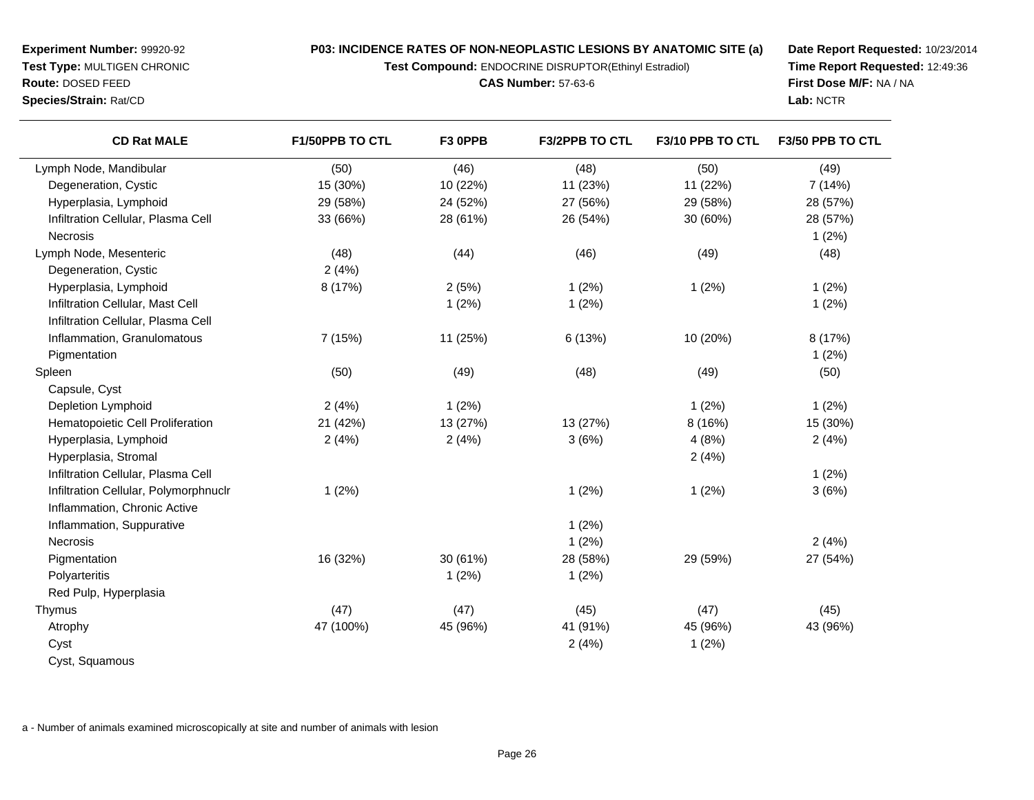**Experiment Number:** 99920-92
**Test Type:** MULTIGEN CHRONIC
**Route:** DOSED FEED
**Species/Strain:** Rat/CD

**P03: INCIDENCE RATES OF NON-NEOPLASTIC LESIONS BY ANATOMIC SITE (a)**
**Test Compound:** ENDOCRINE DISRUPTOR(Ethinyl Estradiol)
**CAS Number:** 57-63-6

**Date Report Requested:** 10/23/2014
**Time Report Requested:** 12:49:36
**First Dose M/F:** NA / NA
**Lab:** NCTR

| CD Rat MALE | F1/50PPB TO CTL | F3 0PPB | F3/2PPB TO CTL | F3/10 PPB TO CTL | F3/50 PPB TO CTL |
|---|---|---|---|---|---|
| Lymph Node, Mandibular | (50) | (46) | (48) | (50) | (49) |
| Degeneration, Cystic | 15 (30%) | 10 (22%) | 11 (23%) | 11 (22%) | 7 (14%) |
| Hyperplasia, Lymphoid | 29 (58%) | 24 (52%) | 27 (56%) | 29 (58%) | 28 (57%) |
| Infiltration Cellular, Plasma Cell | 33 (66%) | 28 (61%) | 26 (54%) | 30 (60%) | 28 (57%) |
| Necrosis | | | | | 1 (2%) |
| Lymph Node, Mesenteric | (48) | (44) | (46) | (49) | (48) |
| Degeneration, Cystic | 2 (4%) | | | | |
| Hyperplasia, Lymphoid | 8 (17%) | 2 (5%) | 1 (2%) | 1 (2%) | 1 (2%) |
| Infiltration Cellular, Mast Cell | | 1 (2%) | 1 (2%) | | 1 (2%) |
| Infiltration Cellular, Plasma Cell | | | | | |
| Inflammation, Granulomatous | 7 (15%) | 11 (25%) | 6 (13%) | 10 (20%) | 8 (17%) |
| Pigmentation | | | | | 1 (2%) |
| Spleen | (50) | (49) | (48) | (49) | (50) |
| Capsule, Cyst | | | | | |
| Depletion Lymphoid | 2 (4%) | 1 (2%) | | 1 (2%) | 1 (2%) |
| Hematopoietic Cell Proliferation | 21 (42%) | 13 (27%) | 13 (27%) | 8 (16%) | 15 (30%) |
| Hyperplasia, Lymphoid | 2 (4%) | 2 (4%) | 3 (6%) | 4 (8%) | 2 (4%) |
| Hyperplasia, Stromal | | | | 2 (4%) | |
| Infiltration Cellular, Plasma Cell | | | | | 1 (2%) |
| Infiltration Cellular, Polymorphnuclr | 1 (2%) | | 1 (2%) | 1 (2%) | 3 (6%) |
| Inflammation, Chronic Active | | | | | |
| Inflammation, Suppurative | | | 1 (2%) | | |
| Necrosis | | | 1 (2%) | | 2 (4%) |
| Pigmentation | 16 (32%) | 30 (61%) | 28 (58%) | 29 (59%) | 27 (54%) |
| Polyarteritis | | 1 (2%) | 1 (2%) | | |
| Red Pulp, Hyperplasia | | | | | |
| Thymus | (47) | (47) | (45) | (47) | (45) |
| Atrophy | 47 (100%) | 45 (96%) | 41 (91%) | 45 (96%) | 43 (96%) |
| Cyst | | | 2 (4%) | 1 (2%) | |
| Cyst, Squamous | | | | | |

a - Number of animals examined microscopically at site and number of animals with lesion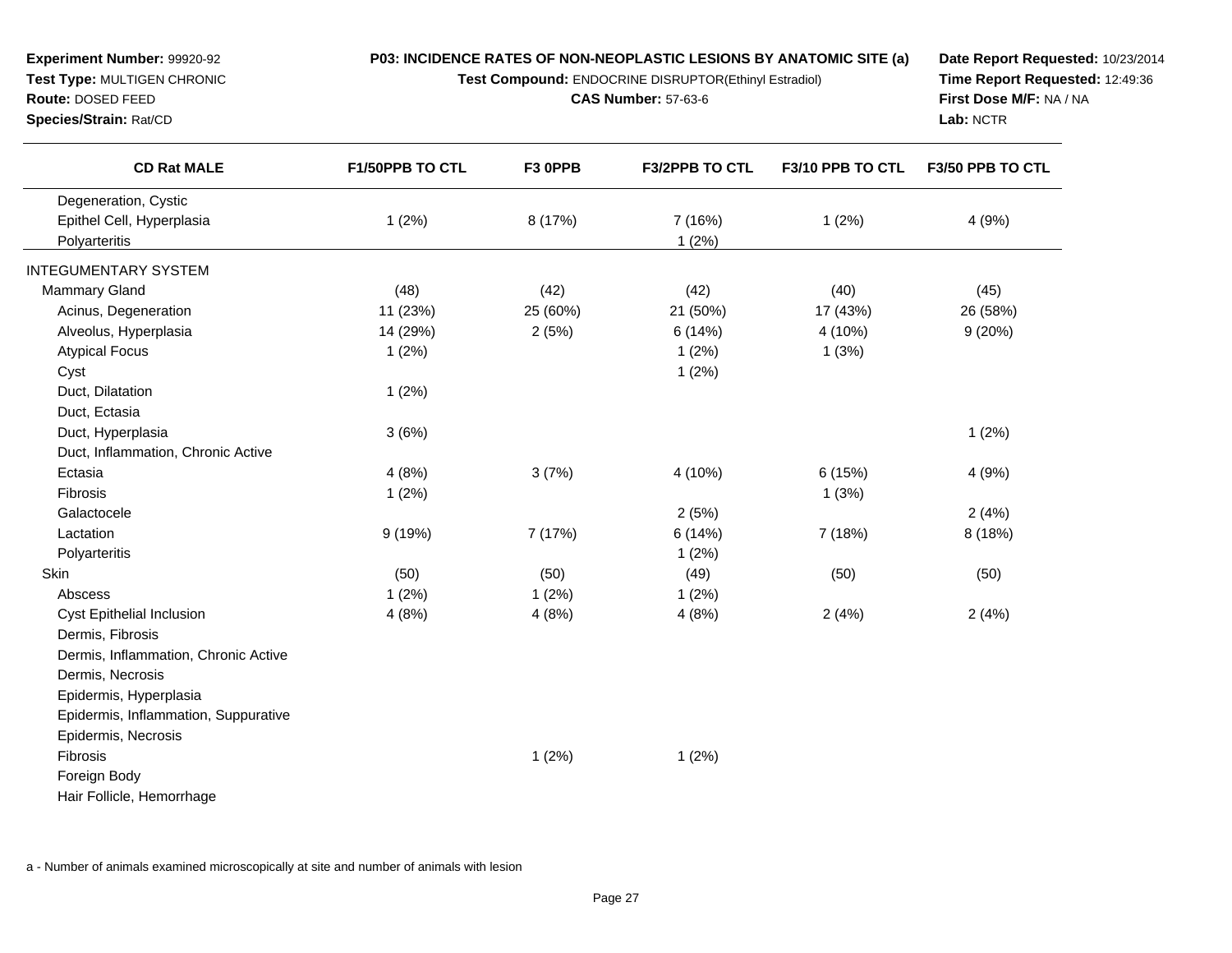**Experiment Number:** 99920-92
**Test Type:** MULTIGEN CHRONIC
**Route:** DOSED FEED
**Species/Strain:** Rat/CD

**P03: INCIDENCE RATES OF NON-NEOPLASTIC LESIONS BY ANATOMIC SITE (a)**
**Test Compound:** ENDOCRINE DISRUPTOR(Ethinyl Estradiol)
**CAS Number:** 57-63-6

**Date Report Requested:** 10/23/2014
**Time Report Requested:** 12:49:36
**First Dose M/F:** NA / NA
**Lab:** NCTR

| CD Rat MALE | F1/50PPB TO CTL | F3 0PPB | F3/2PPB TO CTL | F3/10 PPB TO CTL | F3/50 PPB TO CTL |
|---|---|---|---|---|---|
| Degeneration, Cystic | | | | | |
| Epithel Cell, Hyperplasia | 1 (2%) | 8 (17%) | 7 (16%) | 1 (2%) | 4 (9%) |
| Polyarteritis | | | 1 (2%) | | |
| INTEGUMENTARY SYSTEM | | | | | |
| Mammary Gland | (48) | (42) | (42) | (40) | (45) |
| Acinus, Degeneration | 11 (23%) | 25 (60%) | 21 (50%) | 17 (43%) | 26 (58%) |
| Alveolus, Hyperplasia | 14 (29%) | 2 (5%) | 6 (14%) | 4 (10%) | 9 (20%) |
| Atypical Focus | 1 (2%) | | 1 (2%) | 1 (3%) | |
| Cyst | | | 1 (2%) | | |
| Duct, Dilatation | 1 (2%) | | | | |
| Duct, Ectasia | | | | | |
| Duct, Hyperplasia | 3 (6%) | | | | 1 (2%) |
| Duct, Inflammation, Chronic Active | | | | | |
| Ectasia | 4 (8%) | 3 (7%) | 4 (10%) | 6 (15%) | 4 (9%) |
| Fibrosis | 1 (2%) | | | 1 (3%) | |
| Galactocele | | | 2 (5%) | | 2 (4%) |
| Lactation | 9 (19%) | 7 (17%) | 6 (14%) | 7 (18%) | 8 (18%) |
| Polyarteritis | | | 1 (2%) | | |
| Skin | (50) | (50) | (49) | (50) | (50) |
| Abscess | 1 (2%) | 1 (2%) | 1 (2%) | | |
| Cyst Epithelial Inclusion | 4 (8%) | 4 (8%) | 4 (8%) | 2 (4%) | 2 (4%) |
| Dermis, Fibrosis | | | | | |
| Dermis, Inflammation, Chronic Active | | | | | |
| Dermis, Necrosis | | | | | |
| Epidermis, Hyperplasia | | | | | |
| Epidermis, Inflammation, Suppurative | | | | | |
| Epidermis, Necrosis | | | | | |
| Fibrosis | | 1 (2%) | 1 (2%) | | |
| Foreign Body | | | | | |
| Hair Follicle, Hemorrhage | | | | | |

a - Number of animals examined microscopically at site and number of animals with lesion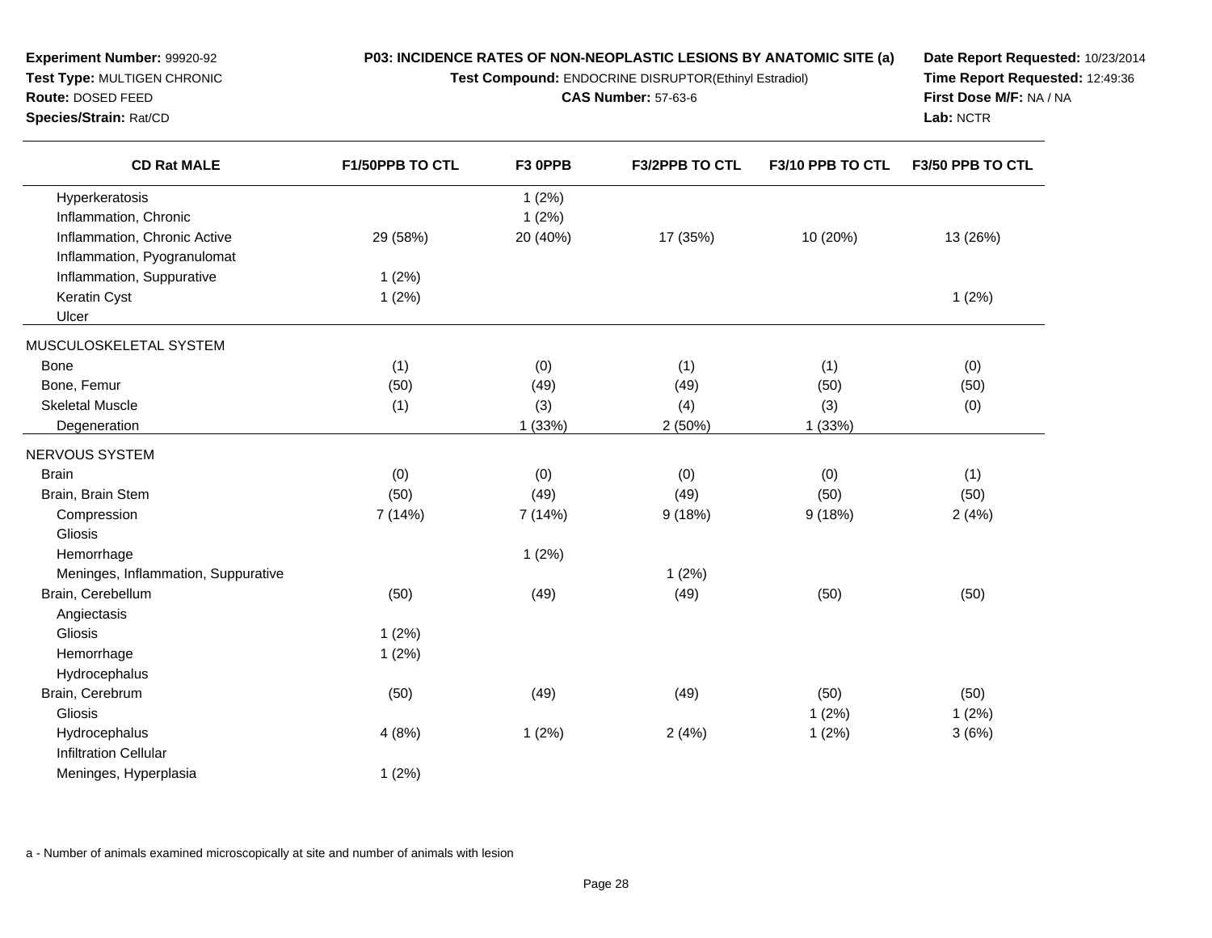**Experiment Number:** 99920-92
**Test Type:** MULTIGEN CHRONIC
**Route:** DOSED FEED
**Species/Strain:** Rat/CD

**P03: INCIDENCE RATES OF NON-NEOPLASTIC LESIONS BY ANATOMIC SITE (a)**
**Test Compound:** ENDOCRINE DISRUPTOR(Ethinyl Estradiol)
**CAS Number:** 57-63-6

**Date Report Requested:** 10/23/2014
**Time Report Requested:** 12:49:36
**First Dose M/F:** NA / NA
**Lab:** NCTR

| CD Rat MALE | F1/50PPB TO CTL | F3 0PPB | F3/2PPB TO CTL | F3/10 PPB TO CTL | F3/50 PPB TO CTL |
|---|---|---|---|---|---|
| Hyperkeratosis | | 1 (2%) | | | |
| Inflammation, Chronic | | 1 (2%) | | | |
| Inflammation, Chronic Active | 29 (58%) | 20 (40%) | 17 (35%) | 10 (20%) | 13 (26%) |
| Inflammation, Pyogranulomat | | | | | |
| Inflammation, Suppurative | 1 (2%) | | | | |
| Keratin Cyst | 1 (2%) | | | | 1 (2%) |
| Ulcer | | | | | |
| MUSCULOSKELETAL SYSTEM | | | | | |
| Bone | (1) | (0) | (1) | (1) | (0) |
| Bone, Femur | (50) | (49) | (49) | (50) | (50) |
| Skeletal Muscle | (1) | (3) | (4) | (3) | (0) |
| Degeneration | | 1 (33%) | 2 (50%) | 1 (33%) | |
| NERVOUS SYSTEM | | | | | |
| Brain | (0) | (0) | (0) | (0) | (1) |
| Brain, Brain Stem | (50) | (49) | (49) | (50) | (50) |
| Compression | 7 (14%) | 7 (14%) | 9 (18%) | 9 (18%) | 2 (4%) |
| Gliosis | | | | | |
| Hemorrhage | | 1 (2%) | | | |
| Meninges, Inflammation, Suppurative | | | 1 (2%) | | |
| Brain, Cerebellum | (50) | (49) | (49) | (50) | (50) |
| Angiectasis | | | | | |
| Gliosis | 1 (2%) | | | | |
| Hemorrhage | 1 (2%) | | | | |
| Hydrocephalus | | | | | |
| Brain, Cerebrum | (50) | (49) | (49) | (50) | (50) |
| Gliosis | | | | 1 (2%) | 1 (2%) |
| Hydrocephalus | 4 (8%) | 1 (2%) | 2 (4%) | 1 (2%) | 3 (6%) |
| Infiltration Cellular | | | | | |
| Meninges, Hyperplasia | 1 (2%) | | | | |

a - Number of animals examined microscopically at site and number of animals with lesion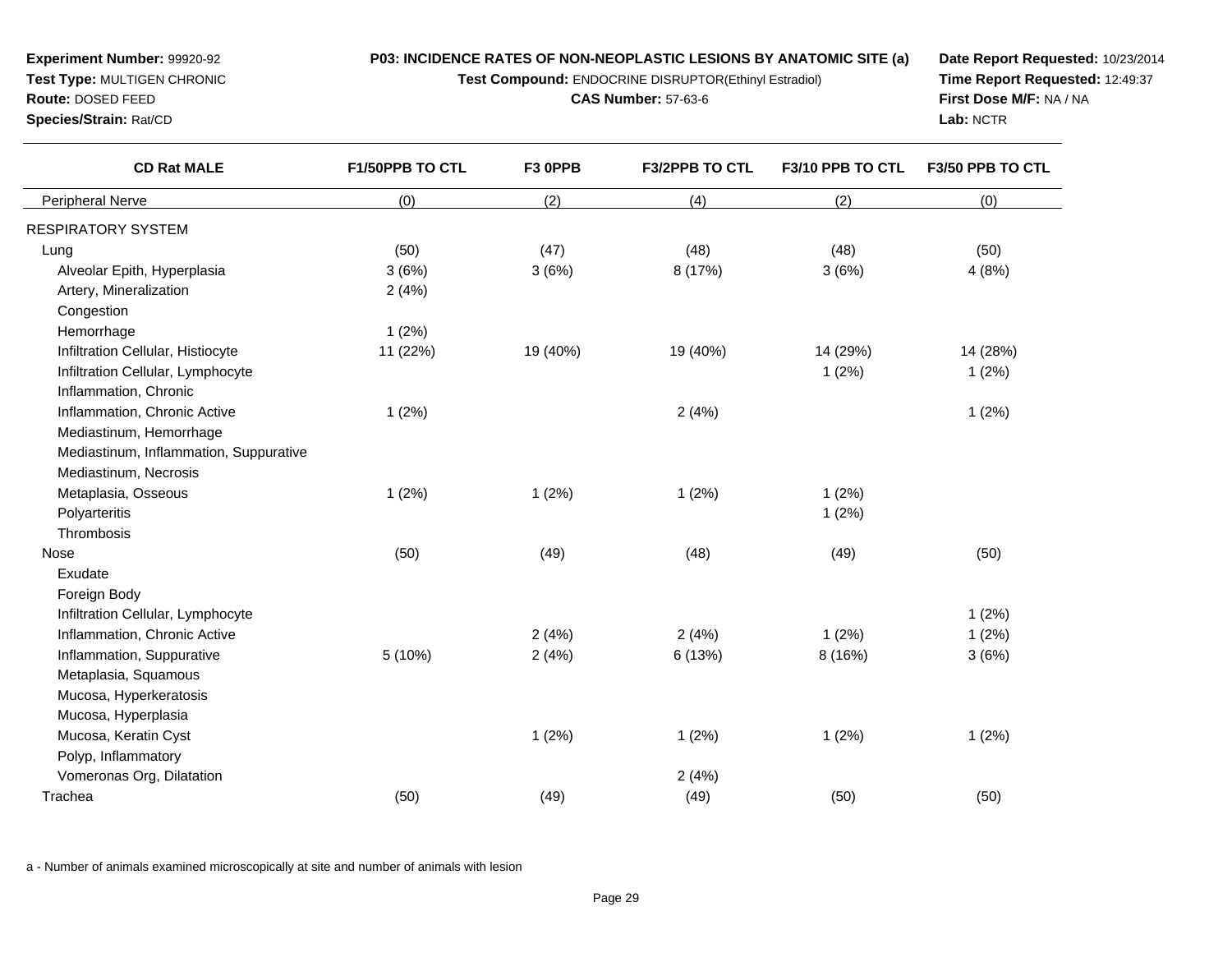**Experiment Number:** 99920-92
**Test Type:** MULTIGEN CHRONIC
**Route:** DOSED FEED
**Species/Strain:** Rat/CD

**P03: INCIDENCE RATES OF NON-NEOPLASTIC LESIONS BY ANATOMIC SITE (a)**
**Test Compound:** ENDOCRINE DISRUPTOR(Ethinyl Estradiol)
**CAS Number:** 57-63-6

**Date Report Requested:** 10/23/2014
**Time Report Requested:** 12:49:37
**First Dose M/F:** NA / NA
**Lab:** NCTR

| CD Rat MALE | F1/50PPB TO CTL | F3 0PPB | F3/2PPB TO CTL | F3/10 PPB TO CTL | F3/50 PPB TO CTL |
|---|---|---|---|---|---|
| Peripheral Nerve | (0) | (2) | (4) | (2) | (0) |
| RESPIRATORY SYSTEM | | | | | |
| Lung | (50) | (47) | (48) | (48) | (50) |
| Alveolar Epith, Hyperplasia | 3 (6%) | 3 (6%) | 8 (17%) | 3 (6%) | 4 (8%) |
| Artery, Mineralization | 2 (4%) | | | | |
| Congestion | | | | | |
| Hemorrhage | 1 (2%) | | | | |
| Infiltration Cellular, Histiocyte | 11 (22%) | 19 (40%) | 19 (40%) | 14 (29%) | 14 (28%) |
| Infiltration Cellular, Lymphocyte | | | | 1 (2%) | 1 (2%) |
| Inflammation, Chronic | | | | | |
| Inflammation, Chronic Active | 1 (2%) | | 2 (4%) | | 1 (2%) |
| Mediastinum, Hemorrhage | | | | | |
| Mediastinum, Inflammation, Suppurative | | | | | |
| Mediastinum, Necrosis | | | | | |
| Metaplasia, Osseous | 1 (2%) | 1 (2%) | 1 (2%) | 1 (2%) | |
| Polyarteritis | | | | 1 (2%) | |
| Thrombosis | | | | | |
| Nose | (50) | (49) | (48) | (49) | (50) |
| Exudate | | | | | |
| Foreign Body | | | | | |
| Infiltration Cellular, Lymphocyte | | | | | 1 (2%) |
| Inflammation, Chronic Active | | 2 (4%) | 2 (4%) | 1 (2%) | 1 (2%) |
| Inflammation, Suppurative | 5 (10%) | 2 (4%) | 6 (13%) | 8 (16%) | 3 (6%) |
| Metaplasia, Squamous | | | | | |
| Mucosa, Hyperkeratosis | | | | | |
| Mucosa, Hyperplasia | | | | | |
| Mucosa, Keratin Cyst | | 1 (2%) | 1 (2%) | 1 (2%) | 1 (2%) |
| Polyp, Inflammatory | | | | | |
| Vomeronas Org, Dilatation | | | 2 (4%) | | |
| Trachea | (50) | (49) | (49) | (50) | (50) |

a - Number of animals examined microscopically at site and number of animals with lesion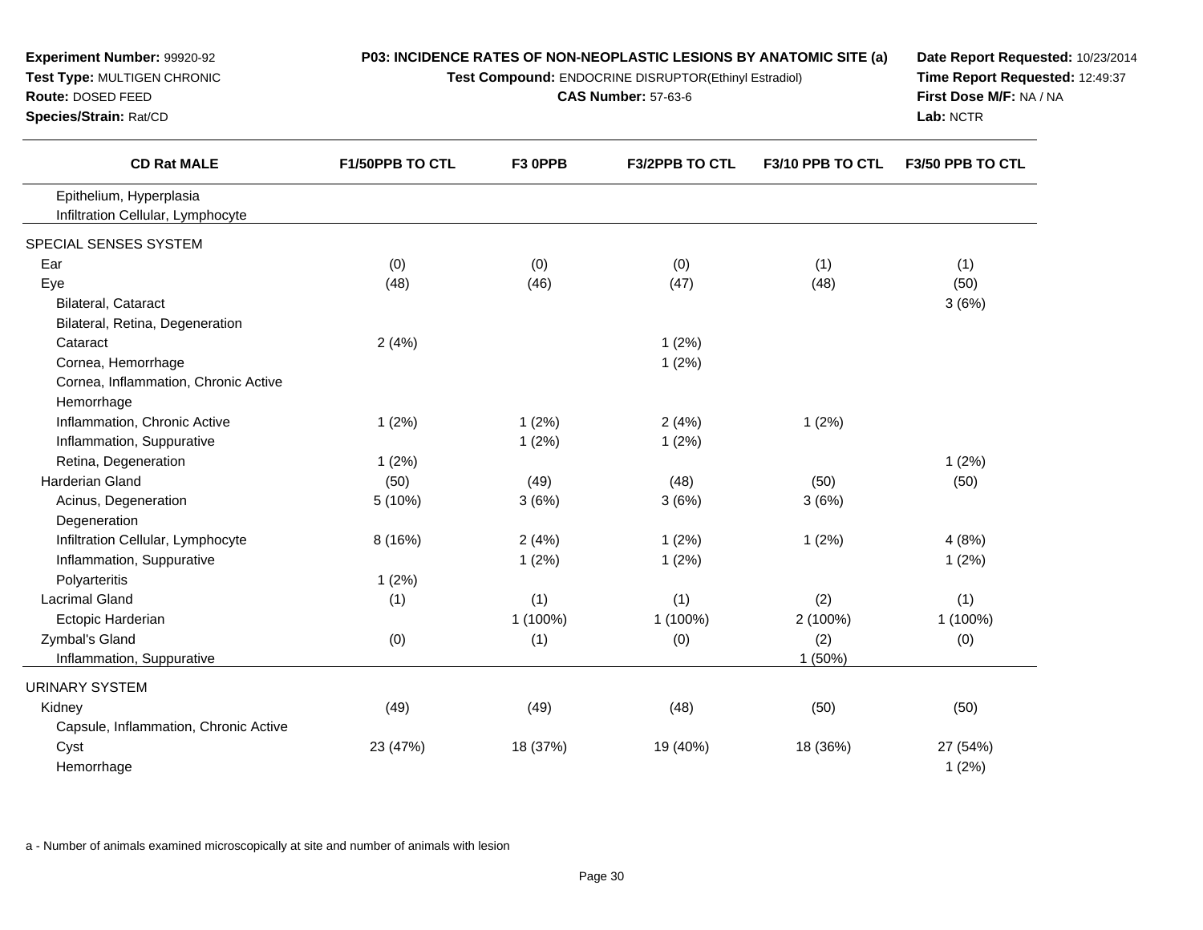**Experiment Number:** 99920-92
**Test Type:** MULTIGEN CHRONIC
**Route:** DOSED FEED
**Species/Strain:** Rat/CD

**P03: INCIDENCE RATES OF NON-NEOPLASTIC LESIONS BY ANATOMIC SITE (a)**
**Test Compound:** ENDOCRINE DISRUPTOR(Ethinyl Estradiol)
**CAS Number:** 57-63-6

**Date Report Requested:** 10/23/2014
**Time Report Requested:** 12:49:37
**First Dose M/F:** NA / NA
**Lab:** NCTR

| CD Rat MALE | F1/50PPB TO CTL | F3 0PPB | F3/2PPB TO CTL | F3/10 PPB TO CTL | F3/50 PPB TO CTL |
|---|---|---|---|---|---|
| Epithelium, Hyperplasia | | | | | |
| Infiltration Cellular, Lymphocyte | | | | | |
| SPECIAL SENSES SYSTEM | | | | | |
| Ear | (0) | (0) | (0) | (1) | (1) |
| Eye | (48) | (46) | (47) | (48) | (50) |
| Bilateral, Cataract | | | | | 3 (6%) |
| Bilateral, Retina, Degeneration | | | | | |
| Cataract | 2 (4%) | | 1 (2%) | | |
| Cornea, Hemorrhage | | | 1 (2%) | | |
| Cornea, Inflammation, Chronic Active | | | | | |
| Hemorrhage | | | | | |
| Inflammation, Chronic Active | 1 (2%) | 1 (2%) | 2 (4%) | 1 (2%) | |
| Inflammation, Suppurative | | 1 (2%) | 1 (2%) | | |
| Retina, Degeneration | 1 (2%) | | | | 1 (2%) |
| Harderian Gland | (50) | (49) | (48) | (50) | (50) |
| Acinus, Degeneration | 5 (10%) | 3 (6%) | 3 (6%) | 3 (6%) | |
| Degeneration | | | | | |
| Infiltration Cellular, Lymphocyte | 8 (16%) | 2 (4%) | 1 (2%) | 1 (2%) | 4 (8%) |
| Inflammation, Suppurative | | 1 (2%) | 1 (2%) | | 1 (2%) |
| Polyarteritis | 1 (2%) | | | | |
| Lacrimal Gland | (1) | (1) | (1) | (2) | (1) |
| Ectopic Harderian | | 1 (100%) | 1 (100%) | 2 (100%) | 1 (100%) |
| Zymbal's Gland | (0) | (1) | (0) | (2) | (0) |
| Inflammation, Suppurative | | | | 1 (50%) | |
| URINARY SYSTEM | | | | | |
| Kidney | (49) | (49) | (48) | (50) | (50) |
| Capsule, Inflammation, Chronic Active | | | | | |
| Cyst | 23 (47%) | 18 (37%) | 19 (40%) | 18 (36%) | 27 (54%) |
| Hemorrhage | | | | | 1 (2%) |

a - Number of animals examined microscopically at site and number of animals with lesion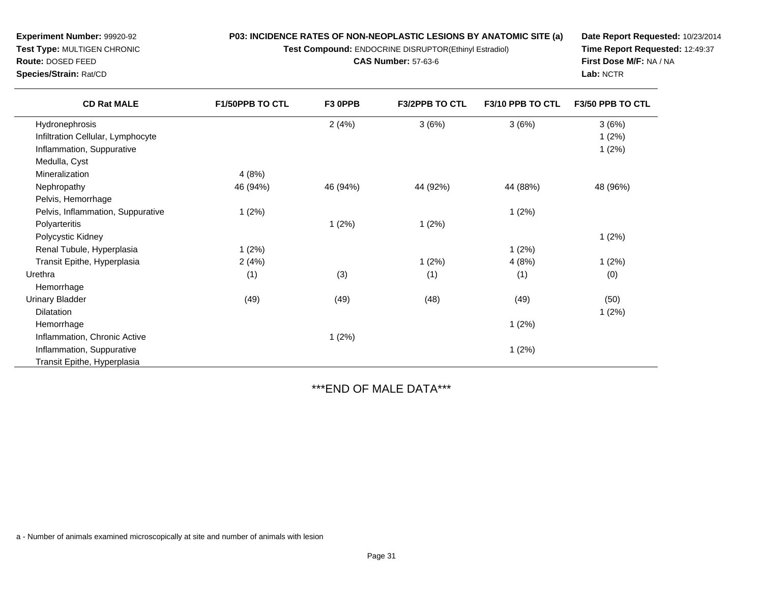**Experiment Number:** 99920-92
**Test Type:** MULTIGEN CHRONIC
**Route:** DOSED FEED
**Species/Strain:** Rat/CD

**P03: INCIDENCE RATES OF NON-NEOPLASTIC LESIONS BY ANATOMIC SITE (a)**
**Test Compound:** ENDOCRINE DISRUPTOR(Ethinyl Estradiol)
**CAS Number:** 57-63-6

**Date Report Requested:** 10/23/2014
**Time Report Requested:** 12:49:37
**First Dose M/F:** NA / NA
**Lab:** NCTR

| CD Rat MALE | F1/50PPB TO CTL | F3 0PPB | F3/2PPB TO CTL | F3/10 PPB TO CTL | F3/50 PPB TO CTL |
|---|---|---|---|---|---|
| Hydronephrosis | | 2 (4%) | 3 (6%) | 3 (6%) | 3 (6%) |
| Infiltration Cellular, Lymphocyte | | | | | 1 (2%) |
| Inflammation, Suppurative | | | | | 1 (2%) |
| Medulla, Cyst | | | | | |
| Mineralization | 4 (8%) | | | | |
| Nephropathy | 46 (94%) | 46 (94%) | 44 (92%) | 44 (88%) | 48 (96%) |
| Pelvis, Hemorrhage | | | | | |
| Pelvis, Inflammation, Suppurative | 1 (2%) | | | 1 (2%) | |
| Polyarteritis | | 1 (2%) | 1 (2%) | | |
| Polycystic Kidney | | | | | 1 (2%) |
| Renal Tubule, Hyperplasia | 1 (2%) | | | 1 (2%) | |
| Transit Epithe, Hyperplasia | 2 (4%) | | 1 (2%) | 4 (8%) | 1 (2%) |
| Urethra | (1) | (3) | (1) | (1) | (0) |
| Hemorrhage | | | | | |
| Urinary Bladder | (49) | (49) | (48) | (49) | (50) |
| Dilatation | | | | | 1 (2%) |
| Hemorrhage | | | | 1 (2%) | |
| Inflammation, Chronic Active | | 1 (2%) | | | |
| Inflammation, Suppurative | | | | 1 (2%) | |
| Transit Epithe, Hyperplasia | | | | | |

***END OF MALE DATA***

a - Number of animals examined microscopically at site and number of animals with lesion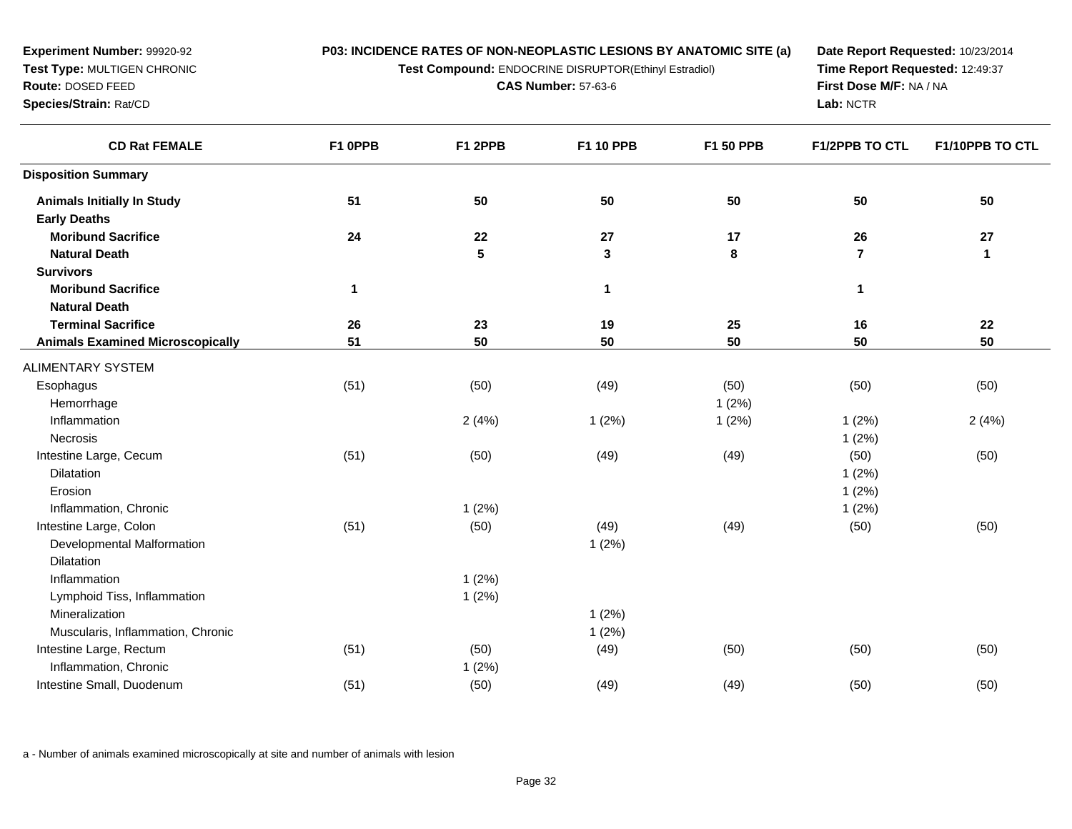**Experiment Number:** 99920-92
**Test Type:** MULTIGEN CHRONIC
**Route:** DOSED FEED
**Species/Strain:** Rat/CD

**P03: INCIDENCE RATES OF NON-NEOPLASTIC LESIONS BY ANATOMIC SITE (a)**
**Test Compound:** ENDOCRINE DISRUPTOR(Ethinyl Estradiol)
**CAS Number:** 57-63-6

**Date Report Requested:** 10/23/2014
**Time Report Requested:** 12:49:37
**First Dose M/F:** NA / NA
**Lab:** NCTR

| CD Rat FEMALE | F1 0PPB | F1 2PPB | F1 10 PPB | F1 50 PPB | F1/2PPB TO CTL | F1/10PPB TO CTL |
|---|---|---|---|---|---|---|
| **Disposition Summary** | | | | | | |
| **Animals Initially In Study** | **51** | **50** | **50** | **50** | **50** | **50** |
| **Early Deaths** | | | | | | |
| **Moribund Sacrifice** | **24** | **22** | **27** | **17** | **26** | **27** |
| **Natural Death** | | **5** | **3** | **8** | **7** | **1** |
| **Survivors** | | | | | | |
| **Moribund Sacrifice** | **1** | | **1** | | **1** | |
| **Natural Death** | | | | | | |
| **Terminal Sacrifice** | **26** | **23** | **19** | **25** | **16** | **22** |
| **Animals Examined Microscopically** | **51** | **50** | **50** | **50** | **50** | **50** |
| ALIMENTARY SYSTEM | | | | | | |
| Esophagus | (51) | (50) | (49) | (50) | (50) | (50) |
| Hemorrhage | | | | 1 (2%) | | |
| Inflammation | | 2 (4%) | 1 (2%) | 1 (2%) | 1 (2%) | 2 (4%) |
| Necrosis | | | | | 1 (2%) | |
| Intestine Large, Cecum | (51) | (50) | (49) | (49) | (50) | (50) |
| Dilatation | | | | | 1 (2%) | |
| Erosion | | | | | 1 (2%) | |
| Inflammation, Chronic | | 1 (2%) | | | 1 (2%) | |
| Intestine Large, Colon | (51) | (50) | (49) | (49) | (50) | (50) |
| Developmental Malformation | | | 1 (2%) | | | |
| Dilatation | | | | | | |
| Inflammation | | 1 (2%) | | | | |
| Lymphoid Tiss, Inflammation | | 1 (2%) | | | | |
| Mineralization | | | 1 (2%) | | | |
| Muscularis, Inflammation, Chronic | | | 1 (2%) | | | |
| Intestine Large, Rectum | (51) | (50) | (49) | (50) | (50) | (50) |
| Inflammation, Chronic | | 1 (2%) | | | | |
| Intestine Small, Duodenum | (51) | (50) | (49) | (49) | (50) | (50) |

a - Number of animals examined microscopically at site and number of animals with lesion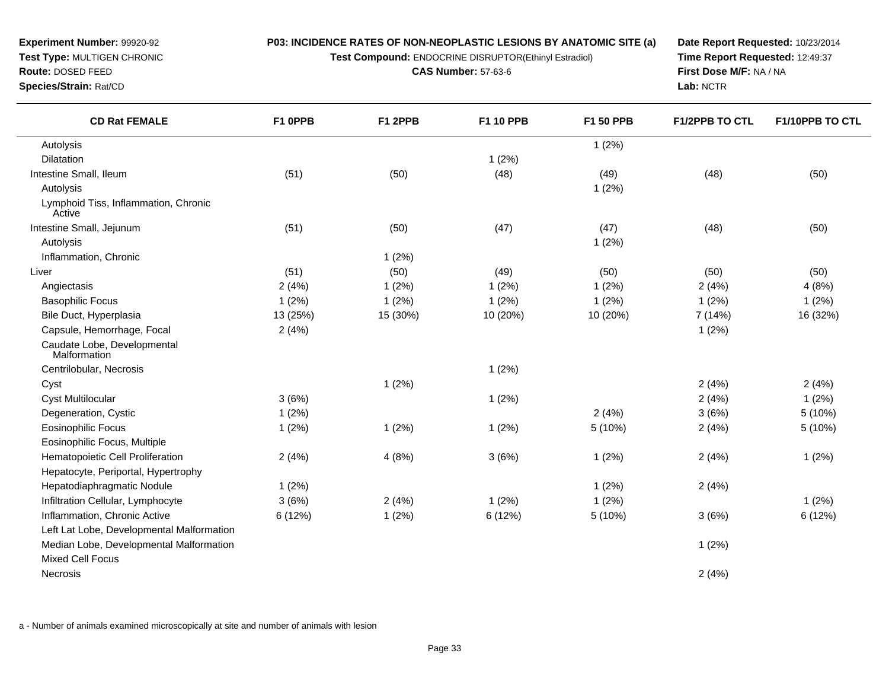**Experiment Number:** 99920-92
**Test Type:** MULTIGEN CHRONIC
**Route:** DOSED FEED
**Species/Strain:** Rat/CD

**P03: INCIDENCE RATES OF NON-NEOPLASTIC LESIONS BY ANATOMIC SITE (a)**
**Test Compound:** ENDOCRINE DISRUPTOR(Ethinyl Estradiol)
**CAS Number:** 57-63-6

**Date Report Requested:** 10/23/2014
**Time Report Requested:** 12:49:37
**First Dose M/F:** NA / NA
**Lab:** NCTR

| CD Rat FEMALE | F1 0PPB | F1 2PPB | F1 10 PPB | F1 50 PPB | F1/2PPB TO CTL | F1/10PPB TO CTL |
|---|---|---|---|---|---|---|
| Autolysis | | | | 1 (2%) | | |
| Dilatation | | | 1 (2%) | | | |
| Intestine Small, Ileum | (51) | (50) | (48) | (49) | (48) | (50) |
| Autolysis | | | | 1 (2%) | | |
| Lymphoid Tiss, Inflammation, Chronic Active | | | | | | |
| Intestine Small, Jejunum | (51) | (50) | (47) | (47) | (48) | (50) |
| Autolysis | | | | 1 (2%) | | |
| Inflammation, Chronic | | 1 (2%) | | | | |
| Liver | (51) | (50) | (49) | (50) | (50) | (50) |
| Angiectasis | 2 (4%) | 1 (2%) | 1 (2%) | 1 (2%) | 2 (4%) | 4 (8%) |
| Basophilic Focus | 1 (2%) | 1 (2%) | 1 (2%) | 1 (2%) | 1 (2%) | 1 (2%) |
| Bile Duct, Hyperplasia | 13 (25%) | 15 (30%) | 10 (20%) | 10 (20%) | 7 (14%) | 16 (32%) |
| Capsule, Hemorrhage, Focal | 2 (4%) | | | | 1 (2%) | |
| Caudate Lobe, Developmental Malformation | | | | | | |
| Centrilobular, Necrosis | | | 1 (2%) | | | |
| Cyst | | 1 (2%) | | | 2 (4%) | 2 (4%) |
| Cyst Multilocular | 3 (6%) | | 1 (2%) | | 2 (4%) | 1 (2%) |
| Degeneration, Cystic | 1 (2%) | | | 2 (4%) | 3 (6%) | 5 (10%) |
| Eosinophilic Focus | 1 (2%) | 1 (2%) | 1 (2%) | 5 (10%) | 2 (4%) | 5 (10%) |
| Eosinophilic Focus, Multiple | | | | | | |
| Hematopoietic Cell Proliferation | 2 (4%) | 4 (8%) | 3 (6%) | 1 (2%) | 2 (4%) | 1 (2%) |
| Hepatocyte, Periportal, Hypertrophy | | | | | | |
| Hepatodiaphragmatic Nodule | 1 (2%) | | | 1 (2%) | 2 (4%) | |
| Infiltration Cellular, Lymphocyte | 3 (6%) | 2 (4%) | 1 (2%) | 1 (2%) | | 1 (2%) |
| Inflammation, Chronic Active | 6 (12%) | 1 (2%) | 6 (12%) | 5 (10%) | 3 (6%) | 6 (12%) |
| Left Lat Lobe, Developmental Malformation | | | | | | |
| Median Lobe, Developmental Malformation | | | | | 1 (2%) | |
| Mixed Cell Focus | | | | | | |
| Necrosis | | | | | 2 (4%) | |

a - Number of animals examined microscopically at site and number of animals with lesion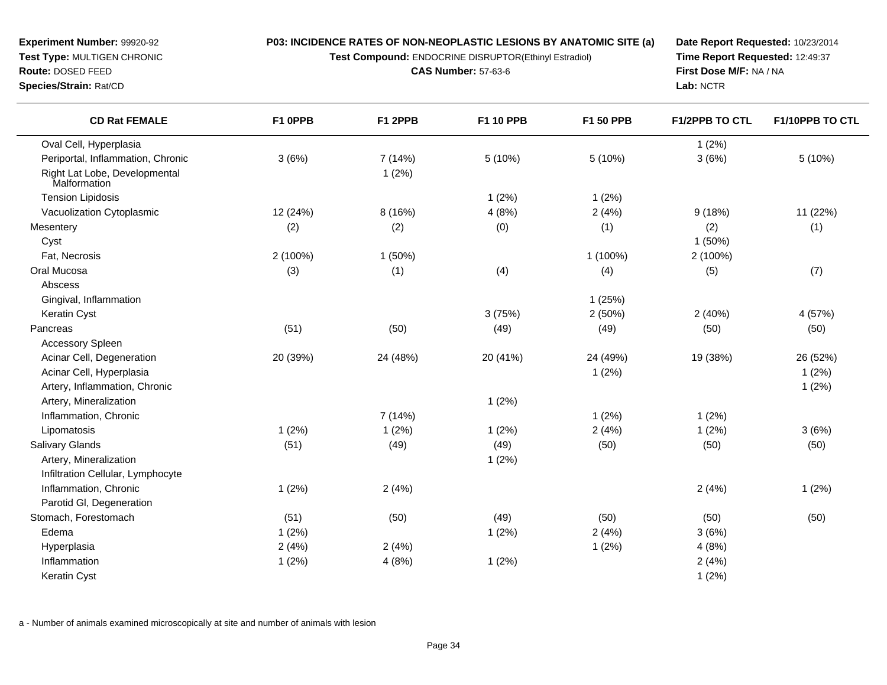**Experiment Number:** 99920-92
**Test Type:** MULTIGEN CHRONIC
**Route:** DOSED FEED
**Species/Strain:** Rat/CD

**P03: INCIDENCE RATES OF NON-NEOPLASTIC LESIONS BY ANATOMIC SITE (a)**
**Test Compound:** ENDOCRINE DISRUPTOR(Ethinyl Estradiol)
**CAS Number:** 57-63-6

**Date Report Requested:** 10/23/2014
**Time Report Requested:** 12:49:37
**First Dose M/F:** NA / NA
**Lab:** NCTR

| CD Rat FEMALE | F1 0PPB | F1 2PPB | F1 10 PPB | F1 50 PPB | F1/2PPB TO CTL | F1/10PPB TO CTL |
|---|---|---|---|---|---|---|
| Oval Cell, Hyperplasia | | | | | 1 (2%) | |
| Periportal, Inflammation, Chronic | 3 (6%) | 7 (14%) | 5 (10%) | 5 (10%) | 3 (6%) | 5 (10%) |
| Right Lat Lobe, Developmental Malformation | | 1 (2%) | | | | |
| Tension Lipidosis | | | 1 (2%) | 1 (2%) | | |
| Vacuolization Cytoplasmic | 12 (24%) | 8 (16%) | 4 (8%) | 2 (4%) | 9 (18%) | 11 (22%) |
| Mesentery | (2) | (2) | (0) | (1) | (2) | (1) |
| Cyst | | | | | 1 (50%) | |
| Fat, Necrosis | 2 (100%) | 1 (50%) | | 1 (100%) | 2 (100%) | |
| Oral Mucosa | (3) | (1) | (4) | (4) | (5) | (7) |
| Abscess | | | | | | |
| Gingival, Inflammation | | | | 1 (25%) | | |
| Keratin Cyst | | | 3 (75%) | 2 (50%) | 2 (40%) | 4 (57%) |
| Pancreas | (51) | (50) | (49) | (49) | (50) | (50) |
| Accessory Spleen | | | | | | |
| Acinar Cell, Degeneration | 20 (39%) | 24 (48%) | 20 (41%) | 24 (49%) | 19 (38%) | 26 (52%) |
| Acinar Cell, Hyperplasia | | | | 1 (2%) | | 1 (2%) |
| Artery, Inflammation, Chronic | | | | | | 1 (2%) |
| Artery, Mineralization | | | 1 (2%) | | | |
| Inflammation, Chronic | | 7 (14%) | | 1 (2%) | 1 (2%) | |
| Lipomatosis | 1 (2%) | 1 (2%) | 1 (2%) | 2 (4%) | 1 (2%) | 3 (6%) |
| Salivary Glands | (51) | (49) | (49) | (50) | (50) | (50) |
| Artery, Mineralization | | | 1 (2%) | | | |
| Infiltration Cellular, Lymphocyte | | | | | | |
| Inflammation, Chronic | 1 (2%) | 2 (4%) | | | 2 (4%) | 1 (2%) |
| Parotid Gl, Degeneration | | | | | | |
| Stomach, Forestomach | (51) | (50) | (49) | (50) | (50) | (50) |
| Edema | 1 (2%) | | 1 (2%) | 2 (4%) | 3 (6%) | |
| Hyperplasia | 2 (4%) | 2 (4%) | | 1 (2%) | 4 (8%) | |
| Inflammation | 1 (2%) | 4 (8%) | 1 (2%) | | 2 (4%) | |
| Keratin Cyst | | | | | 1 (2%) | |

a - Number of animals examined microscopically at site and number of animals with lesion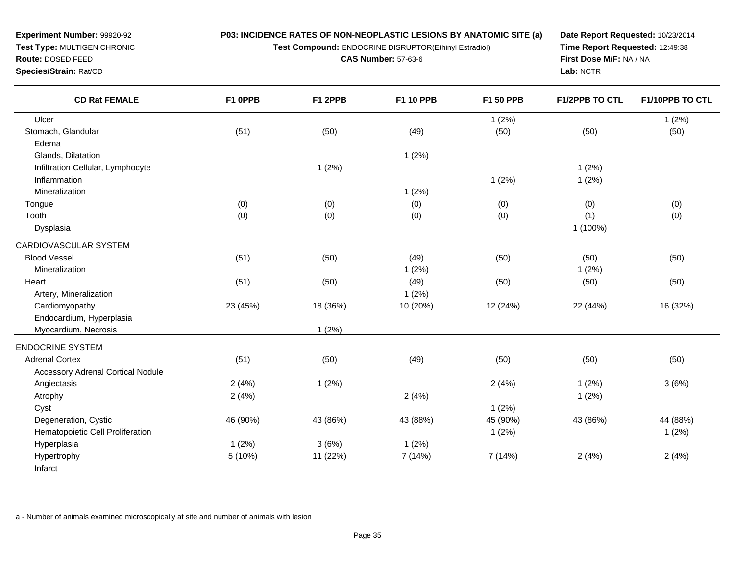**Experiment Number:** 99920-92
**Test Type:** MULTIGEN CHRONIC
**Route:** DOSED FEED
**Species/Strain:** Rat/CD

**P03: INCIDENCE RATES OF NON-NEOPLASTIC LESIONS BY ANATOMIC SITE (a)**
**Test Compound:** ENDOCRINE DISRUPTOR(Ethinyl Estradiol)
**CAS Number:** 57-63-6

**Date Report Requested:** 10/23/2014
**Time Report Requested:** 12:49:38
**First Dose M/F:** NA / NA
**Lab:** NCTR

| CD Rat FEMALE | F1 0PPB | F1 2PPB | F1 10 PPB | F1 50 PPB | F1/2PPB TO CTL | F1/10PPB TO CTL |
|---|---|---|---|---|---|---|
| Ulcer | | | | 1 (2%) | | 1 (2%) |
| Stomach, Glandular | (51) | (50) | (49) | (50) | (50) | (50) |
| Edema | | | | | | |
| Glands, Dilatation | | | 1 (2%) | | | |
| Infiltration Cellular, Lymphocyte | | 1 (2%) | | | 1 (2%) | |
| Inflammation | | | | 1 (2%) | 1 (2%) | |
| Mineralization | | | 1 (2%) | | | |
| Tongue | (0) | (0) | (0) | (0) | (0) | (0) |
| Tooth | (0) | (0) | (0) | (0) | (1) | (0) |
| Dysplasia | | | | | 1 (100%) | |
| CARDIOVASCULAR SYSTEM | | | | | | |
| Blood Vessel | (51) | (50) | (49) | (50) | (50) | (50) |
| Mineralization | | | 1 (2%) | | 1 (2%) | |
| Heart | (51) | (50) | (49) | (50) | (50) | (50) |
| Artery, Mineralization | | | 1 (2%) | | | |
| Cardiomyopathy | 23 (45%) | 18 (36%) | 10 (20%) | 12 (24%) | 22 (44%) | 16 (32%) |
| Endocardium, Hyperplasia | | | | | | |
| Myocardium, Necrosis | | 1 (2%) | | | | |
| ENDOCRINE SYSTEM | | | | | | |
| Adrenal Cortex | (51) | (50) | (49) | (50) | (50) | (50) |
| Accessory Adrenal Cortical Nodule | | | | | | |
| Angiectasis | 2 (4%) | 1 (2%) | | 2 (4%) | 1 (2%) | 3 (6%) |
| Atrophy | 2 (4%) | | 2 (4%) | | 1 (2%) | |
| Cyst | | | | 1 (2%) | | |
| Degeneration, Cystic | 46 (90%) | 43 (86%) | 43 (88%) | 45 (90%) | 43 (86%) | 44 (88%) |
| Hematopoietic Cell Proliferation | | | | 1 (2%) | | 1 (2%) |
| Hyperplasia | 1 (2%) | 3 (6%) | 1 (2%) | | | |
| Hypertrophy | 5 (10%) | 11 (22%) | 7 (14%) | 7 (14%) | 2 (4%) | 2 (4%) |
| Infarct | | | | | | |

a - Number of animals examined microscopically at site and number of animals with lesion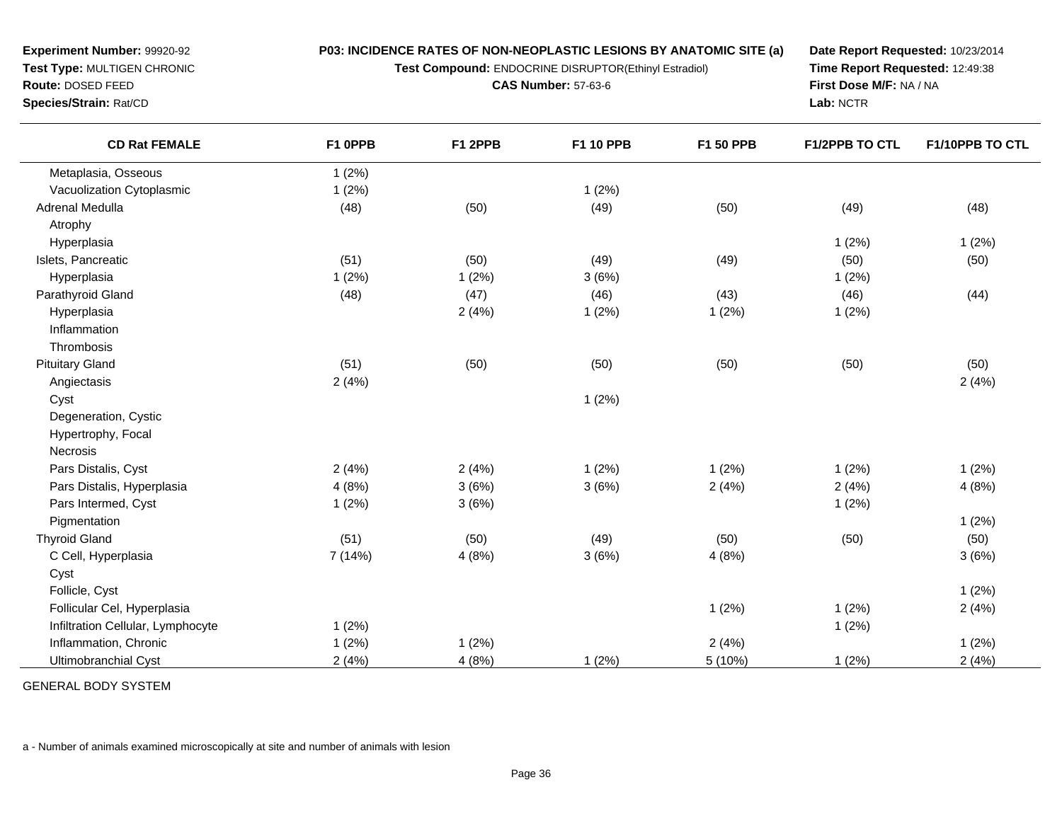**Experiment Number:** 99920-92
**Test Type:** MULTIGEN CHRONIC
**Route:** DOSED FEED
**Species/Strain:** Rat/CD

**P03: INCIDENCE RATES OF NON-NEOPLASTIC LESIONS BY ANATOMIC SITE (a)**
**Test Compound:** ENDOCRINE DISRUPTOR(Ethinyl Estradiol)
**CAS Number:** 57-63-6

**Date Report Requested:** 10/23/2014
**Time Report Requested:** 12:49:38
**First Dose M/F:** NA / NA
**Lab:** NCTR

| CD Rat FEMALE | F1 0PPB | F1 2PPB | F1 10 PPB | F1 50 PPB | F1/2PPB TO CTL | F1/10PPB TO CTL |
|---|---|---|---|---|---|---|
| Metaplasia, Osseous | 1 (2%) | | | | | |
| Vacuolization Cytoplasmic | 1 (2%) | | 1 (2%) | | | |
| Adrenal Medulla | (48) | (50) | (49) | (50) | (49) | (48) |
| Atrophy | | | | | | |
| Hyperplasia | | | | | 1 (2%) | 1 (2%) |
| Islets, Pancreatic | (51) | (50) | (49) | (49) | (50) | (50) |
| Hyperplasia | 1 (2%) | 1 (2%) | 3 (6%) | | 1 (2%) | |
| Parathyroid Gland | (48) | (47) | (46) | (43) | (46) | (44) |
| Hyperplasia | | 2 (4%) | 1 (2%) | 1 (2%) | 1 (2%) | |
| Inflammation | | | | | | |
| Thrombosis | | | | | | |
| Pituitary Gland | (51) | (50) | (50) | (50) | (50) | (50) |
| Angiectasis | 2 (4%) | | | | | 2 (4%) |
| Cyst | | | 1 (2%) | | | |
| Degeneration, Cystic | | | | | | |
| Hypertrophy, Focal | | | | | | |
| Necrosis | | | | | | |
| Pars Distalis, Cyst | 2 (4%) | 2 (4%) | 1 (2%) | 1 (2%) | 1 (2%) | 1 (2%) |
| Pars Distalis, Hyperplasia | 4 (8%) | 3 (6%) | 3 (6%) | 2 (4%) | 2 (4%) | 4 (8%) |
| Pars Intermed, Cyst | 1 (2%) | 3 (6%) | | | 1 (2%) | |
| Pigmentation | | | | | | 1 (2%) |
| Thyroid Gland | (51) | (50) | (49) | (50) | (50) | (50) |
| C Cell, Hyperplasia | 7 (14%) | 4 (8%) | 3 (6%) | 4 (8%) | | 3 (6%) |
| Cyst | | | | | | |
| Follicle, Cyst | | | | | | 1 (2%) |
| Follicular Cel, Hyperplasia | | | | 1 (2%) | 1 (2%) | 2 (4%) |
| Infiltration Cellular, Lymphocyte | 1 (2%) | | | | 1 (2%) | |
| Inflammation, Chronic | 1 (2%) | 1 (2%) | | 2 (4%) | | 1 (2%) |
| Ultimobranchial Cyst | 2 (4%) | 4 (8%) | 1 (2%) | 5 (10%) | 1 (2%) | 2 (4%) |

GENERAL BODY SYSTEM

a - Number of animals examined microscopically at site and number of animals with lesion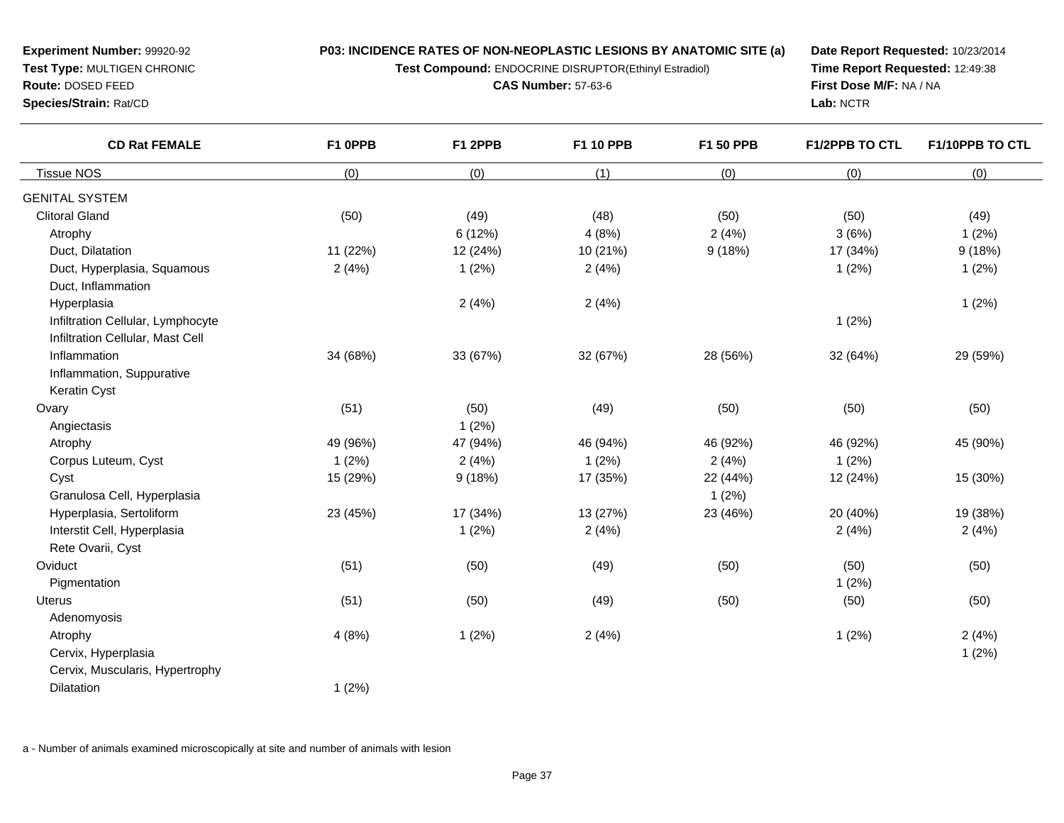**Experiment Number:** 99920-92
**Test Type:** MULTIGEN CHRONIC
**Route:** DOSED FEED
**Species/Strain:** Rat/CD

**P03: INCIDENCE RATES OF NON-NEOPLASTIC LESIONS BY ANATOMIC SITE (a)**
**Test Compound:** ENDOCRINE DISRUPTOR(Ethinyl Estradiol)
**CAS Number:** 57-63-6

**Date Report Requested:** 10/23/2014
**Time Report Requested:** 12:49:38
**First Dose M/F:** NA / NA
**Lab:** NCTR

| CD Rat FEMALE | F1 0PPB | F1 2PPB | F1 10 PPB | F1 50 PPB | F1/2PPB TO CTL | F1/10PPB TO CTL |
|---|---|---|---|---|---|---|
| Tissue NOS | (0) | (0) | (1) | (0) | (0) | (0) |
| GENITAL SYSTEM | | | | | | |
| Clitoral Gland | (50) | (49) | (48) | (50) | (50) | (49) |
| Atrophy | | 6 (12%) | 4 (8%) | 2 (4%) | 3 (6%) | 1 (2%) |
| Duct, Dilatation | 11 (22%) | 12 (24%) | 10 (21%) | 9 (18%) | 17 (34%) | 9 (18%) |
| Duct, Hyperplasia, Squamous | 2 (4%) | 1 (2%) | 2 (4%) | | 1 (2%) | 1 (2%) |
| Duct, Inflammation | | | | | | |
| Hyperplasia | | 2 (4%) | 2 (4%) | | | 1 (2%) |
| Infiltration Cellular, Lymphocyte | | | | | 1 (2%) | |
| Infiltration Cellular, Mast Cell | | | | | | |
| Inflammation | 34 (68%) | 33 (67%) | 32 (67%) | 28 (56%) | 32 (64%) | 29 (59%) |
| Inflammation, Suppurative | | | | | | |
| Keratin Cyst | | | | | | |
| Ovary | (51) | (50) | (49) | (50) | (50) | (50) |
| Angiectasis | | 1 (2%) | | | | |
| Atrophy | 49 (96%) | 47 (94%) | 46 (94%) | 46 (92%) | 46 (92%) | 45 (90%) |
| Corpus Luteum, Cyst | 1 (2%) | 2 (4%) | 1 (2%) | 2 (4%) | 1 (2%) | |
| Cyst | 15 (29%) | 9 (18%) | 17 (35%) | 22 (44%) | 12 (24%) | 15 (30%) |
| Granulosa Cell, Hyperplasia | | | | 1 (2%) | | |
| Hyperplasia, Sertoliform | 23 (45%) | 17 (34%) | 13 (27%) | 23 (46%) | 20 (40%) | 19 (38%) |
| Interstit Cell, Hyperplasia | | 1 (2%) | 2 (4%) | | 2 (4%) | 2 (4%) |
| Rete Ovarii, Cyst | | | | | | |
| Oviduct | (51) | (50) | (49) | (50) | (50) | (50) |
| Pigmentation | | | | | 1 (2%) | |
| Uterus | (51) | (50) | (49) | (50) | (50) | (50) |
| Adenomyosis | | | | | | |
| Atrophy | 4 (8%) | 1 (2%) | 2 (4%) | | 1 (2%) | 2 (4%) |
| Cervix, Hyperplasia | | | | | | 1 (2%) |
| Cervix, Muscularis, Hypertrophy | | | | | | |
| Dilatation | 1 (2%) | | | | | |

a - Number of animals examined microscopically at site and number of animals with lesion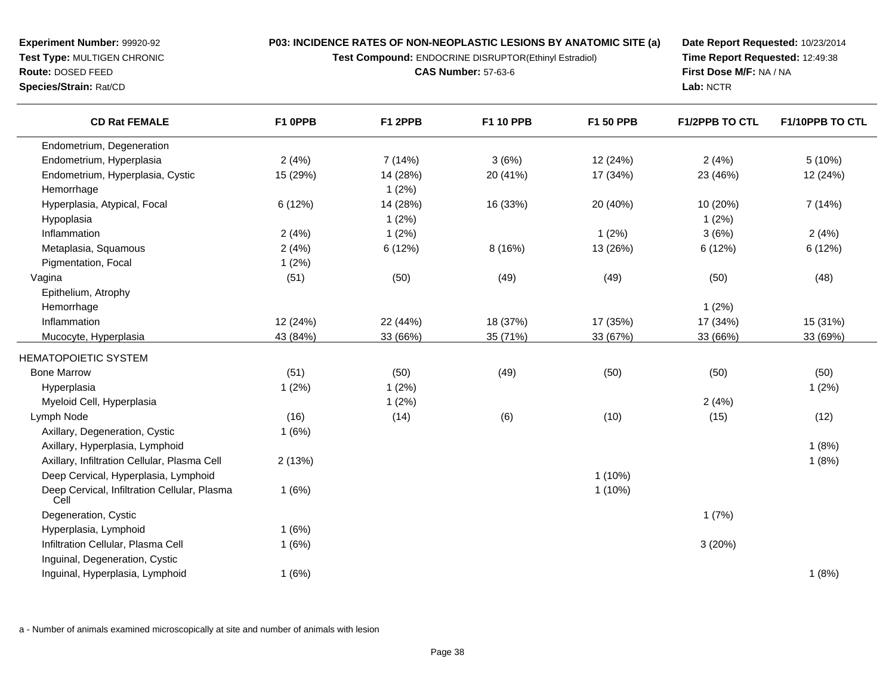**Experiment Number:** 99920-92
**Test Type:** MULTIGEN CHRONIC
**Route:** DOSED FEED
**Species/Strain:** Rat/CD

**P03: INCIDENCE RATES OF NON-NEOPLASTIC LESIONS BY ANATOMIC SITE (a)**
**Test Compound:** ENDOCRINE DISRUPTOR(Ethinyl Estradiol)
**CAS Number:** 57-63-6

**Date Report Requested:** 10/23/2014
**Time Report Requested:** 12:49:38
**First Dose M/F:** NA / NA
**Lab:** NCTR

| CD Rat FEMALE | F1 0PPB | F1 2PPB | F1 10 PPB | F1 50 PPB | F1/2PPB TO CTL | F1/10PPB TO CTL |
|---|---|---|---|---|---|---|
| Endometrium, Degeneration | | | | | | |
| Endometrium, Hyperplasia | 2 (4%) | 7 (14%) | 3 (6%) | 12 (24%) | 2 (4%) | 5 (10%) |
| Endometrium, Hyperplasia, Cystic | 15 (29%) | 14 (28%) | 20 (41%) | 17 (34%) | 23 (46%) | 12 (24%) |
| Hemorrhage | | 1 (2%) | | | | |
| Hyperplasia, Atypical, Focal | 6 (12%) | 14 (28%) | 16 (33%) | 20 (40%) | 10 (20%) | 7 (14%) |
| Hypoplasia | | 1 (2%) | | | 1 (2%) | |
| Inflammation | 2 (4%) | 1 (2%) | | 1 (2%) | 3 (6%) | 2 (4%) |
| Metaplasia, Squamous | 2 (4%) | 6 (12%) | 8 (16%) | 13 (26%) | 6 (12%) | 6 (12%) |
| Pigmentation, Focal | 1 (2%) | | | | | |
| Vagina | (51) | (50) | (49) | (49) | (50) | (48) |
| Epithelium, Atrophy | | | | | | |
| Hemorrhage | | | | | 1 (2%) | |
| Inflammation | 12 (24%) | 22 (44%) | 18 (37%) | 17 (35%) | 17 (34%) | 15 (31%) |
| Mucocyte, Hyperplasia | 43 (84%) | 33 (66%) | 35 (71%) | 33 (67%) | 33 (66%) | 33 (69%) |
| HEMATOPOIETIC SYSTEM | | | | | | |
| Bone Marrow | (51) | (50) | (49) | (50) | (50) | (50) |
| Hyperplasia | 1 (2%) | 1 (2%) | | | | 1 (2%) |
| Myeloid Cell, Hyperplasia | | 1 (2%) | | | 2 (4%) | |
| Lymph Node | (16) | (14) | (6) | (10) | (15) | (12) |
| Axillary, Degeneration, Cystic | 1 (6%) | | | | | |
| Axillary, Hyperplasia, Lymphoid | | | | | | 1 (8%) |
| Axillary, Infiltration Cellular, Plasma Cell | 2 (13%) | | | | | 1 (8%) |
| Deep Cervical, Hyperplasia, Lymphoid | | | | 1 (10%) | | |
| Deep Cervical, Infiltration Cellular, Plasma Cell | 1 (6%) | | | 1 (10%) | | |
| Degeneration, Cystic | | | | | 1 (7%) | |
| Hyperplasia, Lymphoid | 1 (6%) | | | | | |
| Infiltration Cellular, Plasma Cell | 1 (6%) | | | | 3 (20%) | |
| Inguinal, Degeneration, Cystic | | | | | | |
| Inguinal, Hyperplasia, Lymphoid | 1 (6%) | | | | | 1 (8%) |

a - Number of animals examined microscopically at site and number of animals with lesion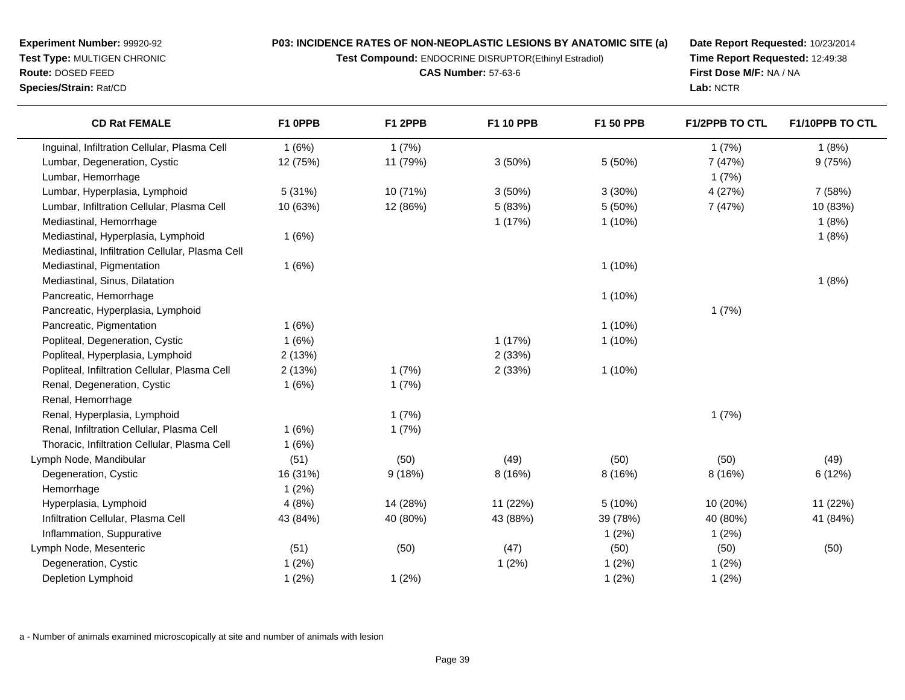**Experiment Number:** 99920-92
**Test Type:** MULTIGEN CHRONIC
**Route:** DOSED FEED
**Species/Strain:** Rat/CD

**P03: INCIDENCE RATES OF NON-NEOPLASTIC LESIONS BY ANATOMIC SITE (a)**
**Test Compound:** ENDOCRINE DISRUPTOR(Ethinyl Estradiol)
**CAS Number:** 57-63-6

**Date Report Requested:** 10/23/2014
**Time Report Requested:** 12:49:38
**First Dose M/F:** NA / NA
**Lab:** NCTR

| CD Rat FEMALE | F1 0PPB | F1 2PPB | F1 10 PPB | F1 50 PPB | F1/2PPB TO CTL | F1/10PPB TO CTL |
|---|---|---|---|---|---|---|
| Inguinal, Infiltration Cellular, Plasma Cell | 1 (6%) | 1 (7%) | | | 1 (7%) | 1 (8%) |
| Lumbar, Degeneration, Cystic | 12 (75%) | 11 (79%) | 3 (50%) | 5 (50%) | 7 (47%) | 9 (75%) |
| Lumbar, Hemorrhage | | | | | 1 (7%) | |
| Lumbar, Hyperplasia, Lymphoid | 5 (31%) | 10 (71%) | 3 (50%) | 3 (30%) | 4 (27%) | 7 (58%) |
| Lumbar, Infiltration Cellular, Plasma Cell | 10 (63%) | 12 (86%) | 5 (83%) | 5 (50%) | 7 (47%) | 10 (83%) |
| Mediastinal, Hemorrhage | | | 1 (17%) | 1 (10%) | | 1 (8%) |
| Mediastinal, Hyperplasia, Lymphoid | 1 (6%) | | | | | 1 (8%) |
| Mediastinal, Infiltration Cellular, Plasma Cell | | | | | | |
| Mediastinal, Pigmentation | 1 (6%) | | | 1 (10%) | | |
| Mediastinal, Sinus, Dilatation | | | | | | 1 (8%) |
| Pancreatic, Hemorrhage | | | | 1 (10%) | | |
| Pancreatic, Hyperplasia, Lymphoid | | | | | 1 (7%) | |
| Pancreatic, Pigmentation | 1 (6%) | | | 1 (10%) | | |
| Popliteal, Degeneration, Cystic | 1 (6%) | | 1 (17%) | 1 (10%) | | |
| Popliteal, Hyperplasia, Lymphoid | 2 (13%) | | 2 (33%) | | | |
| Popliteal, Infiltration Cellular, Plasma Cell | 2 (13%) | 1 (7%) | 2 (33%) | 1 (10%) | | |
| Renal, Degeneration, Cystic | 1 (6%) | 1 (7%) | | | | |
| Renal, Hemorrhage | | | | | | |
| Renal, Hyperplasia, Lymphoid | | 1 (7%) | | | 1 (7%) | |
| Renal, Infiltration Cellular, Plasma Cell | 1 (6%) | 1 (7%) | | | | |
| Thoracic, Infiltration Cellular, Plasma Cell | 1 (6%) | | | | | |
| Lymph Node, Mandibular | (51) | (50) | (49) | (50) | (50) | (49) |
| Degeneration, Cystic | 16 (31%) | 9 (18%) | 8 (16%) | 8 (16%) | 8 (16%) | 6 (12%) |
| Hemorrhage | 1 (2%) | | | | | |
| Hyperplasia, Lymphoid | 4 (8%) | 14 (28%) | 11 (22%) | 5 (10%) | 10 (20%) | 11 (22%) |
| Infiltration Cellular, Plasma Cell | 43 (84%) | 40 (80%) | 43 (88%) | 39 (78%) | 40 (80%) | 41 (84%) |
| Inflammation, Suppurative | | | | 1 (2%) | 1 (2%) | |
| Lymph Node, Mesenteric | (51) | (50) | (47) | (50) | (50) | (50) |
| Degeneration, Cystic | 1 (2%) | | 1 (2%) | 1 (2%) | 1 (2%) | |
| Depletion Lymphoid | 1 (2%) | 1 (2%) | | 1 (2%) | 1 (2%) | |

a - Number of animals examined microscopically at site and number of animals with lesion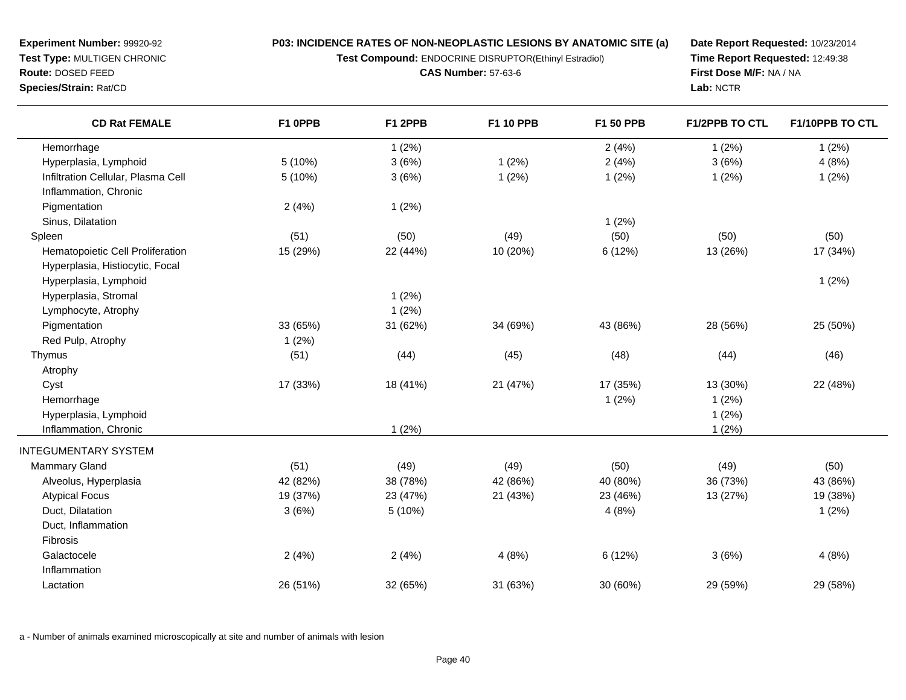**Experiment Number:** 99920-92
**Test Type:** MULTIGEN CHRONIC
**Route:** DOSED FEED
**Species/Strain:** Rat/CD

**P03: INCIDENCE RATES OF NON-NEOPLASTIC LESIONS BY ANATOMIC SITE (a)**
**Test Compound:** ENDOCRINE DISRUPTOR(Ethinyl Estradiol)
**CAS Number:** 57-63-6

**Date Report Requested:** 10/23/2014
**Time Report Requested:** 12:49:38
**First Dose M/F:** NA / NA
**Lab:** NCTR

| CD Rat FEMALE | F1 0PPB | F1 2PPB | F1 10 PPB | F1 50 PPB | F1/2PPB TO CTL | F1/10PPB TO CTL |
|---|---|---|---|---|---|---|
| Hemorrhage | | 1 (2%) | | 2 (4%) | 1 (2%) | 1 (2%) |
| Hyperplasia, Lymphoid | 5 (10%) | 3 (6%) | 1 (2%) | 2 (4%) | 3 (6%) | 4 (8%) |
| Infiltration Cellular, Plasma Cell | 5 (10%) | 3 (6%) | 1 (2%) | 1 (2%) | 1 (2%) | 1 (2%) |
| Inflammation, Chronic | | | | | | |
| Pigmentation | 2 (4%) | 1 (2%) | | | | |
| Sinus, Dilatation | | | | 1 (2%) | | |
| Spleen | (51) | (50) | (49) | (50) | (50) | (50) |
| Hematopoietic Cell Proliferation | 15 (29%) | 22 (44%) | 10 (20%) | 6 (12%) | 13 (26%) | 17 (34%) |
| Hyperplasia, Histiocytic, Focal | | | | | | |
| Hyperplasia, Lymphoid | | | | | | 1 (2%) |
| Hyperplasia, Stromal | | 1 (2%) | | | | |
| Lymphocyte, Atrophy | | 1 (2%) | | | | |
| Pigmentation | 33 (65%) | 31 (62%) | 34 (69%) | 43 (86%) | 28 (56%) | 25 (50%) |
| Red Pulp, Atrophy | 1 (2%) | | | | | |
| Thymus | (51) | (44) | (45) | (48) | (44) | (46) |
| Atrophy | | | | | | |
| Cyst | 17 (33%) | 18 (41%) | 21 (47%) | 17 (35%) | 13 (30%) | 22 (48%) |
| Hemorrhage | | | | 1 (2%) | 1 (2%) | |
| Hyperplasia, Lymphoid | | | | | 1 (2%) | |
| Inflammation, Chronic | | 1 (2%) | | | 1 (2%) | |
| INTEGUMENTARY SYSTEM | | | | | | |
| Mammary Gland | (51) | (49) | (49) | (50) | (49) | (50) |
| Alveolus, Hyperplasia | 42 (82%) | 38 (78%) | 42 (86%) | 40 (80%) | 36 (73%) | 43 (86%) |
| Atypical Focus | 19 (37%) | 23 (47%) | 21 (43%) | 23 (46%) | 13 (27%) | 19 (38%) |
| Duct, Dilatation | 3 (6%) | 5 (10%) | | 4 (8%) | | 1 (2%) |
| Duct, Inflammation | | | | | | |
| Fibrosis | | | | | | |
| Galactocele | 2 (4%) | 2 (4%) | 4 (8%) | 6 (12%) | 3 (6%) | 4 (8%) |
| Inflammation | | | | | | |
| Lactation | 26 (51%) | 32 (65%) | 31 (63%) | 30 (60%) | 29 (59%) | 29 (58%) |

a - Number of animals examined microscopically at site and number of animals with lesion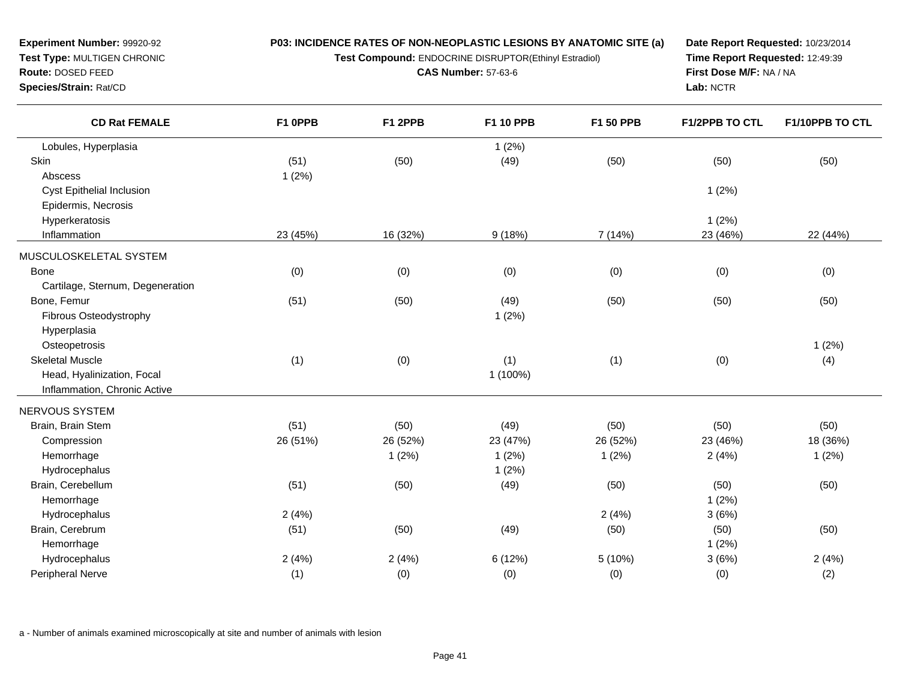**Experiment Number:** 99920-92
**Test Type:** MULTIGEN CHRONIC
**Route:** DOSED FEED
**Species/Strain:** Rat/CD

**P03: INCIDENCE RATES OF NON-NEOPLASTIC LESIONS BY ANATOMIC SITE (a)**
**Test Compound:** ENDOCRINE DISRUPTOR(Ethinyl Estradiol)
**CAS Number:** 57-63-6

**Date Report Requested:** 10/23/2014
**Time Report Requested:** 12:49:39
**First Dose M/F:** NA / NA
**Lab:** NCTR

| CD Rat FEMALE | F1 0PPB | F1 2PPB | F1 10 PPB | F1 50 PPB | F1/2PPB TO CTL | F1/10PPB TO CTL |
|---|---|---|---|---|---|---|
| Lobules, Hyperplasia | | | 1 (2%) | | | |
| Skin | (51) | (50) | (49) | (50) | (50) | (50) |
| Abscess | 1 (2%) | | | | | |
| Cyst Epithelial Inclusion | | | | | 1 (2%) | |
| Epidermis, Necrosis | | | | | | |
| Hyperkeratosis | | | | | 1 (2%) | |
| Inflammation | 23 (45%) | 16 (32%) | 9 (18%) | 7 (14%) | 23 (46%) | 22 (44%) |
| MUSCULOSKELETAL SYSTEM | | | | | | |
| Bone | (0) | (0) | (0) | (0) | (0) | (0) |
| Cartilage, Sternum, Degeneration | | | | | | |
| Bone, Femur | (51) | (50) | (49) | (50) | (50) | (50) |
| Fibrous Osteodystrophy | | | 1 (2%) | | | |
| Hyperplasia | | | | | | |
| Osteopetrosis | | | | | | 1 (2%) |
| Skeletal Muscle | (1) | (0) | (1) | (1) | (0) | (4) |
| Head, Hyalinization, Focal | | | 1 (100%) | | | |
| Inflammation, Chronic Active | | | | | | |
| NERVOUS SYSTEM | | | | | | |
| Brain, Brain Stem | (51) | (50) | (49) | (50) | (50) | (50) |
| Compression | 26 (51%) | 26 (52%) | 23 (47%) | 26 (52%) | 23 (46%) | 18 (36%) |
| Hemorrhage | | 1 (2%) | 1 (2%) | 1 (2%) | 2 (4%) | 1 (2%) |
| Hydrocephalus | | | 1 (2%) | | | |
| Brain, Cerebellum | (51) | (50) | (49) | (50) | (50) | (50) |
| Hemorrhage | | | | | 1 (2%) | |
| Hydrocephalus | 2 (4%) | | | 2 (4%) | 3 (6%) | |
| Brain, Cerebrum | (51) | (50) | (49) | (50) | (50) | (50) |
| Hemorrhage | | | | | 1 (2%) | |
| Hydrocephalus | 2 (4%) | 2 (4%) | 6 (12%) | 5 (10%) | 3 (6%) | 2 (4%) |
| Peripheral Nerve | (1) | (0) | (0) | (0) | (0) | (2) |

a - Number of animals examined microscopically at site and number of animals with lesion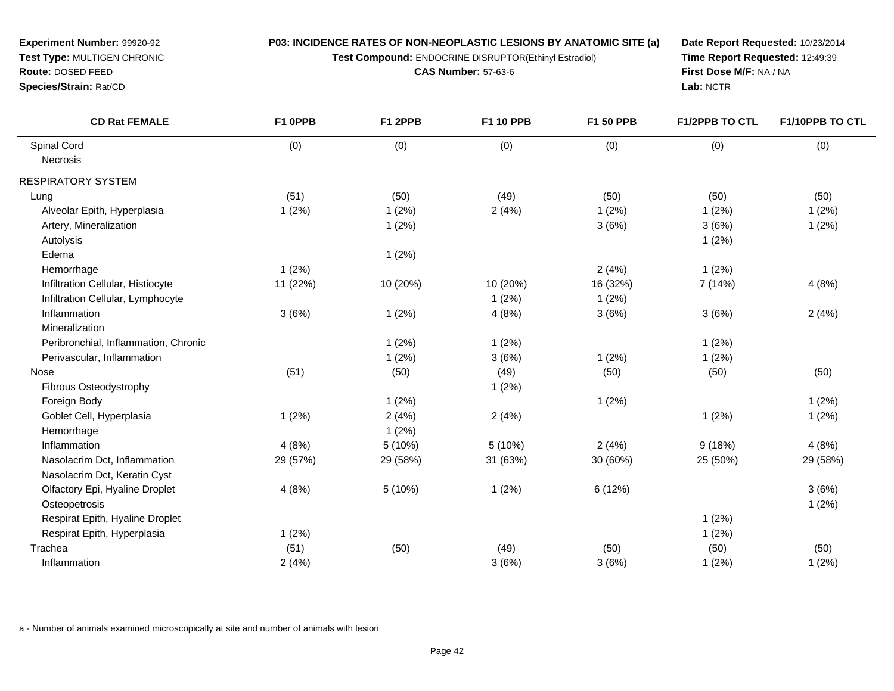**Experiment Number:** 99920-92
**Test Type:** MULTIGEN CHRONIC
**Route:** DOSED FEED
**Species/Strain:** Rat/CD

**P03: INCIDENCE RATES OF NON-NEOPLASTIC LESIONS BY ANATOMIC SITE (a)**
**Test Compound:** ENDOCRINE DISRUPTOR(Ethinyl Estradiol)
**CAS Number:** 57-63-6

**Date Report Requested:** 10/23/2014
**Time Report Requested:** 12:49:39
**First Dose M/F:** NA / NA
**Lab:** NCTR

| CD Rat FEMALE | F1 0PPB | F1 2PPB | F1 10 PPB | F1 50 PPB | F1/2PPB TO CTL | F1/10PPB TO CTL |
|---|---|---|---|---|---|---|
| Spinal Cord | (0) | (0) | (0) | (0) | (0) | (0) |
| Necrosis | | | | | | |
| RESPIRATORY SYSTEM | | | | | | |
| Lung | (51) | (50) | (49) | (50) | (50) | (50) |
| Alveolar Epith, Hyperplasia | 1 (2%) | 1 (2%) | 2 (4%) | 1 (2%) | 1 (2%) | 1 (2%) |
| Artery, Mineralization | | 1 (2%) | | 3 (6%) | 3 (6%) | 1 (2%) |
| Autolysis | | | | | 1 (2%) | |
| Edema | | 1 (2%) | | | | |
| Hemorrhage | 1 (2%) | | | 2 (4%) | 1 (2%) | |
| Infiltration Cellular, Histiocyte | 11 (22%) | 10 (20%) | 10 (20%) | 16 (32%) | 7 (14%) | 4 (8%) |
| Infiltration Cellular, Lymphocyte | | | 1 (2%) | 1 (2%) | | |
| Inflammation | 3 (6%) | 1 (2%) | 4 (8%) | 3 (6%) | 3 (6%) | 2 (4%) |
| Mineralization | | | | | | |
| Peribronchial, Inflammation, Chronic | | 1 (2%) | 1 (2%) | | 1 (2%) | |
| Perivascular, Inflammation | | 1 (2%) | 3 (6%) | 1 (2%) | 1 (2%) | |
| Nose | (51) | (50) | (49) | (50) | (50) | (50) |
| Fibrous Osteodystrophy | | | 1 (2%) | | | |
| Foreign Body | | 1 (2%) | | 1 (2%) | | 1 (2%) |
| Goblet Cell, Hyperplasia | 1 (2%) | 2 (4%) | 2 (4%) | | 1 (2%) | 1 (2%) |
| Hemorrhage | | 1 (2%) | | | | |
| Inflammation | 4 (8%) | 5 (10%) | 5 (10%) | 2 (4%) | 9 (18%) | 4 (8%) |
| Nasolacrim Dct, Inflammation | 29 (57%) | 29 (58%) | 31 (63%) | 30 (60%) | 25 (50%) | 29 (58%) |
| Nasolacrim Dct, Keratin Cyst | | | | | | |
| Olfactory Epi, Hyaline Droplet | 4 (8%) | 5 (10%) | 1 (2%) | 6 (12%) | | 3 (6%) |
| Osteopetrosis | | | | | | 1 (2%) |
| Respirat Epith, Hyaline Droplet | | | | | 1 (2%) | |
| Respirat Epith, Hyperplasia | 1 (2%) | | | | 1 (2%) | |
| Trachea | (51) | (50) | (49) | (50) | (50) | (50) |
| Inflammation | 2 (4%) | | 3 (6%) | 3 (6%) | 1 (2%) | 1 (2%) |

a - Number of animals examined microscopically at site and number of animals with lesion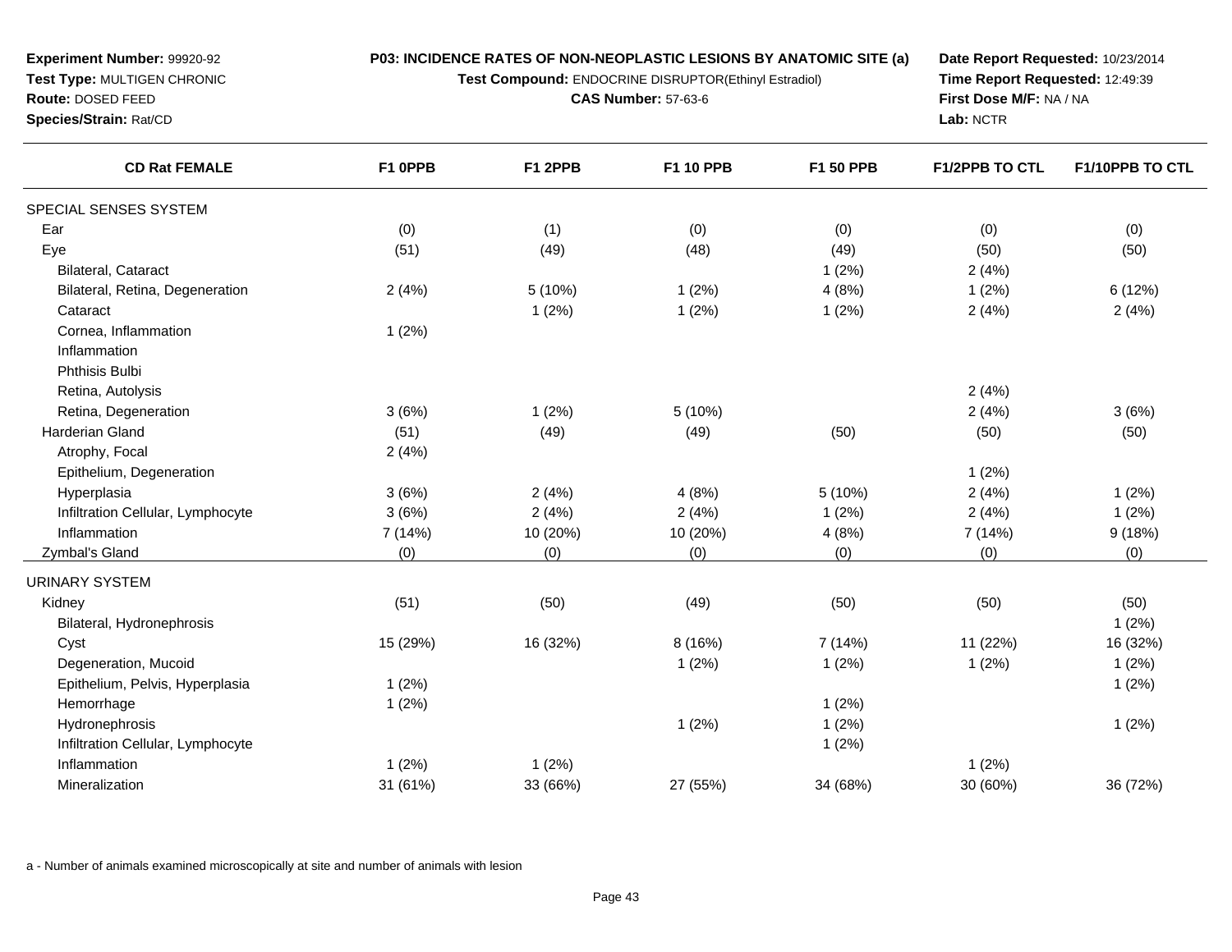**Experiment Number:** 99920-92
**Test Type:** MULTIGEN CHRONIC
**Route:** DOSED FEED
**Species/Strain:** Rat/CD

**P03: INCIDENCE RATES OF NON-NEOPLASTIC LESIONS BY ANATOMIC SITE (a)**
**Test Compound:** ENDOCRINE DISRUPTOR(Ethinyl Estradiol)
**CAS Number:** 57-63-6

**Date Report Requested:** 10/23/2014
**Time Report Requested:** 12:49:39
**First Dose M/F:** NA / NA
**Lab:** NCTR

| CD Rat FEMALE | F1 0PPB | F1 2PPB | F1 10 PPB | F1 50 PPB | F1/2PPB TO CTL | F1/10PPB TO CTL |
|---|---|---|---|---|---|---|
| SPECIAL SENSES SYSTEM | | | | | | |
| Ear | (0) | (1) | (0) | (0) | (0) | (0) |
| Eye | (51) | (49) | (48) | (49) | (50) | (50) |
| Bilateral, Cataract | | | | 1 (2%) | 2 (4%) | |
| Bilateral, Retina, Degeneration | 2 (4%) | 5 (10%) | 1 (2%) | 4 (8%) | 1 (2%) | 6 (12%) |
| Cataract | | 1 (2%) | 1 (2%) | 1 (2%) | 2 (4%) | 2 (4%) |
| Cornea, Inflammation | 1 (2%) | | | | | |
| Inflammation | | | | | | |
| Phthisis Bulbi | | | | | | |
| Retina, Autolysis | | | | | 2 (4%) | |
| Retina, Degeneration | 3 (6%) | 1 (2%) | 5 (10%) | | 2 (4%) | 3 (6%) |
| Harderian Gland | (51) | (49) | (49) | (50) | (50) | (50) |
| Atrophy, Focal | 2 (4%) | | | | | |
| Epithelium, Degeneration | | | | | 1 (2%) | |
| Hyperplasia | 3 (6%) | 2 (4%) | 4 (8%) | 5 (10%) | 2 (4%) | 1 (2%) |
| Infiltration Cellular, Lymphocyte | 3 (6%) | 2 (4%) | 2 (4%) | 1 (2%) | 2 (4%) | 1 (2%) |
| Inflammation | 7 (14%) | 10 (20%) | 10 (20%) | 4 (8%) | 7 (14%) | 9 (18%) |
| Zymbal's Gland | (0) | (0) | (0) | (0) | (0) | (0) |
| URINARY SYSTEM | | | | | | |
| Kidney | (51) | (50) | (49) | (50) | (50) | (50) |
| Bilateral, Hydronephrosis | | | | | | 1 (2%) |
| Cyst | 15 (29%) | 16 (32%) | 8 (16%) | 7 (14%) | 11 (22%) | 16 (32%) |
| Degeneration, Mucoid | | | 1 (2%) | 1 (2%) | 1 (2%) | 1 (2%) |
| Epithelium, Pelvis, Hyperplasia | 1 (2%) | | | | | 1 (2%) |
| Hemorrhage | 1 (2%) | | | 1 (2%) | | |
| Hydronephrosis | | | 1 (2%) | 1 (2%) | | 1 (2%) |
| Infiltration Cellular, Lymphocyte | | | | 1 (2%) | | |
| Inflammation | 1 (2%) | 1 (2%) | | | 1 (2%) | |
| Mineralization | 31 (61%) | 33 (66%) | 27 (55%) | 34 (68%) | 30 (60%) | 36 (72%) |

a - Number of animals examined microscopically at site and number of animals with lesion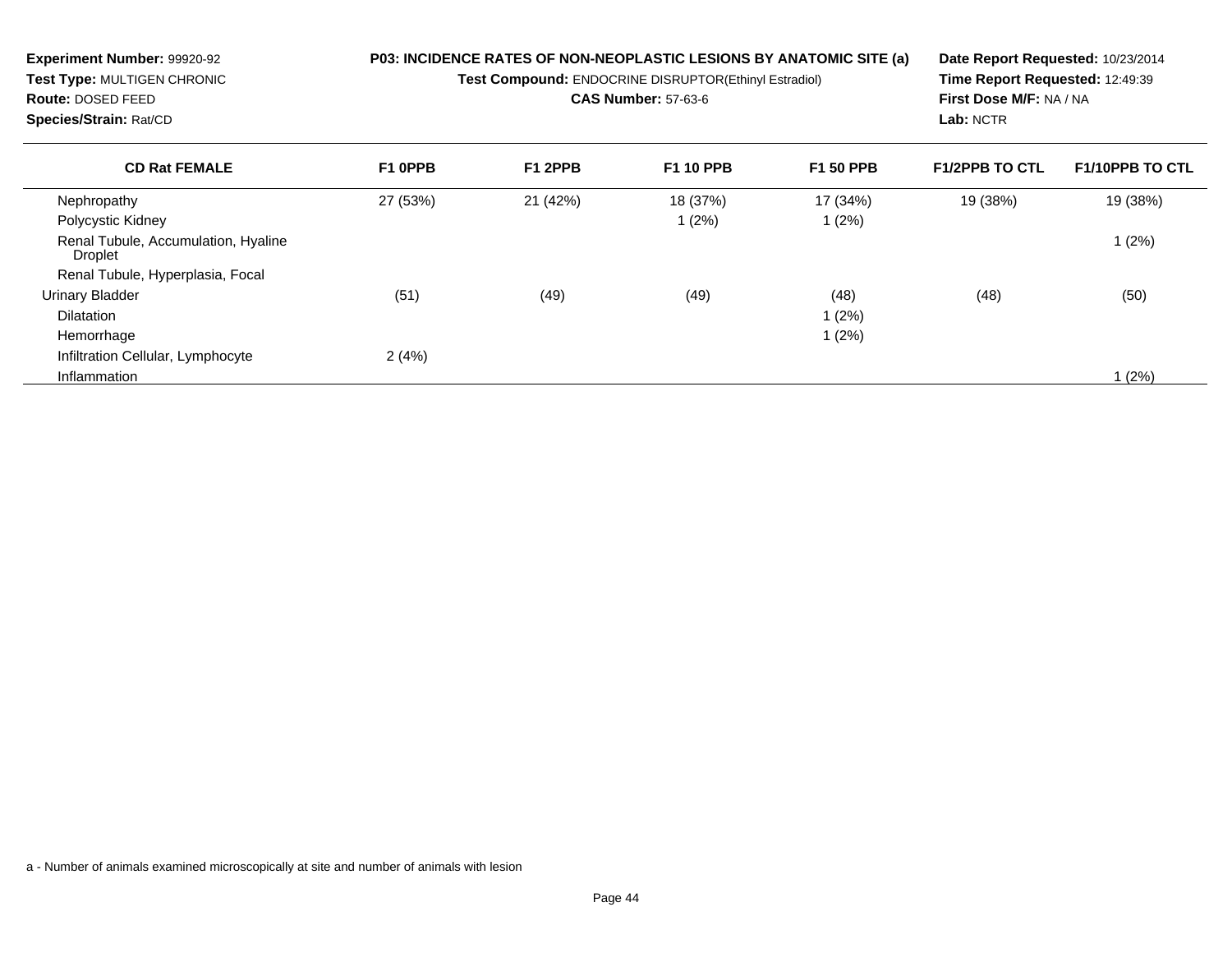**Experiment Number:** 99920-92
**Test Type:** MULTIGEN CHRONIC
**Route:** DOSED FEED
**Species/Strain:** Rat/CD

**P03: INCIDENCE RATES OF NON-NEOPLASTIC LESIONS BY ANATOMIC SITE (a)**
**Test Compound:** ENDOCRINE DISRUPTOR(Ethinyl Estradiol)
**CAS Number:** 57-63-6

**Date Report Requested:** 10/23/2014
**Time Report Requested:** 12:49:39
**First Dose M/F:** NA / NA
**Lab:** NCTR

| CD Rat FEMALE | F1 0PPB | F1 2PPB | F1 10 PPB | F1 50 PPB | F1/2PPB TO CTL | F1/10PPB TO CTL |
|---|---|---|---|---|---|---|
| Nephropathy | 27 (53%) | 21 (42%) | 18 (37%) | 17 (34%) | 19 (38%) | 19 (38%) |
| Polycystic Kidney | | | 1 (2%) | 1 (2%) | | |
| Renal Tubule, Accumulation, Hyaline Droplet | | | | | | 1 (2%) |
| Renal Tubule, Hyperplasia, Focal | | | | | | |
| Urinary Bladder | (51) | (49) | (49) | (48) | (48) | (50) |
| Dilatation | | | | 1 (2%) | | |
| Hemorrhage | | | | 1 (2%) | | |
| Infiltration Cellular, Lymphocyte | 2 (4%) | | | | | |
| Inflammation | | | | | | 1 (2%) |

a - Number of animals examined microscopically at site and number of animals with lesion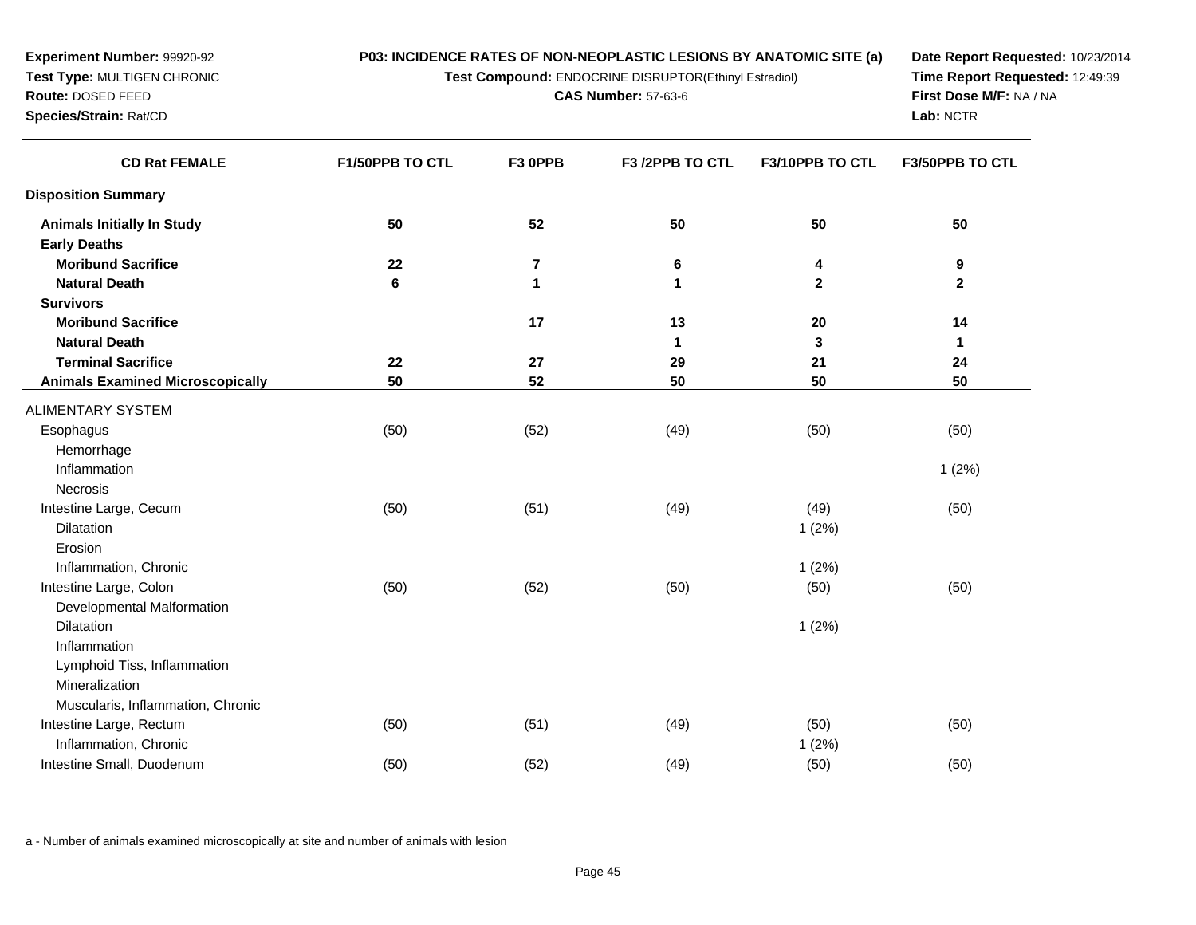**Experiment Number:** 99920-92
**Test Type:** MULTIGEN CHRONIC
**Route:** DOSED FEED
**Species/Strain:** Rat/CD

**P03: INCIDENCE RATES OF NON-NEOPLASTIC LESIONS BY ANATOMIC SITE (a)**
**Test Compound:** ENDOCRINE DISRUPTOR(Ethinyl Estradiol)
**CAS Number:** 57-63-6

**Date Report Requested:** 10/23/2014
**Time Report Requested:** 12:49:39
**First Dose M/F:** NA / NA
**Lab:** NCTR

| CD Rat FEMALE | F1/50PPB TO CTL | F3 0PPB | F3 /2PPB TO CTL | F3/10PPB TO CTL | F3/50PPB TO CTL |
|---|---|---|---|---|---|
| **Disposition Summary** | | | | | |
| **Animals Initially In Study** | **50** | **52** | **50** | **50** | **50** |
| **Early Deaths** | | | | | |
| **Moribund Sacrifice** | **22** | **7** | **6** | **4** | **9** |
| **Natural Death** | **6** | **1** | **1** | **2** | **2** |
| **Survivors** | | | | | |
| **Moribund Sacrifice** | | **17** | **13** | **20** | **14** |
| **Natural Death** | | | **1** | **3** | **1** |
| **Terminal Sacrifice** | **22** | **27** | **29** | **21** | **24** |
| **Animals Examined Microscopically** | **50** | **52** | **50** | **50** | **50** |
| ALIMENTARY SYSTEM | | | | | |
| Esophagus | (50) | (52) | (49) | (50) | (50) |
| Hemorrhage | | | | | |
| Inflammation | | | | | 1 (2%) |
| Necrosis | | | | | |
| Intestine Large, Cecum | (50) | (51) | (49) | (49) | (50) |
| Dilatation | | | | 1 (2%) | |
| Erosion | | | | | |
| Inflammation, Chronic | | | | 1 (2%) | |
| Intestine Large, Colon | (50) | (52) | (50) | (50) | (50) |
| Developmental Malformation | | | | | |
| Dilatation | | | | 1 (2%) | |
| Inflammation | | | | | |
| Lymphoid Tiss, Inflammation | | | | | |
| Mineralization | | | | | |
| Muscularis, Inflammation, Chronic | | | | | |
| Intestine Large, Rectum | (50) | (51) | (49) | (50) | (50) |
| Inflammation, Chronic | | | | 1 (2%) | |
| Intestine Small, Duodenum | (50) | (52) | (49) | (50) | (50) |

a - Number of animals examined microscopically at site and number of animals with lesion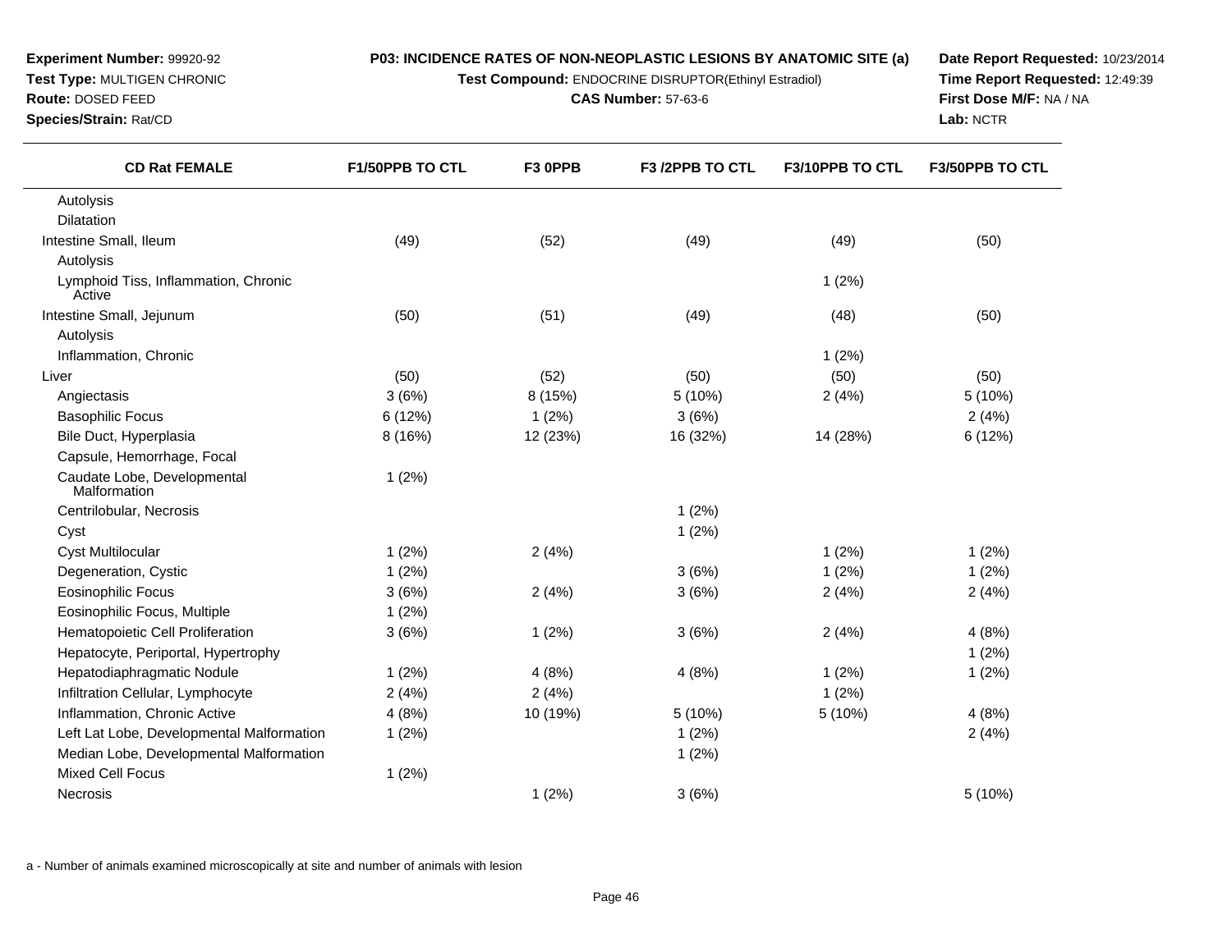**Experiment Number:** 99920-92
**Test Type:** MULTIGEN CHRONIC
**Route:** DOSED FEED
**Species/Strain:** Rat/CD

**P03: INCIDENCE RATES OF NON-NEOPLASTIC LESIONS BY ANATOMIC SITE (a)**
**Test Compound:** ENDOCRINE DISRUPTOR(Ethinyl Estradiol)
**CAS Number:** 57-63-6

**Date Report Requested:** 10/23/2014
**Time Report Requested:** 12:49:39
**First Dose M/F:** NA / NA
**Lab:** NCTR

| CD Rat FEMALE | F1/50PPB TO CTL | F3 0PPB | F3 /2PPB TO CTL | F3/10PPB TO CTL | F3/50PPB TO CTL |
|---|---|---|---|---|---|
| Autolysis | | | | | |
| Dilatation | | | | | |
| Intestine Small, Ileum | (49) | (52) | (49) | (49) | (50) |
| Autolysis | | | | | |
| Lymphoid Tiss, Inflammation, Chronic Active | | | | 1 (2%) | |
| Intestine Small, Jejunum | (50) | (51) | (49) | (48) | (50) |
| Autolysis | | | | | |
| Inflammation, Chronic | | | | 1 (2%) | |
| Liver | (50) | (52) | (50) | (50) | (50) |
| Angiectasis | 3 (6%) | 8 (15%) | 5 (10%) | 2 (4%) | 5 (10%) |
| Basophilic Focus | 6 (12%) | 1 (2%) | 3 (6%) | | 2 (4%) |
| Bile Duct, Hyperplasia | 8 (16%) | 12 (23%) | 16 (32%) | 14 (28%) | 6 (12%) |
| Capsule, Hemorrhage, Focal | | | | | |
| Caudate Lobe, Developmental Malformation | 1 (2%) | | | | |
| Centrilobular, Necrosis | | | 1 (2%) | | |
| Cyst | | | 1 (2%) | | |
| Cyst Multilocular | 1 (2%) | 2 (4%) | | 1 (2%) | 1 (2%) |
| Degeneration, Cystic | 1 (2%) | | 3 (6%) | 1 (2%) | 1 (2%) |
| Eosinophilic Focus | 3 (6%) | 2 (4%) | 3 (6%) | 2 (4%) | 2 (4%) |
| Eosinophilic Focus, Multiple | 1 (2%) | | | | |
| Hematopoietic Cell Proliferation | 3 (6%) | 1 (2%) | 3 (6%) | 2 (4%) | 4 (8%) |
| Hepatocyte, Periportal, Hypertrophy | | | | | 1 (2%) |
| Hepatodiaphragmatic Nodule | 1 (2%) | 4 (8%) | 4 (8%) | 1 (2%) | 1 (2%) |
| Infiltration Cellular, Lymphocyte | 2 (4%) | 2 (4%) | | 1 (2%) | |
| Inflammation, Chronic Active | 4 (8%) | 10 (19%) | 5 (10%) | 5 (10%) | 4 (8%) |
| Left Lat Lobe, Developmental Malformation | 1 (2%) | | 1 (2%) | | 2 (4%) |
| Median Lobe, Developmental Malformation | | | 1 (2%) | | |
| Mixed Cell Focus | 1 (2%) | | | | |
| Necrosis | | 1 (2%) | 3 (6%) | | 5 (10%) |

a - Number of animals examined microscopically at site and number of animals with lesion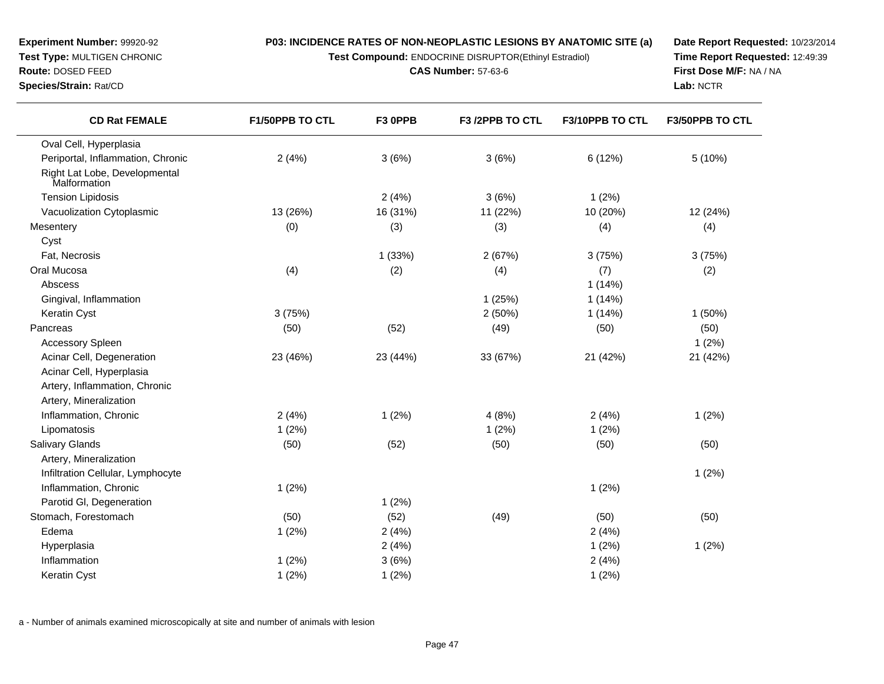**Experiment Number:** 99920-92
**Test Type:** MULTIGEN CHRONIC
**Route:** DOSED FEED
**Species/Strain:** Rat/CD

**P03: INCIDENCE RATES OF NON-NEOPLASTIC LESIONS BY ANATOMIC SITE (a)**
**Test Compound:** ENDOCRINE DISRUPTOR(Ethinyl Estradiol)
**CAS Number:** 57-63-6

**Date Report Requested:** 10/23/2014
**Time Report Requested:** 12:49:39
**First Dose M/F:** NA / NA
**Lab:** NCTR

| CD Rat FEMALE | F1/50PPB TO CTL | F3 0PPB | F3 /2PPB TO CTL | F3/10PPB TO CTL | F3/50PPB TO CTL |
|---|---|---|---|---|---|
| Oval Cell, Hyperplasia | | | | | |
| Periportal, Inflammation, Chronic | 2 (4%) | 3 (6%) | 3 (6%) | 6 (12%) | 5 (10%) |
| Right Lat Lobe, Developmental Malformation | | | | | |
| Tension Lipidosis | | 2 (4%) | 3 (6%) | 1 (2%) | |
| Vacuolization Cytoplasmic | 13 (26%) | 16 (31%) | 11 (22%) | 10 (20%) | 12 (24%) |
| Mesentery | (0) | (3) | (3) | (4) | (4) |
| Cyst | | | | | |
| Fat, Necrosis | | 1 (33%) | 2 (67%) | 3 (75%) | 3 (75%) |
| Oral Mucosa | (4) | (2) | (4) | (7) | (2) |
| Abscess | | | | 1 (14%) | |
| Gingival, Inflammation | | | 1 (25%) | 1 (14%) | |
| Keratin Cyst | 3 (75%) | | 2 (50%) | 1 (14%) | 1 (50%) |
| Pancreas | (50) | (52) | (49) | (50) | (50) |
| Accessory Spleen | | | | | 1 (2%) |
| Acinar Cell, Degeneration | 23 (46%) | 23 (44%) | 33 (67%) | 21 (42%) | 21 (42%) |
| Acinar Cell, Hyperplasia | | | | | |
| Artery, Inflammation, Chronic | | | | | |
| Artery, Mineralization | | | | | |
| Inflammation, Chronic | 2 (4%) | 1 (2%) | 4 (8%) | 2 (4%) | 1 (2%) |
| Lipomatosis | 1 (2%) | | 1 (2%) | 1 (2%) | |
| Salivary Glands | (50) | (52) | (50) | (50) | (50) |
| Artery, Mineralization | | | | | |
| Infiltration Cellular, Lymphocyte | | | | | 1 (2%) |
| Inflammation, Chronic | 1 (2%) | | | 1 (2%) | |
| Parotid Gl, Degeneration | | 1 (2%) | | | |
| Stomach, Forestomach | (50) | (52) | (49) | (50) | (50) |
| Edema | 1 (2%) | 2 (4%) | | 2 (4%) | |
| Hyperplasia | | 2 (4%) | | 1 (2%) | 1 (2%) |
| Inflammation | 1 (2%) | 3 (6%) | | 2 (4%) | |
| Keratin Cyst | 1 (2%) | 1 (2%) | | 1 (2%) | |

a - Number of animals examined microscopically at site and number of animals with lesion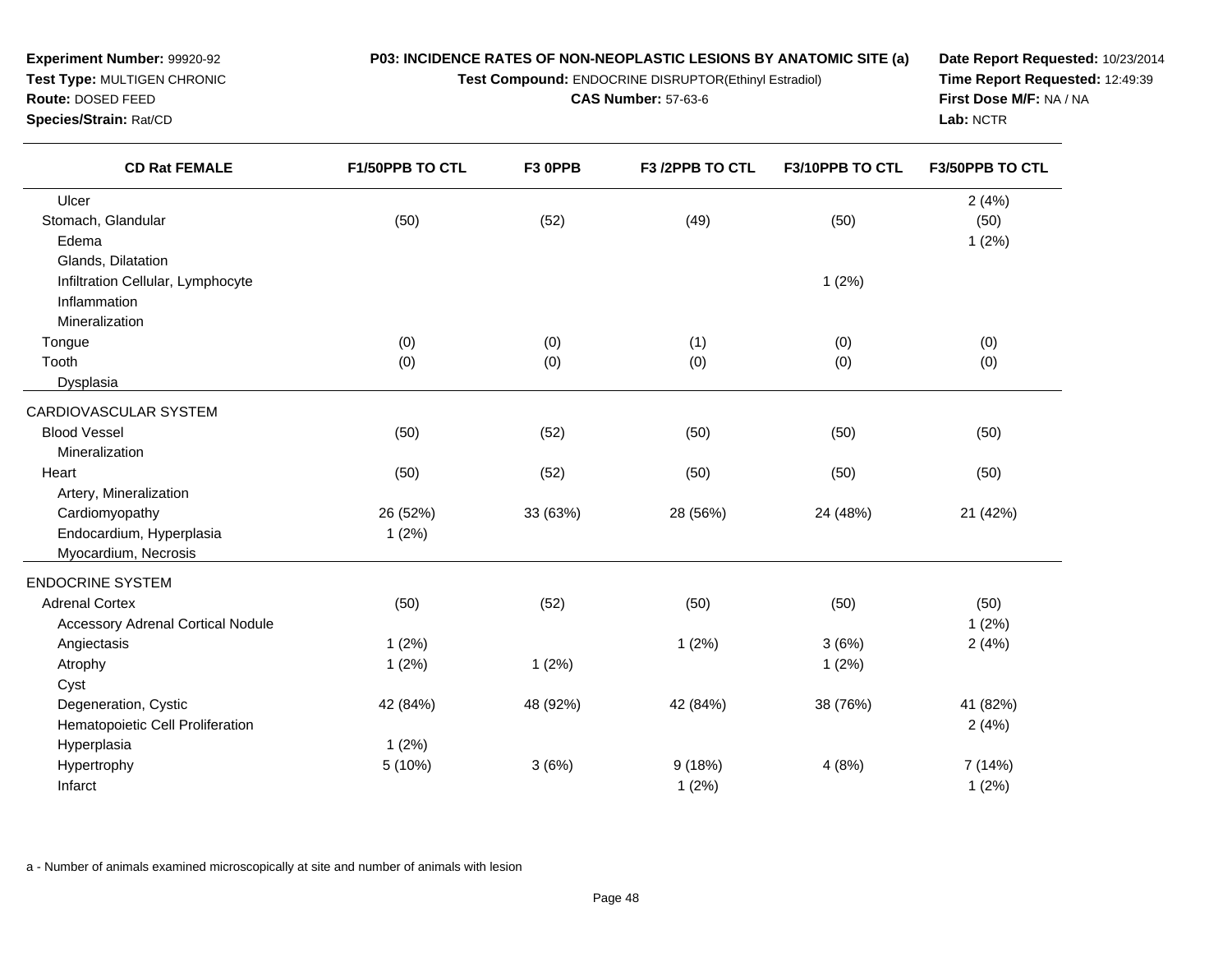**Experiment Number:** 99920-92
**Test Type:** MULTIGEN CHRONIC
**Route:** DOSED FEED
**Species/Strain:** Rat/CD

**P03: INCIDENCE RATES OF NON-NEOPLASTIC LESIONS BY ANATOMIC SITE (a)**
**Test Compound:** ENDOCRINE DISRUPTOR(Ethinyl Estradiol)
**CAS Number:** 57-63-6

**Date Report Requested:** 10/23/2014
**Time Report Requested:** 12:49:39
**First Dose M/F:** NA / NA
**Lab:** NCTR

| CD Rat FEMALE | F1/50PPB TO CTL | F3 0PPB | F3 /2PPB TO CTL | F3/10PPB TO CTL | F3/50PPB TO CTL |
|---|---|---|---|---|---|
| Ulcer | | | | | 2 (4%) |
| Stomach, Glandular | (50) | (52) | (49) | (50) | (50) |
| Edema | | | | | 1 (2%) |
| Glands, Dilatation | | | | | |
| Infiltration Cellular, Lymphocyte | | | | 1 (2%) | |
| Inflammation | | | | | |
| Mineralization | | | | | |
| Tongue | (0) | (0) | (1) | (0) | (0) |
| Tooth | (0) | (0) | (0) | (0) | (0) |
| Dysplasia | | | | | |
| CARDIOVASCULAR SYSTEM | | | | | |
| Blood Vessel | (50) | (52) | (50) | (50) | (50) |
| Mineralization | | | | | |
| Heart | (50) | (52) | (50) | (50) | (50) |
| Artery, Mineralization | | | | | |
| Cardiomyopathy | 26 (52%) | 33 (63%) | 28 (56%) | 24 (48%) | 21 (42%) |
| Endocardium, Hyperplasia | 1 (2%) | | | | |
| Myocardium, Necrosis | | | | | |
| ENDOCRINE SYSTEM | | | | | |
| Adrenal Cortex | (50) | (52) | (50) | (50) | (50) |
| Accessory Adrenal Cortical Nodule | | | | | 1 (2%) |
| Angiectasis | 1 (2%) | | 1 (2%) | 3 (6%) | 2 (4%) |
| Atrophy | 1 (2%) | 1 (2%) | | 1 (2%) | |
| Cyst | | | | | |
| Degeneration, Cystic | 42 (84%) | 48 (92%) | 42 (84%) | 38 (76%) | 41 (82%) |
| Hematopoietic Cell Proliferation | | | | | 2 (4%) |
| Hyperplasia | 1 (2%) | | | | |
| Hypertrophy | 5 (10%) | 3 (6%) | 9 (18%) | 4 (8%) | 7 (14%) |
| Infarct | | | 1 (2%) | | 1 (2%) |

a - Number of animals examined microscopically at site and number of animals with lesion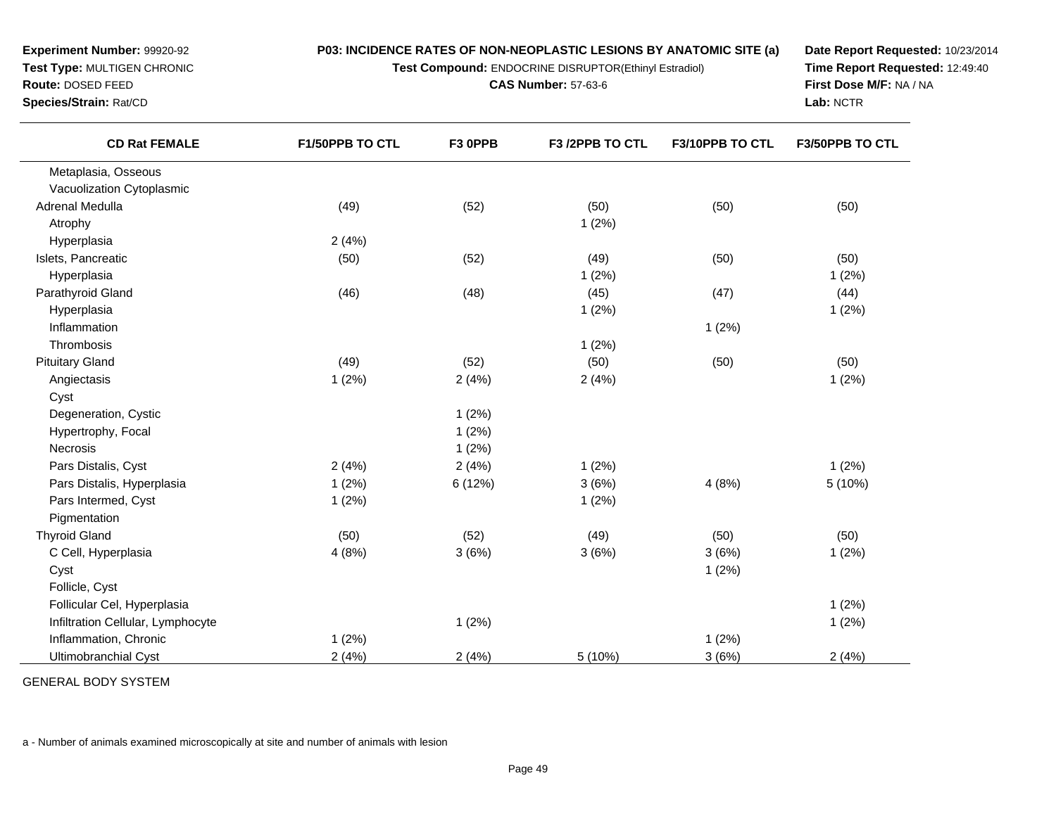**Experiment Number:** 99920-92
**Test Type:** MULTIGEN CHRONIC
**Route:** DOSED FEED
**Species/Strain:** Rat/CD

**P03: INCIDENCE RATES OF NON-NEOPLASTIC LESIONS BY ANATOMIC SITE (a)**
**Test Compound:** ENDOCRINE DISRUPTOR(Ethinyl Estradiol)
**CAS Number:** 57-63-6

**Date Report Requested:** 10/23/2014
**Time Report Requested:** 12:49:40
**First Dose M/F:** NA / NA
**Lab:** NCTR

| CD Rat FEMALE | F1/50PPB TO CTL | F3 0PPB | F3 /2PPB TO CTL | F3/10PPB TO CTL | F3/50PPB TO CTL |
|---|---|---|---|---|---|
| Metaplasia, Osseous | | | | | |
| Vacuolization Cytoplasmic | | | | | |
| Adrenal Medulla | (49) | (52) | (50) | (50) | (50) |
| Atrophy | | | 1 (2%) | | |
| Hyperplasia | 2 (4%) | | | | |
| Islets, Pancreatic | (50) | (52) | (49) | (50) | (50) |
| Hyperplasia | | | 1 (2%) | | 1 (2%) |
| Parathyroid Gland | (46) | (48) | (45) | (47) | (44) |
| Hyperplasia | | | 1 (2%) | | 1 (2%) |
| Inflammation | | | | 1 (2%) | |
| Thrombosis | | | 1 (2%) | | |
| Pituitary Gland | (49) | (52) | (50) | (50) | (50) |
| Angiectasis | 1 (2%) | 2 (4%) | 2 (4%) | | 1 (2%) |
| Cyst | | | | | |
| Degeneration, Cystic | | 1 (2%) | | | |
| Hypertrophy, Focal | | 1 (2%) | | | |
| Necrosis | | 1 (2%) | | | |
| Pars Distalis, Cyst | 2 (4%) | 2 (4%) | 1 (2%) | | 1 (2%) |
| Pars Distalis, Hyperplasia | 1 (2%) | 6 (12%) | 3 (6%) | 4 (8%) | 5 (10%) |
| Pars Intermed, Cyst | 1 (2%) | | 1 (2%) | | |
| Pigmentation | | | | | |
| Thyroid Gland | (50) | (52) | (49) | (50) | (50) |
| C Cell, Hyperplasia | 4 (8%) | 3 (6%) | 3 (6%) | 3 (6%) | 1 (2%) |
| Cyst | | | | 1 (2%) | |
| Follicle, Cyst | | | | | |
| Follicular Cel, Hyperplasia | | | | | 1 (2%) |
| Infiltration Cellular, Lymphocyte | | 1 (2%) | | | 1 (2%) |
| Inflammation, Chronic | 1 (2%) | | | 1 (2%) | |
| Ultimobranchial Cyst | 2 (4%) | 2 (4%) | 5 (10%) | 3 (6%) | 2 (4%) |

GENERAL BODY SYSTEM

a - Number of animals examined microscopically at site and number of animals with lesion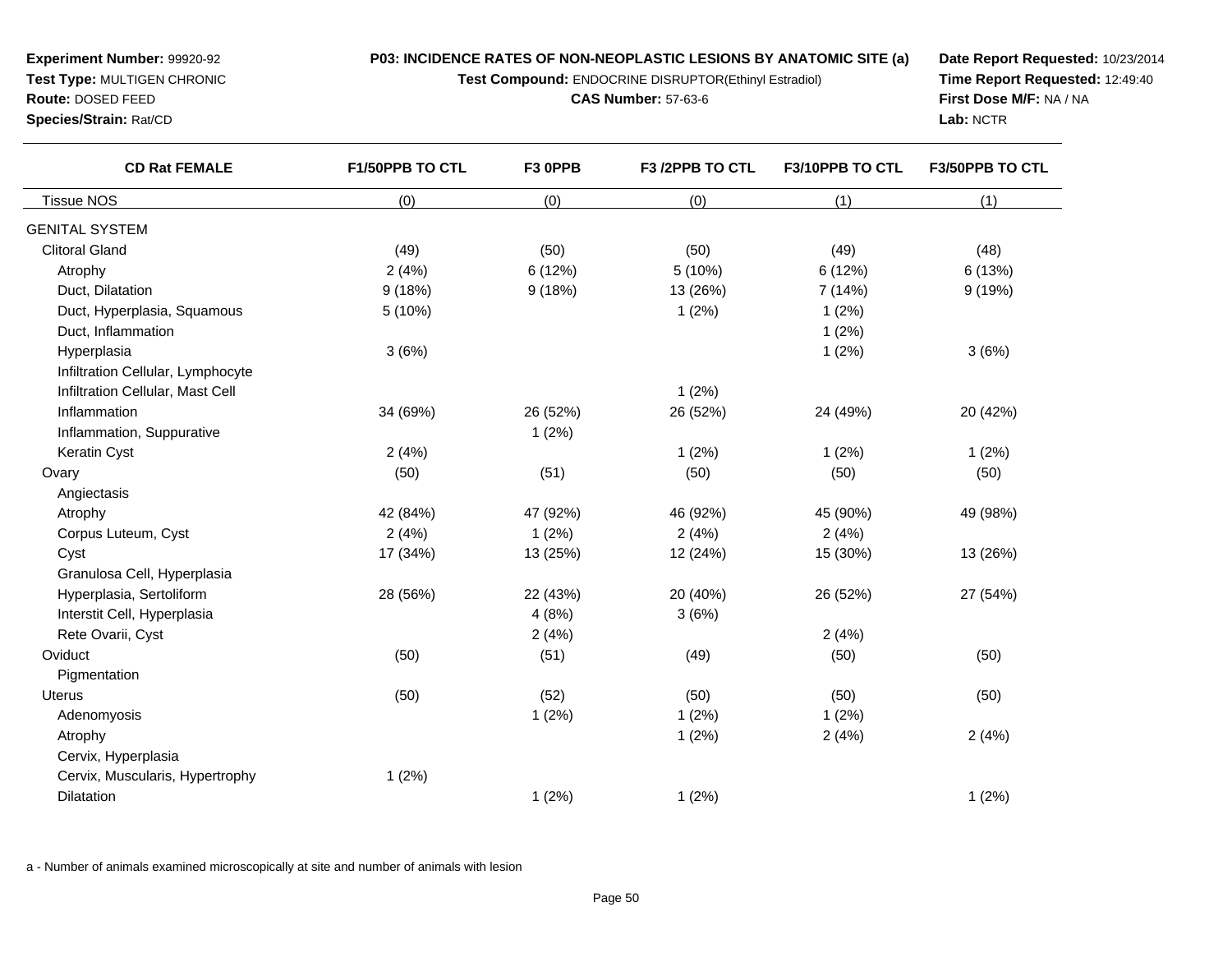**Experiment Number:** 99920-92
**Test Type:** MULTIGEN CHRONIC
**Route:** DOSED FEED
**Species/Strain:** Rat/CD

**P03: INCIDENCE RATES OF NON-NEOPLASTIC LESIONS BY ANATOMIC SITE (a)**
**Test Compound:** ENDOCRINE DISRUPTOR(Ethinyl Estradiol)
**CAS Number:** 57-63-6

**Date Report Requested:** 10/23/2014
**Time Report Requested:** 12:49:40
**First Dose M/F:** NA / NA
**Lab:** NCTR

| CD Rat FEMALE | F1/50PPB TO CTL | F3 0PPB | F3 /2PPB TO CTL | F3/10PPB TO CTL | F3/50PPB TO CTL |
|---|---|---|---|---|---|
| Tissue NOS | (0) | (0) | (0) | (1) | (1) |
| GENITAL SYSTEM | | | | | |
| Clitoral Gland | (49) | (50) | (50) | (49) | (48) |
| Atrophy | 2 (4%) | 6 (12%) | 5 (10%) | 6 (12%) | 6 (13%) |
| Duct, Dilatation | 9 (18%) | 9 (18%) | 13 (26%) | 7 (14%) | 9 (19%) |
| Duct, Hyperplasia, Squamous | 5 (10%) | | 1 (2%) | 1 (2%) | |
| Duct, Inflammation | | | | 1 (2%) | |
| Hyperplasia | 3 (6%) | | | 1 (2%) | 3 (6%) |
| Infiltration Cellular, Lymphocyte | | | | | |
| Infiltration Cellular, Mast Cell | | | 1 (2%) | | |
| Inflammation | 34 (69%) | 26 (52%) | 26 (52%) | 24 (49%) | 20 (42%) |
| Inflammation, Suppurative | | 1 (2%) | | | |
| Keratin Cyst | 2 (4%) | | 1 (2%) | 1 (2%) | 1 (2%) |
| Ovary | (50) | (51) | (50) | (50) | (50) |
| Angiectasis | | | | | |
| Atrophy | 42 (84%) | 47 (92%) | 46 (92%) | 45 (90%) | 49 (98%) |
| Corpus Luteum, Cyst | 2 (4%) | 1 (2%) | 2 (4%) | 2 (4%) | |
| Cyst | 17 (34%) | 13 (25%) | 12 (24%) | 15 (30%) | 13 (26%) |
| Granulosa Cell, Hyperplasia | | | | | |
| Hyperplasia, Sertoliform | 28 (56%) | 22 (43%) | 20 (40%) | 26 (52%) | 27 (54%) |
| Interstit Cell, Hyperplasia | | 4 (8%) | 3 (6%) | | |
| Rete Ovarii, Cyst | | 2 (4%) | | 2 (4%) | |
| Oviduct | (50) | (51) | (49) | (50) | (50) |
| Pigmentation | | | | | |
| Uterus | (50) | (52) | (50) | (50) | (50) |
| Adenomyosis | | 1 (2%) | 1 (2%) | 1 (2%) | |
| Atrophy | | | 1 (2%) | 2 (4%) | 2 (4%) |
| Cervix, Hyperplasia | | | | | |
| Cervix, Muscularis, Hypertrophy | 1 (2%) | | | | |
| Dilatation | | 1 (2%) | 1 (2%) | | 1 (2%) |

a - Number of animals examined microscopically at site and number of animals with lesion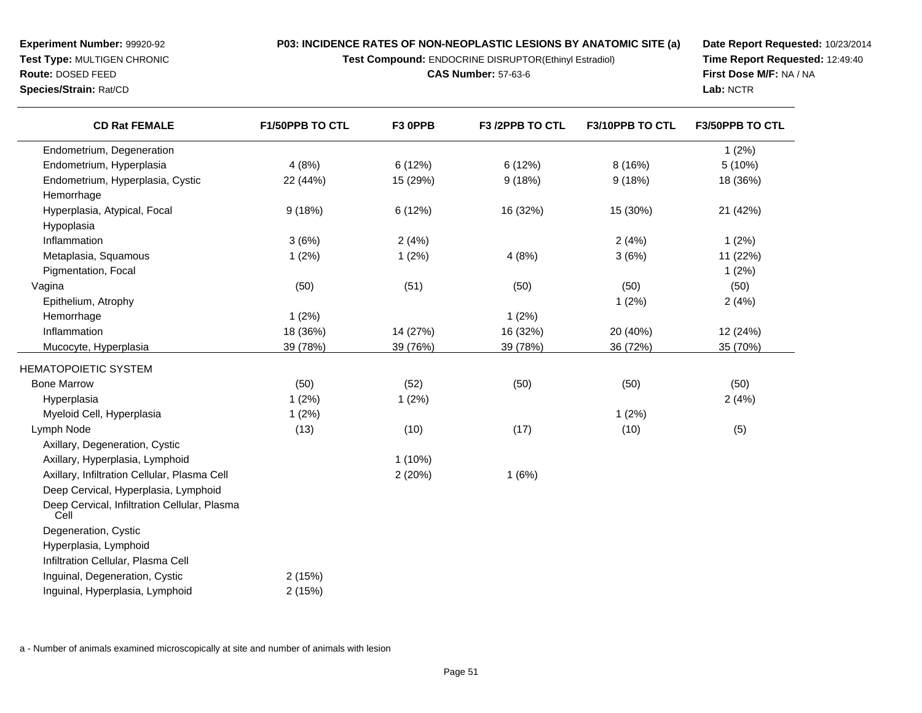**Experiment Number:** 99920-92
**Test Type:** MULTIGEN CHRONIC
**Route:** DOSED FEED
**Species/Strain:** Rat/CD

**P03: INCIDENCE RATES OF NON-NEOPLASTIC LESIONS BY ANATOMIC SITE (a)**
**Test Compound:** ENDOCRINE DISRUPTOR(Ethinyl Estradiol)
**CAS Number:** 57-63-6

**Date Report Requested:** 10/23/2014
**Time Report Requested:** 12:49:40
**First Dose M/F:** NA / NA
**Lab:** NCTR

| CD Rat FEMALE | F1/50PPB TO CTL | F3 0PPB | F3 /2PPB TO CTL | F3/10PPB TO CTL | F3/50PPB TO CTL |
|---|---|---|---|---|---|
| Endometrium, Degeneration | | | | | 1 (2%) |
| Endometrium, Hyperplasia | 4 (8%) | 6 (12%) | 6 (12%) | 8 (16%) | 5 (10%) |
| Endometrium, Hyperplasia, Cystic | 22 (44%) | 15 (29%) | 9 (18%) | 9 (18%) | 18 (36%) |
| Hemorrhage | | | | | |
| Hyperplasia, Atypical, Focal | 9 (18%) | 6 (12%) | 16 (32%) | 15 (30%) | 21 (42%) |
| Hypoplasia | | | | | |
| Inflammation | 3 (6%) | 2 (4%) | | 2 (4%) | 1 (2%) |
| Metaplasia, Squamous | 1 (2%) | 1 (2%) | 4 (8%) | 3 (6%) | 11 (22%) |
| Pigmentation, Focal | | | | | 1 (2%) |
| Vagina | (50) | (51) | (50) | (50) | (50) |
| Epithelium, Atrophy | | | | 1 (2%) | 2 (4%) |
| Hemorrhage | 1 (2%) | | 1 (2%) | | |
| Inflammation | 18 (36%) | 14 (27%) | 16 (32%) | 20 (40%) | 12 (24%) |
| Mucocyte, Hyperplasia | 39 (78%) | 39 (76%) | 39 (78%) | 36 (72%) | 35 (70%) |
| HEMATOPOIETIC SYSTEM | | | | | |
| Bone Marrow | (50) | (52) | (50) | (50) | (50) |
| Hyperplasia | 1 (2%) | 1 (2%) | | | 2 (4%) |
| Myeloid Cell, Hyperplasia | 1 (2%) | | | 1 (2%) | |
| Lymph Node | (13) | (10) | (17) | (10) | (5) |
| Axillary, Degeneration, Cystic | | | | | |
| Axillary, Hyperplasia, Lymphoid | | 1 (10%) | | | |
| Axillary, Infiltration Cellular, Plasma Cell | | 2 (20%) | 1 (6%) | | |
| Deep Cervical, Hyperplasia, Lymphoid | | | | | |
| Deep Cervical, Infiltration Cellular, Plasma Cell | | | | | |
| Degeneration, Cystic | | | | | |
| Hyperplasia, Lymphoid | | | | | |
| Infiltration Cellular, Plasma Cell | | | | | |
| Inguinal, Degeneration, Cystic | 2 (15%) | | | | |
| Inguinal, Hyperplasia, Lymphoid | 2 (15%) | | | | |

a - Number of animals examined microscopically at site and number of animals with lesion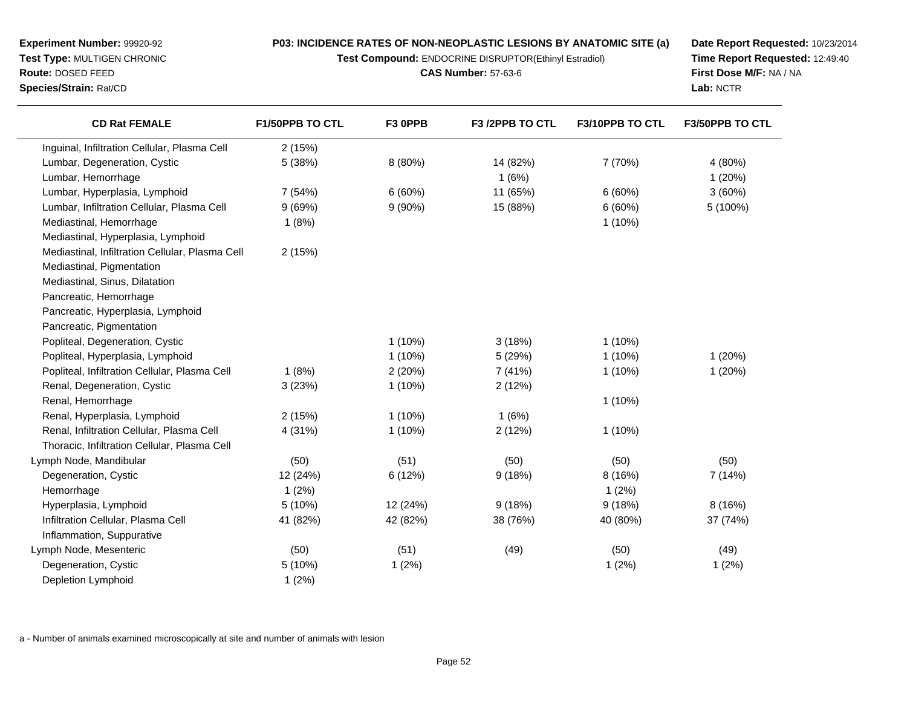**Experiment Number:** 99920-92
**Test Type:** MULTIGEN CHRONIC
**Route:** DOSED FEED
**Species/Strain:** Rat/CD

**P03: INCIDENCE RATES OF NON-NEOPLASTIC LESIONS BY ANATOMIC SITE (a)**
**Test Compound:** ENDOCRINE DISRUPTOR(Ethinyl Estradiol)
**CAS Number:** 57-63-6

**Date Report Requested:** 10/23/2014
**Time Report Requested:** 12:49:40
**First Dose M/F:** NA / NA
**Lab:** NCTR

| CD Rat FEMALE | F1/50PPB TO CTL | F3 0PPB | F3 /2PPB TO CTL | F3/10PPB TO CTL | F3/50PPB TO CTL |
|---|---|---|---|---|---|
| Inguinal, Infiltration Cellular, Plasma Cell | 2 (15%) | | | | |
| Lumbar, Degeneration, Cystic | 5 (38%) | 8 (80%) | 14 (82%) | 7 (70%) | 4 (80%) |
| Lumbar, Hemorrhage | | | 1 (6%) | | 1 (20%) |
| Lumbar, Hyperplasia, Lymphoid | 7 (54%) | 6 (60%) | 11 (65%) | 6 (60%) | 3 (60%) |
| Lumbar, Infiltration Cellular, Plasma Cell | 9 (69%) | 9 (90%) | 15 (88%) | 6 (60%) | 5 (100%) |
| Mediastinal, Hemorrhage | 1 (8%) | | | 1 (10%) | |
| Mediastinal, Hyperplasia, Lymphoid | | | | | |
| Mediastinal, Infiltration Cellular, Plasma Cell | 2 (15%) | | | | |
| Mediastinal, Pigmentation | | | | | |
| Mediastinal, Sinus, Dilatation | | | | | |
| Pancreatic, Hemorrhage | | | | | |
| Pancreatic, Hyperplasia, Lymphoid | | | | | |
| Pancreatic, Pigmentation | | | | | |
| Popliteal, Degeneration, Cystic | | 1 (10%) | 3 (18%) | 1 (10%) | |
| Popliteal, Hyperplasia, Lymphoid | | 1 (10%) | 5 (29%) | 1 (10%) | 1 (20%) |
| Popliteal, Infiltration Cellular, Plasma Cell | 1 (8%) | 2 (20%) | 7 (41%) | 1 (10%) | 1 (20%) |
| Renal, Degeneration, Cystic | 3 (23%) | 1 (10%) | 2 (12%) | | |
| Renal, Hemorrhage | | | | 1 (10%) | |
| Renal, Hyperplasia, Lymphoid | 2 (15%) | 1 (10%) | 1 (6%) | | |
| Renal, Infiltration Cellular, Plasma Cell | 4 (31%) | 1 (10%) | 2 (12%) | 1 (10%) | |
| Thoracic, Infiltration Cellular, Plasma Cell | | | | | |
| Lymph Node, Mandibular | (50) | (51) | (50) | (50) | (50) |
| Degeneration, Cystic | 12 (24%) | 6 (12%) | 9 (18%) | 8 (16%) | 7 (14%) |
| Hemorrhage | 1 (2%) | | | 1 (2%) | |
| Hyperplasia, Lymphoid | 5 (10%) | 12 (24%) | 9 (18%) | 9 (18%) | 8 (16%) |
| Infiltration Cellular, Plasma Cell | 41 (82%) | 42 (82%) | 38 (76%) | 40 (80%) | 37 (74%) |
| Inflammation, Suppurative | | | | | |
| Lymph Node, Mesenteric | (50) | (51) | (49) | (50) | (49) |
| Degeneration, Cystic | 5 (10%) | 1 (2%) | | 1 (2%) | 1 (2%) |
| Depletion Lymphoid | 1 (2%) | | | | |

a - Number of animals examined microscopically at site and number of animals with lesion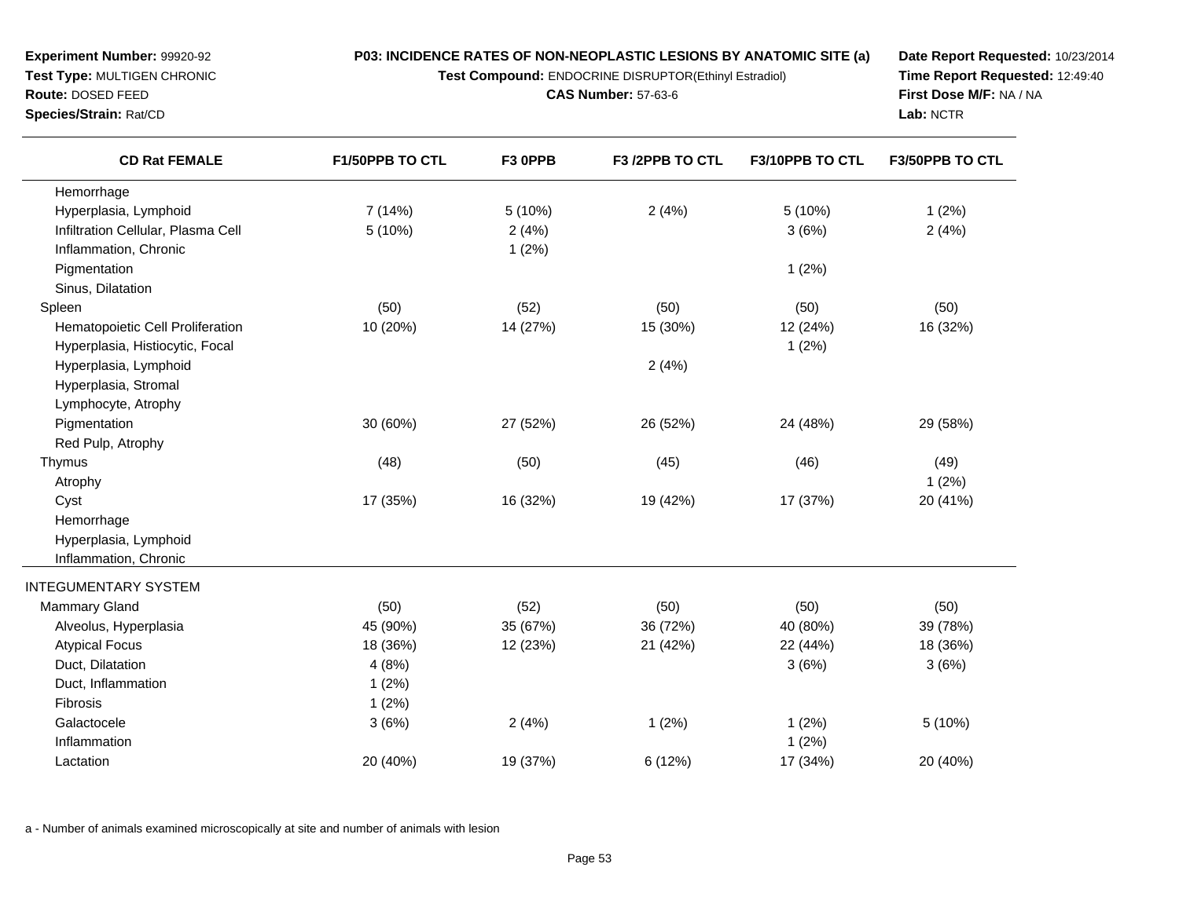**Experiment Number:** 99920-92
**Test Type:** MULTIGEN CHRONIC
**Route:** DOSED FEED
**Species/Strain:** Rat/CD

**P03: INCIDENCE RATES OF NON-NEOPLASTIC LESIONS BY ANATOMIC SITE (a)**
**Test Compound:** ENDOCRINE DISRUPTOR(Ethinyl Estradiol)
**CAS Number:** 57-63-6

**Date Report Requested:** 10/23/2014
**Time Report Requested:** 12:49:40
**First Dose M/F:** NA / NA
**Lab:** NCTR

| CD Rat FEMALE | F1/50PPB TO CTL | F3 0PPB | F3 /2PPB TO CTL | F3/10PPB TO CTL | F3/50PPB TO CTL |
|---|---|---|---|---|---|
| Hemorrhage | | | | | |
| Hyperplasia, Lymphoid | 7 (14%) | 5 (10%) | 2 (4%) | 5 (10%) | 1 (2%) |
| Infiltration Cellular, Plasma Cell | 5 (10%) | 2 (4%) | | 3 (6%) | 2 (4%) |
| Inflammation, Chronic | | 1 (2%) | | | |
| Pigmentation | | | | 1 (2%) | |
| Sinus, Dilatation | | | | | |
| Spleen | (50) | (52) | (50) | (50) | (50) |
| Hematopoietic Cell Proliferation | 10 (20%) | 14 (27%) | 15 (30%) | 12 (24%) | 16 (32%) |
| Hyperplasia, Histiocytic, Focal | | | | 1 (2%) | |
| Hyperplasia, Lymphoid | | | 2 (4%) | | |
| Hyperplasia, Stromal | | | | | |
| Lymphocyte, Atrophy | | | | | |
| Pigmentation | 30 (60%) | 27 (52%) | 26 (52%) | 24 (48%) | 29 (58%) |
| Red Pulp, Atrophy | | | | | |
| Thymus | (48) | (50) | (45) | (46) | (49) |
| Atrophy | | | | | 1 (2%) |
| Cyst | 17 (35%) | 16 (32%) | 19 (42%) | 17 (37%) | 20 (41%) |
| Hemorrhage | | | | | |
| Hyperplasia, Lymphoid | | | | | |
| Inflammation, Chronic | | | | | |
| INTEGUMENTARY SYSTEM | | | | | |
| Mammary Gland | (50) | (52) | (50) | (50) | (50) |
| Alveolus, Hyperplasia | 45 (90%) | 35 (67%) | 36 (72%) | 40 (80%) | 39 (78%) |
| Atypical Focus | 18 (36%) | 12 (23%) | 21 (42%) | 22 (44%) | 18 (36%) |
| Duct, Dilatation | 4 (8%) | | | 3 (6%) | 3 (6%) |
| Duct, Inflammation | 1 (2%) | | | | |
| Fibrosis | 1 (2%) | | | | |
| Galactocele | 3 (6%) | 2 (4%) | 1 (2%) | 1 (2%) | 5 (10%) |
| Inflammation | | | | 1 (2%) | |
| Lactation | 20 (40%) | 19 (37%) | 6 (12%) | 17 (34%) | 20 (40%) |

a - Number of animals examined microscopically at site and number of animals with lesion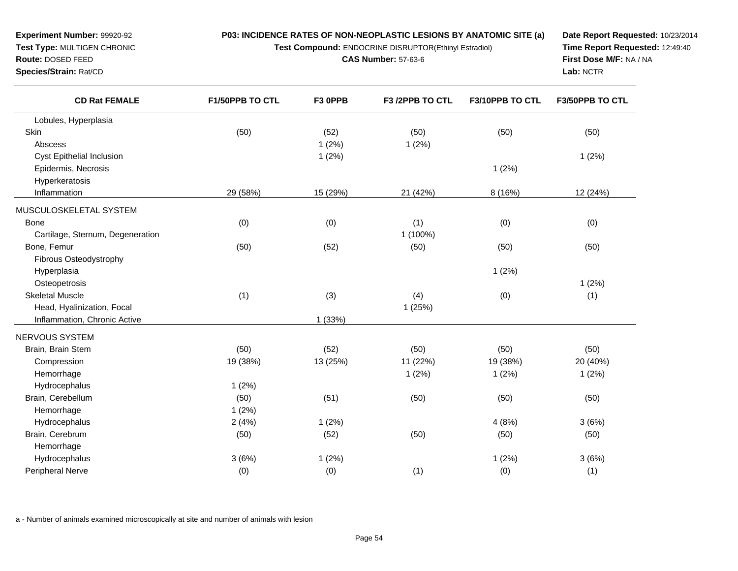**Experiment Number:** 99920-92
**Test Type:** MULTIGEN CHRONIC
**Route:** DOSED FEED
**Species/Strain:** Rat/CD

**P03: INCIDENCE RATES OF NON-NEOPLASTIC LESIONS BY ANATOMIC SITE (a)**
**Test Compound:** ENDOCRINE DISRUPTOR(Ethinyl Estradiol)
**CAS Number:** 57-63-6

**Date Report Requested:** 10/23/2014
**Time Report Requested:** 12:49:40
**First Dose M/F:** NA / NA
**Lab:** NCTR

| CD Rat FEMALE | F1/50PPB TO CTL | F3 0PPB | F3 /2PPB TO CTL | F3/10PPB TO CTL | F3/50PPB TO CTL |
|---|---|---|---|---|---|
| Lobules, Hyperplasia | | | | | |
| Skin | (50) | (52) | (50) | (50) | (50) |
| Abscess | | 1 (2%) | 1 (2%) | | |
| Cyst Epithelial Inclusion | | 1 (2%) | | | 1 (2%) |
| Epidermis, Necrosis | | | | 1 (2%) | |
| Hyperkeratosis | | | | | |
| Inflammation | 29 (58%) | 15 (29%) | 21 (42%) | 8 (16%) | 12 (24%) |
| MUSCULOSKELETAL SYSTEM | | | | | |
| Bone | (0) | (0) | (1) | (0) | (0) |
| Cartilage, Sternum, Degeneration | | | 1 (100%) | | |
| Bone, Femur | (50) | (52) | (50) | (50) | (50) |
| Fibrous Osteodystrophy | | | | | |
| Hyperplasia | | | | 1 (2%) | |
| Osteopetrosis | | | | | 1 (2%) |
| Skeletal Muscle | (1) | (3) | (4) | (0) | (1) |
| Head, Hyalinization, Focal | | | 1 (25%) | | |
| Inflammation, Chronic Active | | 1 (33%) | | | |
| NERVOUS SYSTEM | | | | | |
| Brain, Brain Stem | (50) | (52) | (50) | (50) | (50) |
| Compression | 19 (38%) | 13 (25%) | 11 (22%) | 19 (38%) | 20 (40%) |
| Hemorrhage | | | 1 (2%) | 1 (2%) | 1 (2%) |
| Hydrocephalus | 1 (2%) | | | | |
| Brain, Cerebellum | (50) | (51) | (50) | (50) | (50) |
| Hemorrhage | 1 (2%) | | | | |
| Hydrocephalus | 2 (4%) | 1 (2%) | | 4 (8%) | 3 (6%) |
| Brain, Cerebrum | (50) | (52) | (50) | (50) | (50) |
| Hemorrhage | | | | | |
| Hydrocephalus | 3 (6%) | 1 (2%) | | 1 (2%) | 3 (6%) |
| Peripheral Nerve | (0) | (0) | (1) | (0) | (1) |

a - Number of animals examined microscopically at site and number of animals with lesion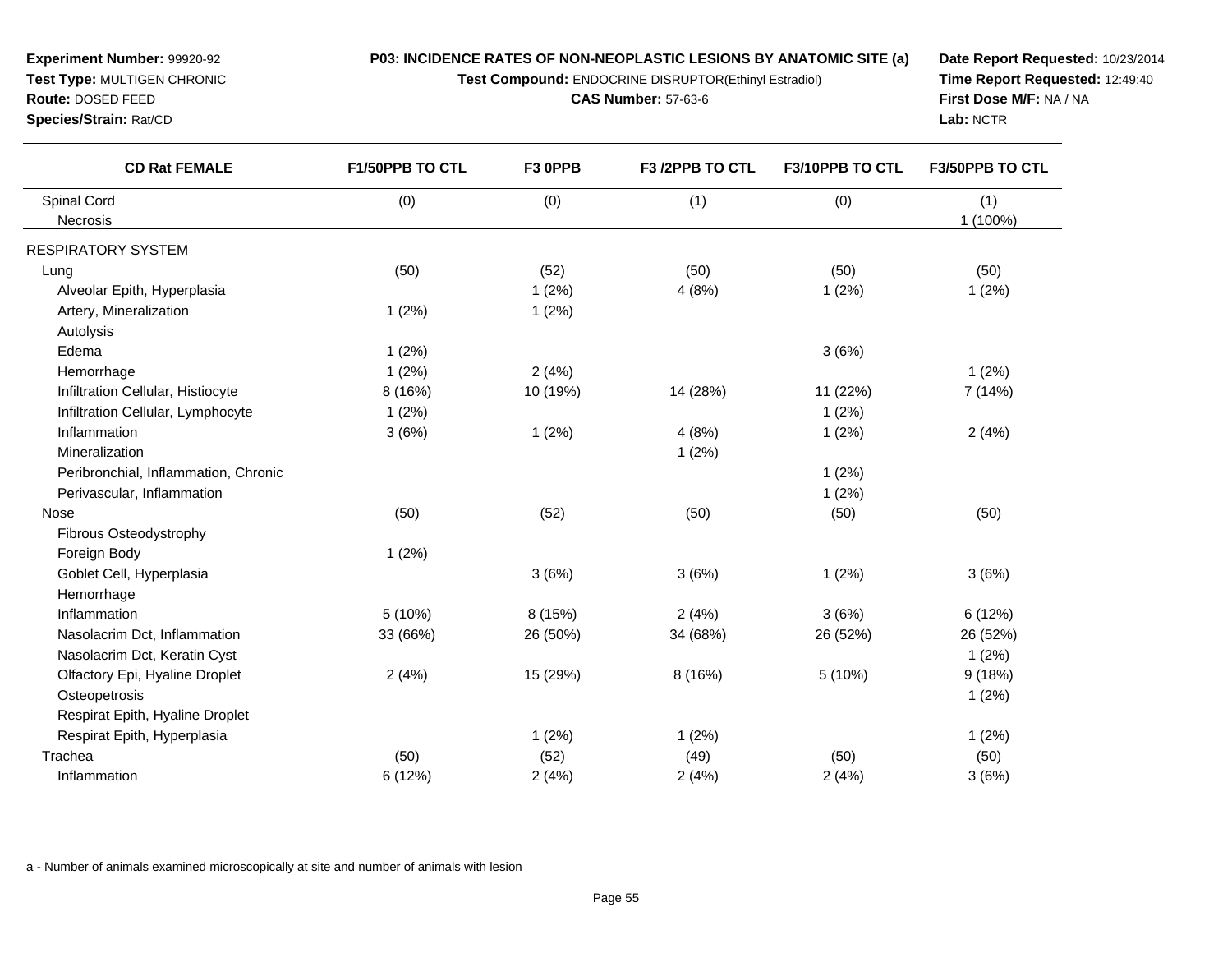**Experiment Number:** 99920-92
**Test Type:** MULTIGEN CHRONIC
**Route:** DOSED FEED
**Species/Strain:** Rat/CD

**P03: INCIDENCE RATES OF NON-NEOPLASTIC LESIONS BY ANATOMIC SITE (a)**
**Test Compound:** ENDOCRINE DISRUPTOR(Ethinyl Estradiol)
**CAS Number:** 57-63-6

**Date Report Requested:** 10/23/2014
**Time Report Requested:** 12:49:40
**First Dose M/F:** NA / NA
**Lab:** NCTR

| CD Rat FEMALE | F1/50PPB TO CTL | F3 0PPB | F3 /2PPB TO CTL | F3/10PPB TO CTL | F3/50PPB TO CTL |
|---|---|---|---|---|---|
| Spinal Cord | (0) | (0) | (1) | (0) | (1) |
| Necrosis | | | | | 1 (100%) |
| RESPIRATORY SYSTEM | | | | | |
| Lung | (50) | (52) | (50) | (50) | (50) |
| Alveolar Epith, Hyperplasia | | 1 (2%) | 4 (8%) | 1 (2%) | 1 (2%) |
| Artery, Mineralization | 1 (2%) | 1 (2%) | | | |
| Autolysis | | | | | |
| Edema | 1 (2%) | | | 3 (6%) | |
| Hemorrhage | 1 (2%) | 2 (4%) | | | 1 (2%) |
| Infiltration Cellular, Histiocyte | 8 (16%) | 10 (19%) | 14 (28%) | 11 (22%) | 7 (14%) |
| Infiltration Cellular, Lymphocyte | 1 (2%) | | | 1 (2%) | |
| Inflammation | 3 (6%) | 1 (2%) | 4 (8%) | 1 (2%) | 2 (4%) |
| Mineralization | | | 1 (2%) | | |
| Peribronchial, Inflammation, Chronic | | | | 1 (2%) | |
| Perivascular, Inflammation | | | | 1 (2%) | |
| Nose | (50) | (52) | (50) | (50) | (50) |
| Fibrous Osteodystrophy | | | | | |
| Foreign Body | 1 (2%) | | | | |
| Goblet Cell, Hyperplasia | | 3 (6%) | 3 (6%) | 1 (2%) | 3 (6%) |
| Hemorrhage | | | | | |
| Inflammation | 5 (10%) | 8 (15%) | 2 (4%) | 3 (6%) | 6 (12%) |
| Nasolacrim Dct, Inflammation | 33 (66%) | 26 (50%) | 34 (68%) | 26 (52%) | 26 (52%) |
| Nasolacrim Dct, Keratin Cyst | | | | | 1 (2%) |
| Olfactory Epi, Hyaline Droplet | 2 (4%) | 15 (29%) | 8 (16%) | 5 (10%) | 9 (18%) |
| Osteopetrosis | | | | | 1 (2%) |
| Respirat Epith, Hyaline Droplet | | | | | |
| Respirat Epith, Hyperplasia | | 1 (2%) | 1 (2%) | | 1 (2%) |
| Trachea | (50) | (52) | (49) | (50) | (50) |
| Inflammation | 6 (12%) | 2 (4%) | 2 (4%) | 2 (4%) | 3 (6%) |

a - Number of animals examined microscopically at site and number of animals with lesion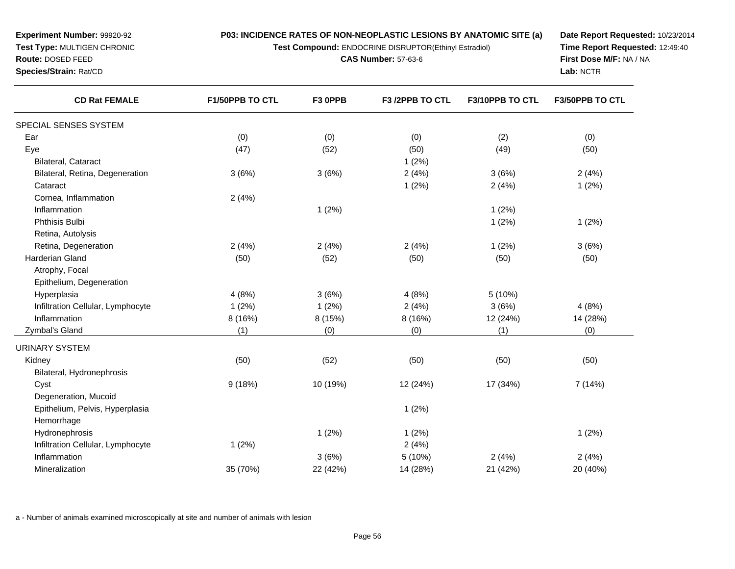**Experiment Number:** 99920-92
**Test Type:** MULTIGEN CHRONIC
**Route:** DOSED FEED
**Species/Strain:** Rat/CD

**P03: INCIDENCE RATES OF NON-NEOPLASTIC LESIONS BY ANATOMIC SITE (a)**
**Test Compound:** ENDOCRINE DISRUPTOR(Ethinyl Estradiol)
**CAS Number:** 57-63-6

**Date Report Requested:** 10/23/2014
**Time Report Requested:** 12:49:40
**First Dose M/F:** NA / NA
**Lab:** NCTR

| CD Rat FEMALE | F1/50PPB TO CTL | F3 0PPB | F3 /2PPB TO CTL | F3/10PPB TO CTL | F3/50PPB TO CTL |
|---|---|---|---|---|---|
| SPECIAL SENSES SYSTEM | | | | | |
| Ear | (0) | (0) | (0) | (2) | (0) |
| Eye | (47) | (52) | (50) | (49) | (50) |
| Bilateral, Cataract | | | 1 (2%) | | |
| Bilateral, Retina, Degeneration | 3 (6%) | 3 (6%) | 2 (4%) | 3 (6%) | 2 (4%) |
| Cataract | | | 1 (2%) | 2 (4%) | 1 (2%) |
| Cornea, Inflammation | 2 (4%) | | | | |
| Inflammation | | 1 (2%) | | 1 (2%) | |
| Phthisis Bulbi | | | | 1 (2%) | 1 (2%) |
| Retina, Autolysis | | | | | |
| Retina, Degeneration | 2 (4%) | 2 (4%) | 2 (4%) | 1 (2%) | 3 (6%) |
| Harderian Gland | (50) | (52) | (50) | (50) | (50) |
| Atrophy, Focal | | | | | |
| Epithelium, Degeneration | | | | | |
| Hyperplasia | 4 (8%) | 3 (6%) | 4 (8%) | 5 (10%) | |
| Infiltration Cellular, Lymphocyte | 1 (2%) | 1 (2%) | 2 (4%) | 3 (6%) | 4 (8%) |
| Inflammation | 8 (16%) | 8 (15%) | 8 (16%) | 12 (24%) | 14 (28%) |
| Zymbal's Gland | (1) | (0) | (0) | (1) | (0) |
| URINARY SYSTEM | | | | | |
| Kidney | (50) | (52) | (50) | (50) | (50) |
| Bilateral, Hydronephrosis | | | | | |
| Cyst | 9 (18%) | 10 (19%) | 12 (24%) | 17 (34%) | 7 (14%) |
| Degeneration, Mucoid | | | | | |
| Epithelium, Pelvis, Hyperplasia | | | 1 (2%) | | |
| Hemorrhage | | | | | |
| Hydronephrosis | | 1 (2%) | 1 (2%) | | 1 (2%) |
| Infiltration Cellular, Lymphocyte | 1 (2%) | | 2 (4%) | | |
| Inflammation | | 3 (6%) | 5 (10%) | 2 (4%) | 2 (4%) |
| Mineralization | 35 (70%) | 22 (42%) | 14 (28%) | 21 (42%) | 20 (40%) |

a - Number of animals examined microscopically at site and number of animals with lesion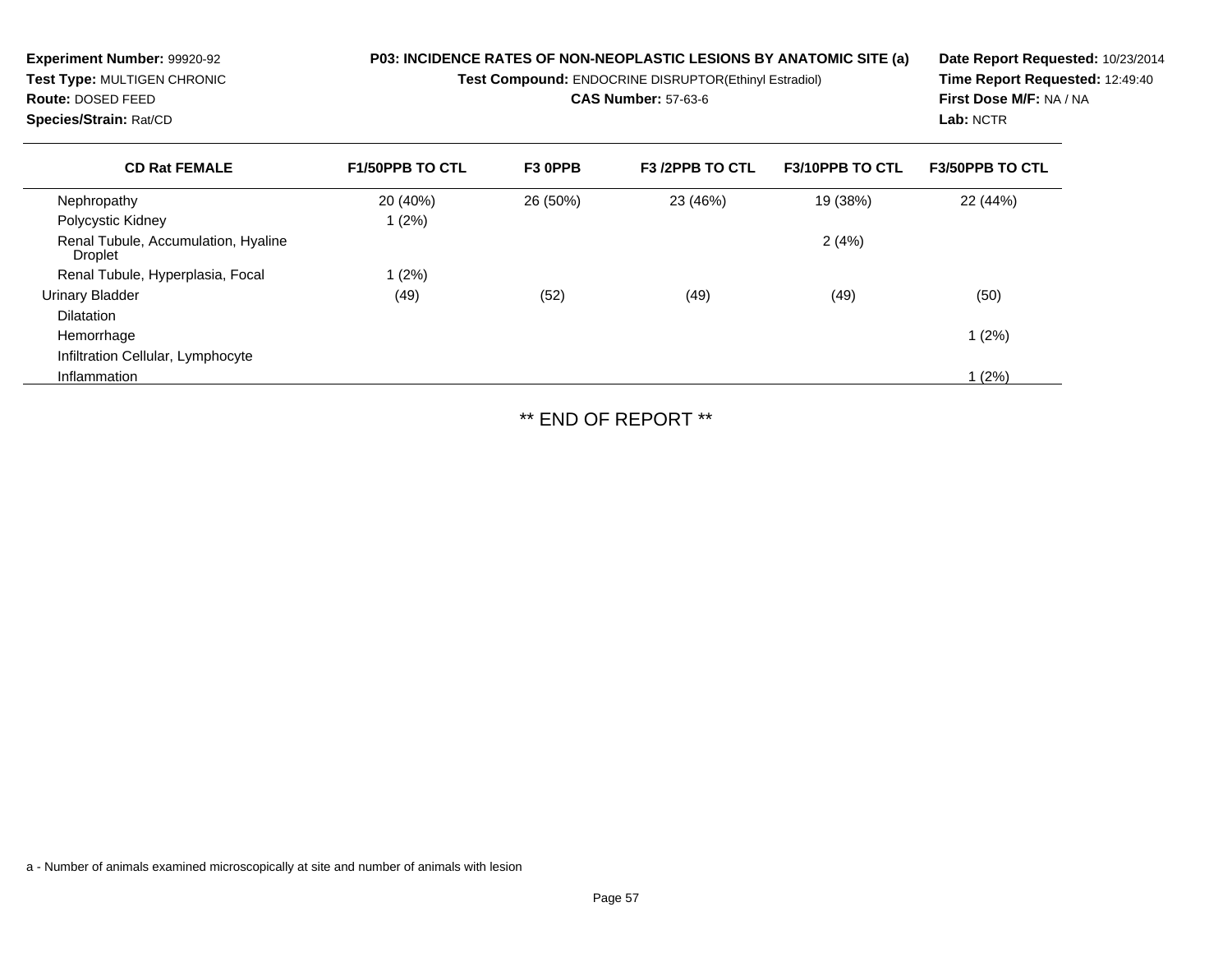**Experiment Number:** 99920-92
**Test Type:** MULTIGEN CHRONIC
**Route:** DOSED FEED
**Species/Strain:** Rat/CD

**P03: INCIDENCE RATES OF NON-NEOPLASTIC LESIONS BY ANATOMIC SITE (a)**
**Test Compound:** ENDOCRINE DISRUPTOR(Ethinyl Estradiol)
**CAS Number:** 57-63-6

**Date Report Requested:** 10/23/2014
**Time Report Requested:** 12:49:40
**First Dose M/F:** NA / NA
**Lab:** NCTR

| CD Rat FEMALE | F1/50PPB TO CTL | F3 0PPB | F3 /2PPB TO CTL | F3/10PPB TO CTL | F3/50PPB TO CTL |
|---|---|---|---|---|---|
| Nephropathy | 20 (40%) | 26 (50%) | 23 (46%) | 19 (38%) | 22 (44%) |
| Polycystic Kidney | 1 (2%) | | | | |
| Renal Tubule, Accumulation, Hyaline Droplet | | | | 2 (4%) | |
| Renal Tubule, Hyperplasia, Focal | 1 (2%) | | | | |
| Urinary Bladder | (49) | (52) | (49) | (49) | (50) |
| Dilatation | | | | | |
| Hemorrhage | | | | | 1 (2%) |
| Infiltration Cellular, Lymphocyte | | | | | |
| Inflammation | | | | | 1 (2%) |

** END OF REPORT **

a - Number of animals examined microscopically at site and number of animals with lesion